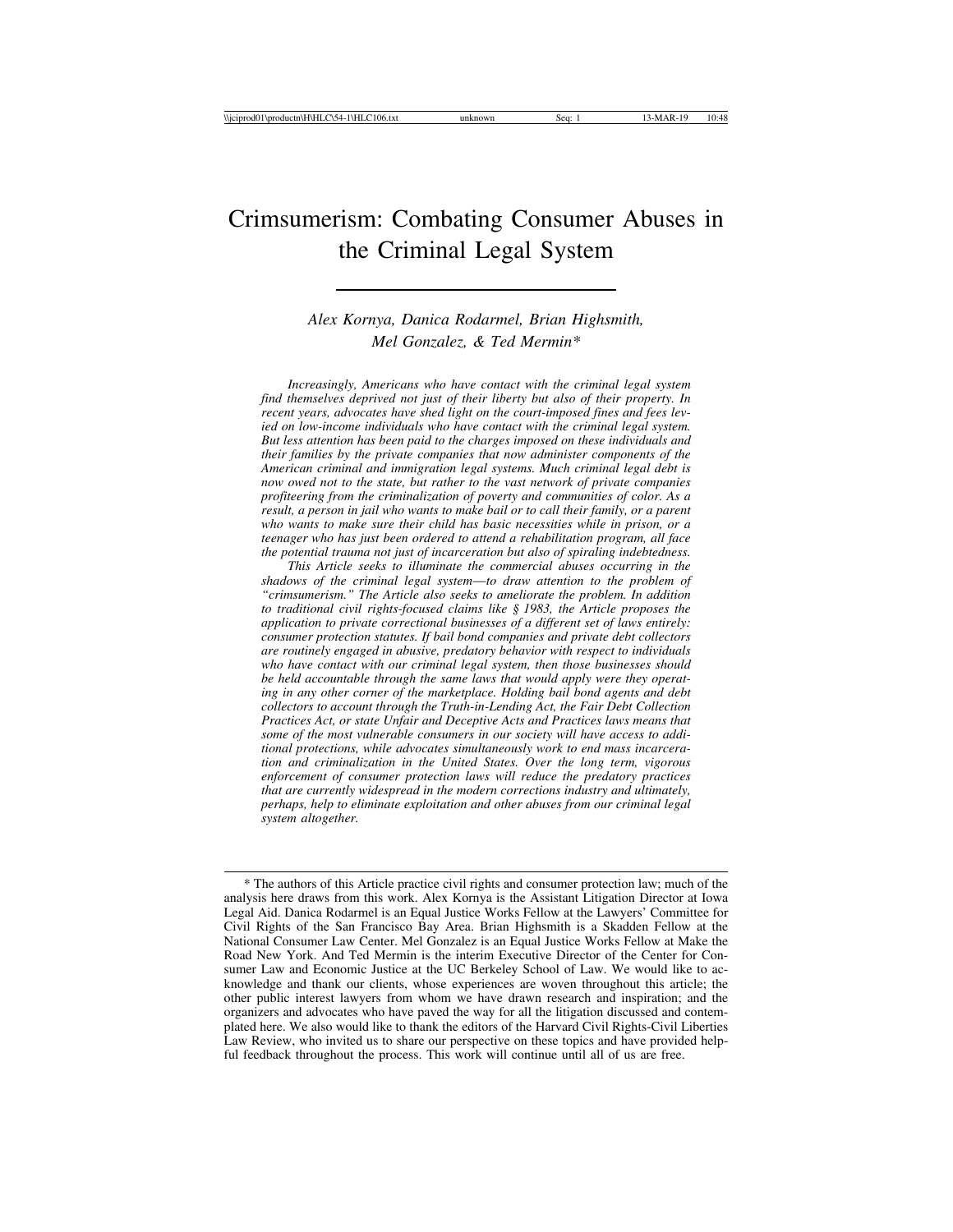# Crimsumerism: Combating Consumer Abuses in the Criminal Legal System

*Alex Kornya, Danica Rodarmel, Brian Highsmith, Mel Gonzalez, & Ted Mermin**

*Increasingly, Americans who have contact with the criminal legal system find themselves deprived not just of their liberty but also of their property. In recent years, advocates have shed light on the court-imposed fines and fees levied on low-income individuals who have contact with the criminal legal system. But less attention has been paid to the charges imposed on these individuals and their families by the private companies that now administer components of the American criminal and immigration legal systems. Much criminal legal debt is now owed not to the state, but rather to the vast network of private companies profiteering from the criminalization of poverty and communities of color. As a result, a person in jail who wants to make bail or to call their family, or a parent who wants to make sure their child has basic necessities while in prison, or a teenager who has just been ordered to attend a rehabilitation program, all face the potential trauma not just of incarceration but also of spiraling indebtedness.*

*This Article seeks to illuminate the commercial abuses occurring in the shadows of the criminal legal system—to draw attention to the problem of "crimsumerism." The Article also seeks to ameliorate the problem. In addition to traditional civil rights-focused claims like § 1983, the Article proposes the application to private correctional businesses of a different set of laws entirely: consumer protection statutes. If bail bond companies and private debt collectors are routinely engaged in abusive, predatory behavior with respect to individuals who have contact with our criminal legal system, then those businesses should be held accountable through the same laws that would apply were they operating in any other corner of the marketplace. Holding bail bond agents and debt collectors to account through the Truth-in-Lending Act, the Fair Debt Collection Practices Act, or state Unfair and Deceptive Acts and Practices laws means that some of the most vulnerable consumers in our society will have access to additional protections, while advocates simultaneously work to end mass incarceration and criminalization in the United States. Over the long term, vigorous enforcement of consumer protection laws will reduce the predatory practices that are currently widespread in the modern corrections industry and ultimately, perhaps, help to eliminate exploitation and other abuses from our criminal legal system altogether.*

---

\* The authors of this Article practice civil rights and consumer protection law; much of the analysis here draws from this work. Alex Kornya is the Assistant Litigation Director at Iowa Legal Aid. Danica Rodarmel is an Equal Justice Works Fellow at the Lawyers' Committee for Civil Rights of the San Francisco Bay Area. Brian Highsmith is a Skadden Fellow at the National Consumer Law Center. Mel Gonzalez is an Equal Justice Works Fellow at Make the Road New York. And Ted Mermin is the interim Executive Director of the Center for Consumer Law and Economic Justice at the UC Berkeley School of Law. We would like to acknowledge and thank our clients, whose experiences are woven throughout this article; the other public interest lawyers from whom we have drawn research and inspiration; and the organizers and advocates who have paved the way for all the litigation discussed and contemplated here. We also would like to thank the editors of the Harvard Civil Rights-Civil Liberties Law Review, who invited us to share our perspective on these topics and have provided helpful feedback throughout the process. This work will continue until all of us are free.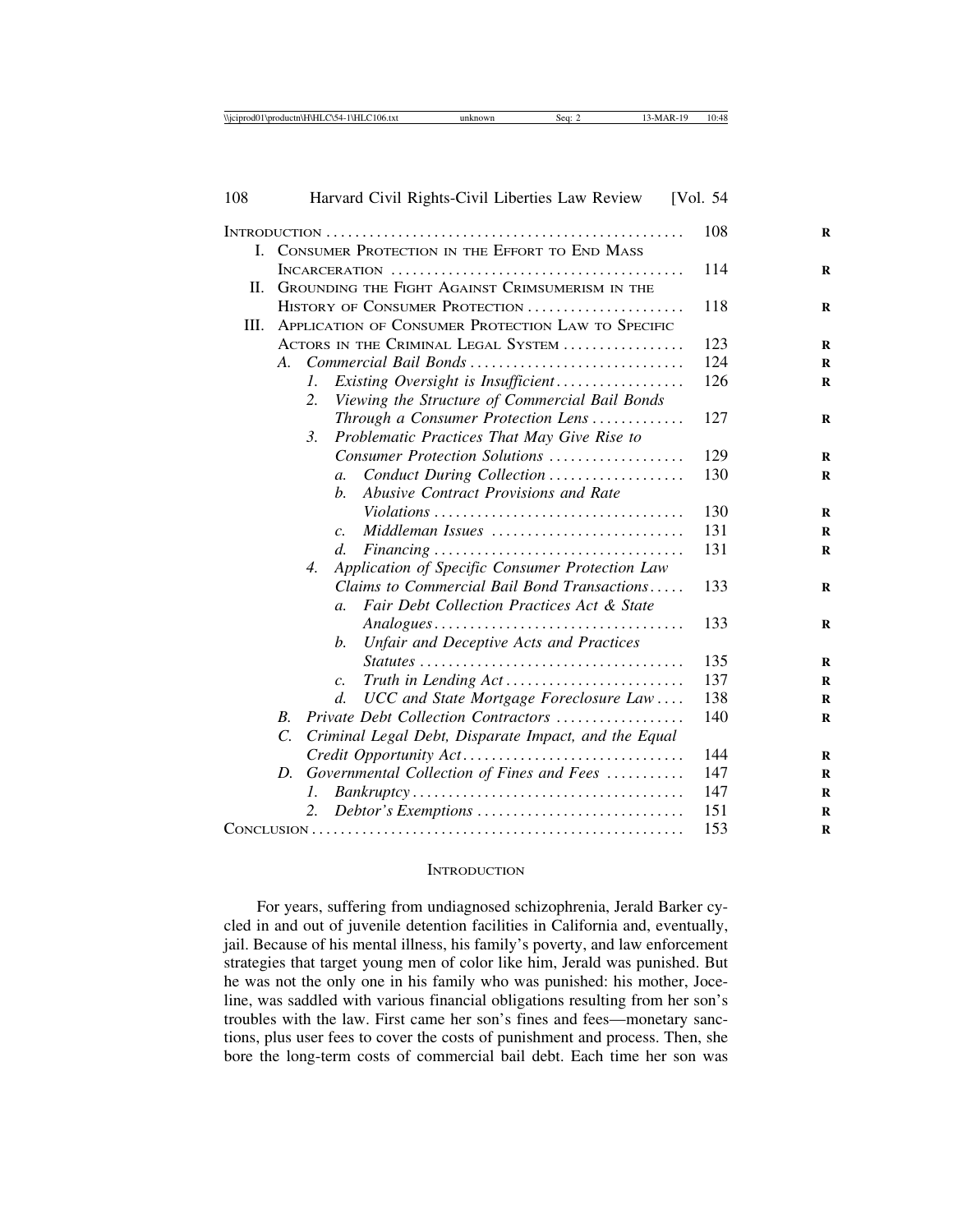| | |
|---|---|
| INTRODUCTION | 108 |
| I. CONSUMER PROTECTION IN THE EFFORT TO END MASS INCARCERATION | 114 |
| II. GROUNDING THE FIGHT AGAINST CRIMSUMERISM IN THE HISTORY OF CONSUMER PROTECTION | 118 |
| III. APPLICATION OF CONSUMER PROTECTION LAW TO SPECIFIC ACTORS IN THE CRIMINAL LEGAL SYSTEM | 123 |
| A. *Commercial Bail Bonds* | 124 |
| 1. *Existing Oversight is Insufficient* | 126 |
| 2. *Viewing the Structure of Commercial Bail Bonds Through a Consumer Protection Lens* | 127 |
| 3. *Problematic Practices That May Give Rise to Consumer Protection Solutions* | 129 |
| a. *Conduct During Collection* | 130 |
| b. *Abusive Contract Provisions and Rate Violations* | 130 |
| c. *Middleman Issues* | 131 |
| d. *Financing* | 131 |
| 4. *Application of Specific Consumer Protection Law Claims to Commercial Bail Bond Transactions* | 133 |
| a. *Fair Debt Collection Practices Act & State Analogues* | 133 |
| b. *Unfair and Deceptive Acts and Practices Statutes* | 135 |
| c. *Truth in Lending Act* | 137 |
| d. *UCC and State Mortgage Foreclosure Law* | 138 |
| B. *Private Debt Collection Contractors* | 140 |
| C. *Criminal Legal Debt, Disparate Impact, and the Equal Credit Opportunity Act* | 144 |
| D. *Governmental Collection of Fines and Fees* | 147 |
| 1. *Bankruptcy* | 147 |
| 2. *Debtor's Exemptions* | 151 |
| CONCLUSION | 153 |

## INTRODUCTION

For years, suffering from undiagnosed schizophrenia, Jerald Barker cycled in and out of juvenile detention facilities in California and, eventually, jail. Because of his mental illness, his family's poverty, and law enforcement strategies that target young men of color like him, Jerald was punished. But he was not the only one in his family who was punished: his mother, Joceline, was saddled with various financial obligations resulting from her son's troubles with the law. First came her son's fines and fees—monetary sanctions, plus user fees to cover the costs of punishment and process. Then, she bore the long-term costs of commercial bail debt. Each time her son was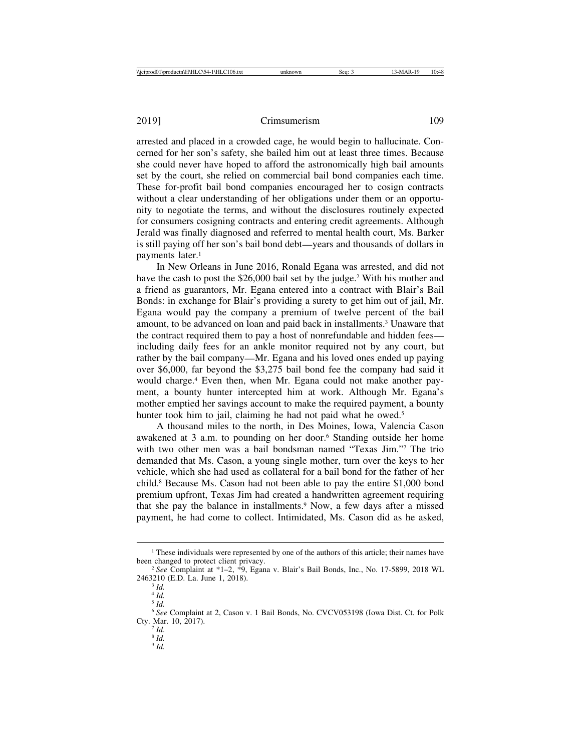arrested and placed in a crowded cage, he would begin to hallucinate. Concerned for her son's safety, she bailed him out at least three times. Because she could never have hoped to afford the astronomically high bail amounts set by the court, she relied on commercial bail bond companies each time. These for-profit bail bond companies encouraged her to cosign contracts without a clear understanding of her obligations under them or an opportunity to negotiate the terms, and without the disclosures routinely expected for consumers cosigning contracts and entering credit agreements. Although Jerald was finally diagnosed and referred to mental health court, Ms. Barker is still paying off her son's bail bond debt—years and thousands of dollars in payments later.[1]

In New Orleans in June 2016, Ronald Egana was arrested, and did not have the cash to post the $26,000 bail set by the judge.[2] With his mother and a friend as guarantors, Mr. Egana entered into a contract with Blair's Bail Bonds: in exchange for Blair's providing a surety to get him out of jail, Mr. Egana would pay the company a premium of twelve percent of the bail amount, to be advanced on loan and paid back in installments.[3] Unaware that the contract required them to pay a host of nonrefundable and hidden fees—including daily fees for an ankle monitor required not by any court, but rather by the bail company—Mr. Egana and his loved ones ended up paying over $6,000, far beyond the $3,275 bail bond fee the company had said it would charge.[4] Even then, when Mr. Egana could not make another payment, a bounty hunter intercepted him at work. Although Mr. Egana's mother emptied her savings account to make the required payment, a bounty hunter took him to jail, claiming he had not paid what he owed.[5]

A thousand miles to the north, in Des Moines, Iowa, Valencia Cason awakened at 3 a.m. to pounding on her door.[6] Standing outside her home with two other men was a bail bondsman named "Texas Jim."[7] The trio demanded that Ms. Cason, a young single mother, turn over the keys to her vehicle, which she had used as collateral for a bail bond for the father of her child.[8] Because Ms. Cason had not been able to pay the entire $1,000 bond premium upfront, Texas Jim had created a handwritten agreement requiring that she pay the balance in installments.[9] Now, a few days after a missed payment, he had come to collect. Intimidated, Ms. Cason did as he asked,

---

[1] These individuals were represented by one of the authors of this article; their names have been changed to protect client privacy.

[2] *See* Complaint at *1–2, *9, Egana v. Blair's Bail Bonds, Inc., No. 17-5899, 2018 WL 2463210 (E.D. La. June 1, 2018).

[3] *Id.*

[4] *Id.*

[5] *Id.*

[6] *See* Complaint at 2, Cason v. 1 Bail Bonds, No. CVCV053198 (Iowa Dist. Ct. for Polk Cty. Mar. 10, 2017).

[7] *Id*.

[8] *Id.*

[9] *Id.*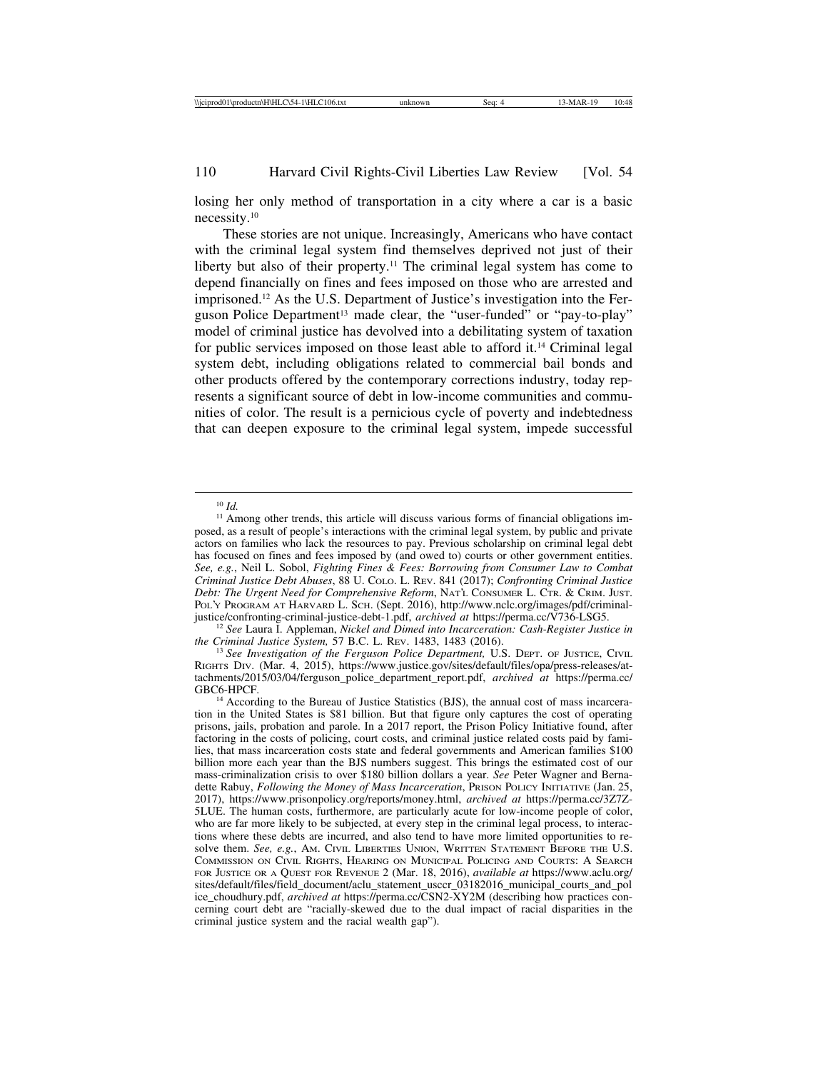losing her only method of transportation in a city where a car is a basic necessity.[10]

These stories are not unique. Increasingly, Americans who have contact with the criminal legal system find themselves deprived not just of their liberty but also of their property.[11] The criminal legal system has come to depend financially on fines and fees imposed on those who are arrested and imprisoned.[12] As the U.S. Department of Justice's investigation into the Ferguson Police Department[13] made clear, the "user-funded" or "pay-to-play" model of criminal justice has devolved into a debilitating system of taxation for public services imposed on those least able to afford it.[14] Criminal legal system debt, including obligations related to commercial bail bonds and other products offered by the contemporary corrections industry, today represents a significant source of debt in low-income communities and communities of color. The result is a pernicious cycle of poverty and indebtedness that can deepen exposure to the criminal legal system, impede successful

---

[10] *Id.*

[11] Among other trends, this article will discuss various forms of financial obligations imposed, as a result of people's interactions with the criminal legal system, by public and private actors on families who lack the resources to pay. Previous scholarship on criminal legal debt has focused on fines and fees imposed by (and owed to) courts or other government entities. *See, e.g.*, Neil L. Sobol, *Fighting Fines & Fees: Borrowing from Consumer Law to Combat Criminal Justice Debt Abuses*, 88 U. COLO. L. REV. 841 (2017); *Confronting Criminal Justice Debt: The Urgent Need for Comprehensive Reform*, NAT'L CONSUMER L. CTR. & CRIM. JUST. POL'Y PROGRAM AT HARVARD L. SCH. (Sept. 2016), http://www.nclc.org/images/pdf/criminal-justice/confronting-criminal-justice-debt-1.pdf, *archived at* https://perma.cc/V736-LSG5.

[12] *See* Laura I. Appleman, *Nickel and Dimed into Incarceration: Cash-Register Justice in the Criminal Justice System,* 57 B.C. L. REV. 1483, 1483 (2016).

[13] *See Investigation of the Ferguson Police Department,* U.S. DEPT. OF JUSTICE, CIVIL RIGHTS DIV. (Mar. 4, 2015), https://www.justice.gov/sites/default/files/opa/press-releases/attachments/2015/03/04/ferguson_police_department_report.pdf, *archived at* https://perma.cc/GBC6-HPCF.

[14] According to the Bureau of Justice Statistics (BJS), the annual cost of mass incarceration in the United States is $81 billion. But that figure only captures the cost of operating prisons, jails, probation and parole. In a 2017 report, the Prison Policy Initiative found, after factoring in the costs of policing, court costs, and criminal justice related costs paid by families, that mass incarceration costs state and federal governments and American families $100 billion more each year than the BJS numbers suggest. This brings the estimated cost of our mass-criminalization crisis to over $180 billion dollars a year. *See* Peter Wagner and Bernadette Rabuy, *Following the Money of Mass Incarceration*, PRISON POLICY INITIATIVE (Jan. 25, 2017), https://www.prisonpolicy.org/reports/money.html, *archived at* https://perma.cc/3Z7Z-5LUE. The human costs, furthermore, are particularly acute for low-income people of color, who are far more likely to be subjected, at every step in the criminal legal process, to interactions where these debts are incurred, and also tend to have more limited opportunities to resolve them. *See, e.g.*, AM. CIVIL LIBERTIES UNION, WRITTEN STATEMENT BEFORE THE U.S. COMMISSION ON CIVIL RIGHTS, HEARING ON MUNICIPAL POLICING AND COURTS: A SEARCH FOR JUSTICE OR A QUEST FOR REVENUE 2 (Mar. 18, 2016), *available at* https://www.aclu.org/sites/default/files/field_document/aclu_statement_usccr_03182016_municipal_courts_and_police_choudhury.pdf, *archived at* https://perma.cc/CSN2-XY2M (describing how practices concerning court debt are "racially-skewed due to the dual impact of racial disparities in the criminal justice system and the racial wealth gap").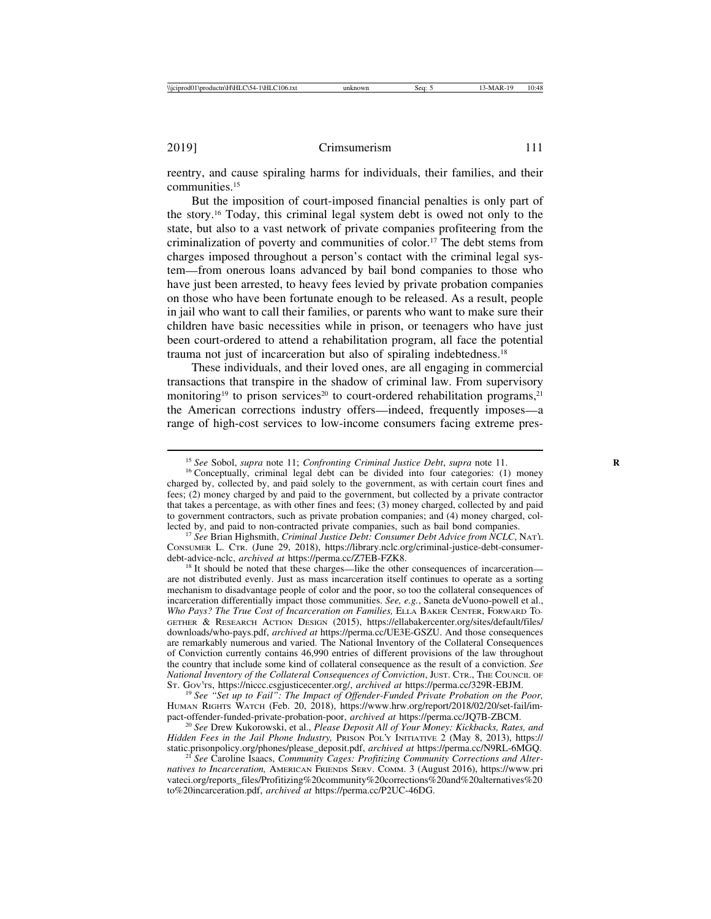reentry, and cause spiraling harms for individuals, their families, and their communities.[15]

But the imposition of court-imposed financial penalties is only part of the story.[16] Today, this criminal legal system debt is owed not only to the state, but also to a vast network of private companies profiteering from the criminalization of poverty and communities of color.[17] The debt stems from charges imposed throughout a person's contact with the criminal legal system—from onerous loans advanced by bail bond companies to those who have just been arrested, to heavy fees levied by private probation companies on those who have been fortunate enough to be released. As a result, people in jail who want to call their families, or parents who want to make sure their children have basic necessities while in prison, or teenagers who have just been court-ordered to attend a rehabilitation program, all face the potential trauma not just of incarceration but also of spiraling indebtedness.[18]

These individuals, and their loved ones, are all engaging in commercial transactions that transpire in the shadow of criminal law. From supervisory monitoring[19] to prison services[20] to court-ordered rehabilitation programs,[21] the American corrections industry offers—indeed, frequently imposes—a range of high-cost services to low-income consumers facing extreme pres-

---

[15] *See* Sobol, *supra* note 11; *Confronting Criminal Justice Debt*, *supra* note 11.

[16] Conceptually, criminal legal debt can be divided into four categories: (1) money charged by, collected by, and paid solely to the government, as with certain court fines and fees; (2) money charged by and paid to the government, but collected by a private contractor that takes a percentage, as with other fines and fees; (3) money charged, collected by and paid to government contractors, such as private probation companies; and (4) money charged, collected by, and paid to non-contracted private companies, such as bail bond companies.

[17] *See* Brian Highsmith, *Criminal Justice Debt: Consumer Debt Advice from NCLC*, NAT'L CONSUMER L. CTR. (June 29, 2018), https://library.nclc.org/criminal-justice-debt-consumer-debt-advice-nclc, *archived at* https://perma.cc/Z7EB-FZK8.

[18] It should be noted that these charges—like the other consequences of incarceration—are not distributed evenly. Just as mass incarceration itself continues to operate as a sorting mechanism to disadvantage people of color and the poor, so too the collateral consequences of incarceration differentially impact those communities. *See, e.g.*, Saneta deVuono-powell et al., *Who Pays? The True Cost of Incarceration on Families,* ELLA BAKER CENTER, FORWARD TOGETHER & RESEARCH ACTION DESIGN (2015), https://ellabakercenter.org/sites/default/files/downloads/who-pays.pdf, *archived at* https://perma.cc/UE3E-GSZU. And those consequences are remarkably numerous and varied. The National Inventory of the Collateral Consequences of Conviction currently contains 46,990 entries of different provisions of the law throughout the country that include some kind of collateral consequence as the result of a conviction. *See National Inventory of the Collateral Consequences of Conviction*, JUST. CTR., THE COUNCIL OF ST. GOV'TS, https://niccc.csgjusticecenter.org/, *archived at* https://perma.cc/329R-EBJM.

[19] *See "Set up to Fail": The Impact of Offender-Funded Private Probation on the Poor,* HUMAN RIGHTS WATCH (Feb. 20, 2018), https://www.hrw.org/report/2018/02/20/set-fail/impact-offender-funded-private-probation-poor, *archived at* https://perma.cc/JQ7B-ZBCM.

[20] *See* Drew Kukorowski, et al., *Please Deposit All of Your Money: Kickbacks, Rates, and Hidden Fees in the Jail Phone Industry,* PRISON POL'Y INITIATIVE 2 (May 8, 2013), https://static.prisonpolicy.org/phones/please_deposit.pdf, *archived at* https://perma.cc/N9RL-6MGQ.

[21] *See* Caroline Isaacs, *Community Cages: Profitizing Community Corrections and Alternatives to Incarceration,* AMERICAN FRIENDS SERV. COMM. 3 (August 2016), https://www.privateci.org/reports_files/Profitizing%20community%20corrections%20and%20alternatives%20to%20incarceration.pdf, *archived at* https://perma.cc/P2UC-46DG.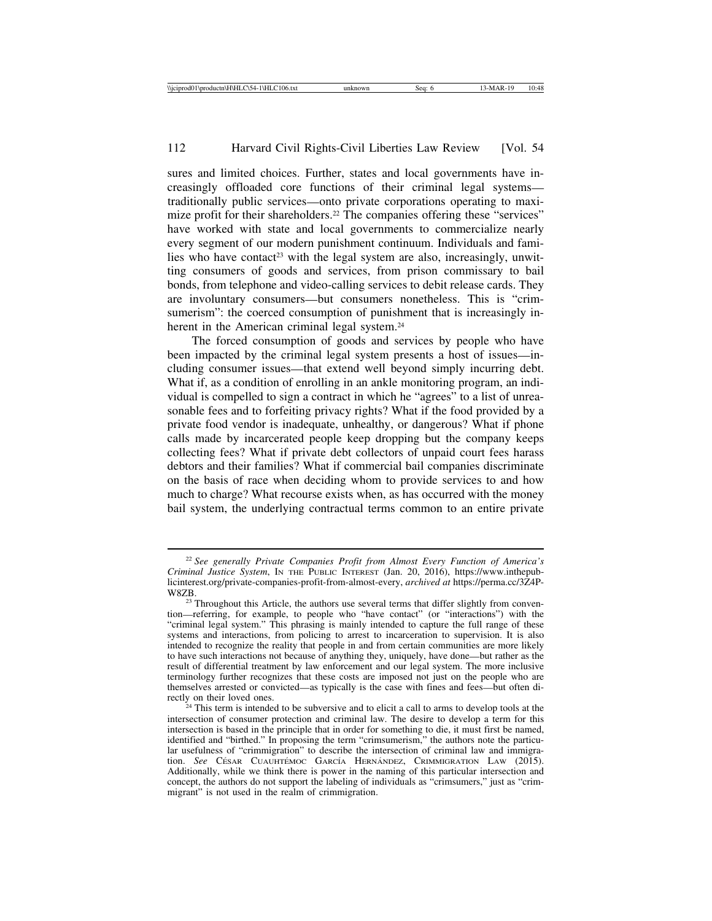sures and limited choices. Further, states and local governments have increasingly offloaded core functions of their criminal legal systems—traditionally public services—onto private corporations operating to maximize profit for their shareholders.[22] The companies offering these "services" have worked with state and local governments to commercialize nearly every segment of our modern punishment continuum. Individuals and families who have contact[23] with the legal system are also, increasingly, unwitting consumers of goods and services, from prison commissary to bail bonds, from telephone and video-calling services to debit release cards. They are involuntary consumers—but consumers nonetheless. This is "crimsumerism": the coerced consumption of punishment that is increasingly inherent in the American criminal legal system.[24]

The forced consumption of goods and services by people who have been impacted by the criminal legal system presents a host of issues—including consumer issues—that extend well beyond simply incurring debt. What if, as a condition of enrolling in an ankle monitoring program, an individual is compelled to sign a contract in which he "agrees" to a list of unreasonable fees and to forfeiting privacy rights? What if the food provided by a private food vendor is inadequate, unhealthy, or dangerous? What if phone calls made by incarcerated people keep dropping but the company keeps collecting fees? What if private debt collectors of unpaid court fees harass debtors and their families? What if commercial bail companies discriminate on the basis of race when deciding whom to provide services to and how much to charge? What recourse exists when, as has occurred with the money bail system, the underlying contractual terms common to an entire private

---

[22] *See generally Private Companies Profit from Almost Every Function of America's Criminal Justice System*, IN THE PUBLIC INTEREST (Jan. 20, 2016), https://www.inthepublicinterest.org/private-companies-profit-from-almost-every, *archived at* https://perma.cc/3Z4P-W8ZB.

[23] Throughout this Article, the authors use several terms that differ slightly from convention—referring, for example, to people who "have contact" (or "interactions") with the "criminal legal system." This phrasing is mainly intended to capture the full range of these systems and interactions, from policing to arrest to incarceration to supervision. It is also intended to recognize the reality that people in and from certain communities are more likely to have such interactions not because of anything they, uniquely, have done—but rather as the result of differential treatment by law enforcement and our legal system. The more inclusive terminology further recognizes that these costs are imposed not just on the people who are themselves arrested or convicted—as typically is the case with fines and fees—but often directly on their loved ones.

[24] This term is intended to be subversive and to elicit a call to arms to develop tools at the intersection of consumer protection and criminal law. The desire to develop a term for this intersection is based in the principle that in order for something to die, it must first be named, identified and "birthed." In proposing the term "crimsumerism," the authors note the particular usefulness of "crimmigration" to describe the intersection of criminal law and immigration. *See* CÉSAR CUAUHTÉMOC GARCÍA HERNÁNDEZ, CRIMMIGRATION LAW (2015). Additionally, while we think there is power in the naming of this particular intersection and concept, the authors do not support the labeling of individuals as "crimsumers," just as "crimmigrant" is not used in the realm of crimmigration.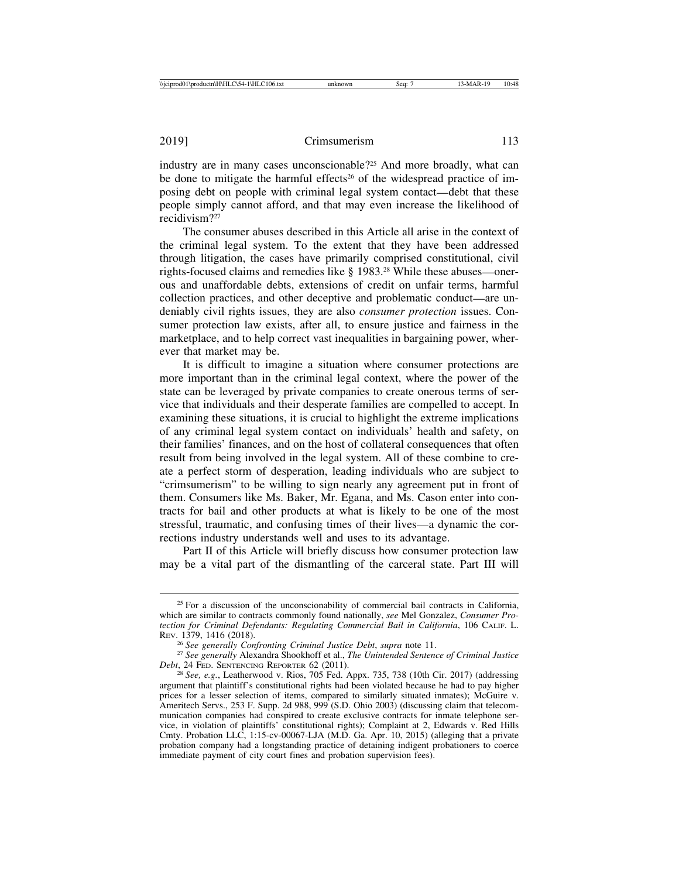industry are in many cases unconscionable?[25] And more broadly, what can be done to mitigate the harmful effects[26] of the widespread practice of imposing debt on people with criminal legal system contact—debt that these people simply cannot afford, and that may even increase the likelihood of recidivism?[27]

The consumer abuses described in this Article all arise in the context of the criminal legal system. To the extent that they have been addressed through litigation, the cases have primarily comprised constitutional, civil rights-focused claims and remedies like § 1983.[28] While these abuses—onerous and unaffordable debts, extensions of credit on unfair terms, harmful collection practices, and other deceptive and problematic conduct—are undeniably civil rights issues, they are also *consumer protection* issues. Consumer protection law exists, after all, to ensure justice and fairness in the marketplace, and to help correct vast inequalities in bargaining power, wherever that market may be.

It is difficult to imagine a situation where consumer protections are more important than in the criminal legal context, where the power of the state can be leveraged by private companies to create onerous terms of service that individuals and their desperate families are compelled to accept. In examining these situations, it is crucial to highlight the extreme implications of any criminal legal system contact on individuals' health and safety, on their families' finances, and on the host of collateral consequences that often result from being involved in the legal system. All of these combine to create a perfect storm of desperation, leading individuals who are subject to "crimsumerism" to be willing to sign nearly any agreement put in front of them. Consumers like Ms. Baker, Mr. Egana, and Ms. Cason enter into contracts for bail and other products at what is likely to be one of the most stressful, traumatic, and confusing times of their lives—a dynamic the corrections industry understands well and uses to its advantage.

Part II of this Article will briefly discuss how consumer protection law may be a vital part of the dismantling of the carceral state. Part III will

---

[25] For a discussion of the unconscionability of commercial bail contracts in California, which are similar to contracts commonly found nationally, *see* Mel Gonzalez, *Consumer Protection for Criminal Defendants: Regulating Commercial Bail in California*, 106 CALIF. L. REV. 1379, 1416 (2018).

[26] *See generally Confronting Criminal Justice Debt*, *supra* note 11.

[27] *See generally* Alexandra Shookhoff et al., *The Unintended Sentence of Criminal Justice Debt*, 24 FED. SENTENCING REPORTER 62 (2011).

[28] *See, e.g.*, Leatherwood v. Rios, 705 Fed. Appx. 735, 738 (10th Cir. 2017) (addressing argument that plaintiff's constitutional rights had been violated because he had to pay higher prices for a lesser selection of items, compared to similarly situated inmates); McGuire v. Ameritech Servs., 253 F. Supp. 2d 988, 999 (S.D. Ohio 2003) (discussing claim that telecommunication companies had conspired to create exclusive contracts for inmate telephone service, in violation of plaintiffs' constitutional rights); Complaint at 2, Edwards v. Red Hills Cmty. Probation LLC, 1:15-cv-00067-LJA (M.D. Ga. Apr. 10, 2015) (alleging that a private probation company had a longstanding practice of detaining indigent probationers to coerce immediate payment of city court fines and probation supervision fees).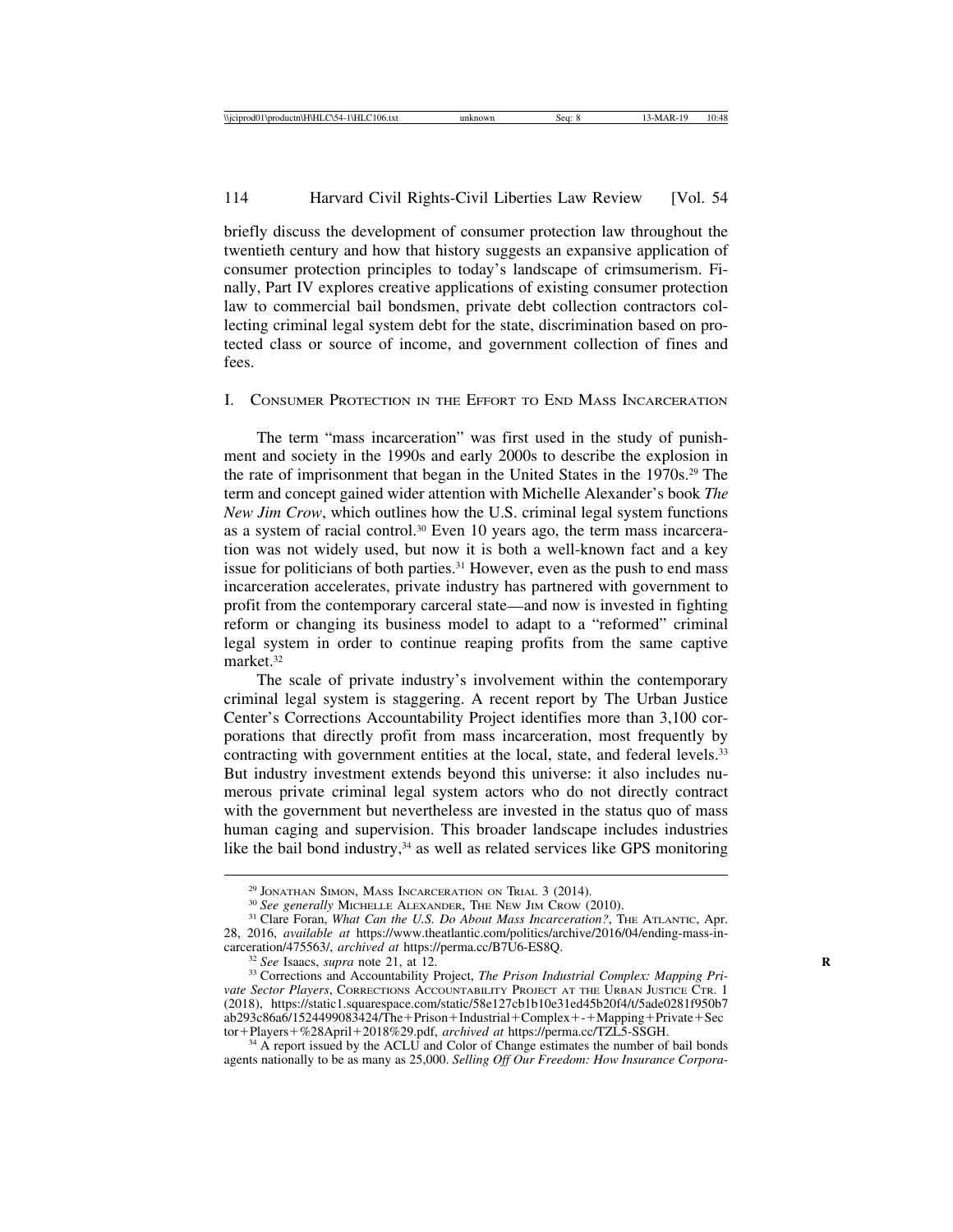briefly discuss the development of consumer protection law throughout the twentieth century and how that history suggests an expansive application of consumer protection principles to today's landscape of crimsumerism. Finally, Part IV explores creative applications of existing consumer protection law to commercial bail bondsmen, private debt collection contractors collecting criminal legal system debt for the state, discrimination based on protected class or source of income, and government collection of fines and fees.

## I. Consumer Protection in the Effort to End Mass Incarceration

The term "mass incarceration" was first used in the study of punishment and society in the 1990s and early 2000s to describe the explosion in the rate of imprisonment that began in the United States in the 1970s.[29] The term and concept gained wider attention with Michelle Alexander's book *The New Jim Crow*, which outlines how the U.S. criminal legal system functions as a system of racial control.[30] Even 10 years ago, the term mass incarceration was not widely used, but now it is both a well-known fact and a key issue for politicians of both parties.[31] However, even as the push to end mass incarceration accelerates, private industry has partnered with government to profit from the contemporary carceral state—and now is invested in fighting reform or changing its business model to adapt to a "reformed" criminal legal system in order to continue reaping profits from the same captive market.[32]

The scale of private industry's involvement within the contemporary criminal legal system is staggering. A recent report by The Urban Justice Center's Corrections Accountability Project identifies more than 3,100 corporations that directly profit from mass incarceration, most frequently by contracting with government entities at the local, state, and federal levels.[33] But industry investment extends beyond this universe: it also includes numerous private criminal legal system actors who do not directly contract with the government but nevertheless are invested in the status quo of mass human caging and supervision. This broader landscape includes industries like the bail bond industry,[34] as well as related services like GPS monitoring

---

[29] Jonathan Simon, Mass Incarceration on Trial 3 (2014).

[30] *See generally* Michelle Alexander, The New Jim Crow (2010).

[31] Clare Foran, *What Can the U.S. Do About Mass Incarceration?*, The Atlantic, Apr. 28, 2016, *available at* https://www.theatlantic.com/politics/archive/2016/04/ending-mass-incarceration/475563/, *archived at* https://perma.cc/B7U6-ES8Q.

[32] *See* Isaacs, *supra* note 21, at 12.

[33] Corrections and Accountability Project, *The Prison Industrial Complex: Mapping Private Sector Players*, Corrections Accountability Project at the Urban Justice Ctr. 1 (2018), https://static1.squarespace.com/static/58e127cb1b10e31ed45b20f4/t/5ade0281f950b7ab293c86a6/1524499083424/The+Prison+Industrial+Complex+-+Mapping+Private+Sector+Players+%28April+2018%29.pdf, *archived at* https://perma.cc/TZL5-SSGH.

[34] A report issued by the ACLU and Color of Change estimates the number of bail bonds agents nationally to be as many as 25,000. *Selling Off Our Freedom: How Insurance Corpora-*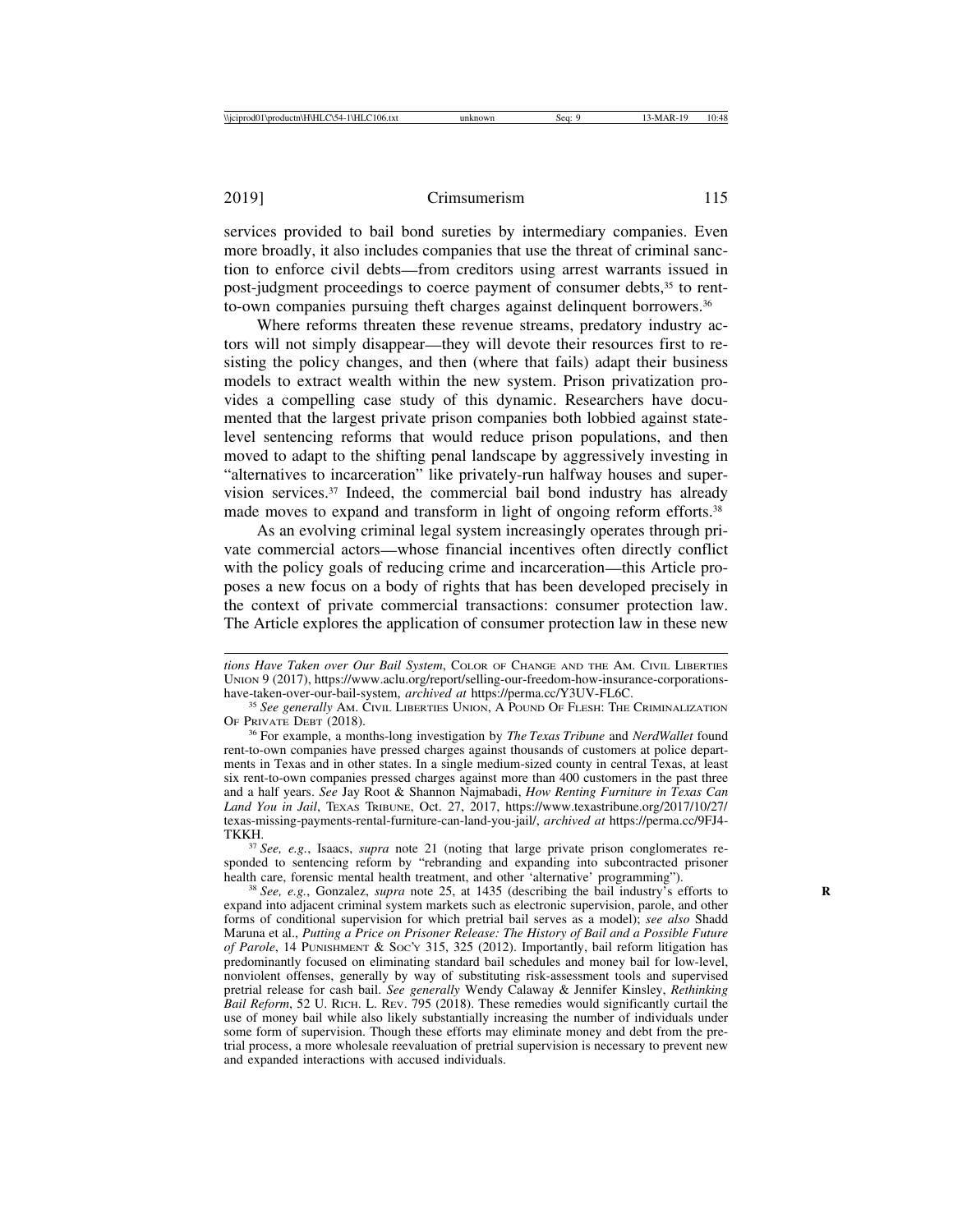services provided to bail bond sureties by intermediary companies. Even more broadly, it also includes companies that use the threat of criminal sanction to enforce civil debts—from creditors using arrest warrants issued in post-judgment proceedings to coerce payment of consumer debts,[35] to rent-to-own companies pursuing theft charges against delinquent borrowers.[36]

Where reforms threaten these revenue streams, predatory industry actors will not simply disappear—they will devote their resources first to resisting the policy changes, and then (where that fails) adapt their business models to extract wealth within the new system. Prison privatization provides a compelling case study of this dynamic. Researchers have documented that the largest private prison companies both lobbied against state-level sentencing reforms that would reduce prison populations, and then moved to adapt to the shifting penal landscape by aggressively investing in "alternatives to incarceration" like privately-run halfway houses and supervision services.[37] Indeed, the commercial bail bond industry has already made moves to expand and transform in light of ongoing reform efforts.[38]

As an evolving criminal legal system increasingly operates through private commercial actors—whose financial incentives often directly conflict with the policy goals of reducing crime and incarceration—this Article proposes a new focus on a body of rights that has been developed precisely in the context of private commercial transactions: consumer protection law. The Article explores the application of consumer protection law in these new

---

*tions Have Taken over Our Bail System*, COLOR OF CHANGE AND THE AM. CIVIL LIBERTIES UNION 9 (2017), https://www.aclu.org/report/selling-our-freedom-how-insurance-corporations-have-taken-over-our-bail-system, *archived at* https://perma.cc/Y3UV-FL6C.

[35] *See generally* AM. CIVIL LIBERTIES UNION, A POUND OF FLESH: THE CRIMINALIZATION OF PRIVATE DEBT (2018).

[36] For example, a months-long investigation by *The Texas Tribune* and *NerdWallet* found rent-to-own companies have pressed charges against thousands of customers at police departments in Texas and in other states. In a single medium-sized county in central Texas, at least six rent-to-own companies pressed charges against more than 400 customers in the past three and a half years. *See* Jay Root & Shannon Najmabadi, *How Renting Furniture in Texas Can Land You in Jail*, TEXAS TRIBUNE, Oct. 27, 2017, https://www.texastribune.org/2017/10/27/texas-missing-payments-rental-furniture-can-land-you-jail/, *archived at* https://perma.cc/9FJ4-TKKH.

[37] *See, e.g.*, Isaacs, *supra* note 21 (noting that large private prison conglomerates responded to sentencing reform by "rebranding and expanding into subcontracted prisoner health care, forensic mental health treatment, and other 'alternative' programming").

[38] *See, e.g.*, Gonzalez, *supra* note 25, at 1435 (describing the bail industry's efforts to expand into adjacent criminal system markets such as electronic supervision, parole, and other forms of conditional supervision for which pretrial bail serves as a model); *see also* Shadd Maruna et al., *Putting a Price on Prisoner Release: The History of Bail and a Possible Future of Parole*, 14 PUNISHMENT & SOC'Y 315, 325 (2012). Importantly, bail reform litigation has predominantly focused on eliminating standard bail schedules and money bail for low-level, nonviolent offenses, generally by way of substituting risk-assessment tools and supervised pretrial release for cash bail. *See generally* Wendy Calaway & Jennifer Kinsley, *Rethinking Bail Reform*, 52 U. RICH. L. REV. 795 (2018). These remedies would significantly curtail the use of money bail while also likely substantially increasing the number of individuals under some form of supervision. Though these efforts may eliminate money and debt from the pretrial process, a more wholesale reevaluation of pretrial supervision is necessary to prevent new and expanded interactions with accused individuals.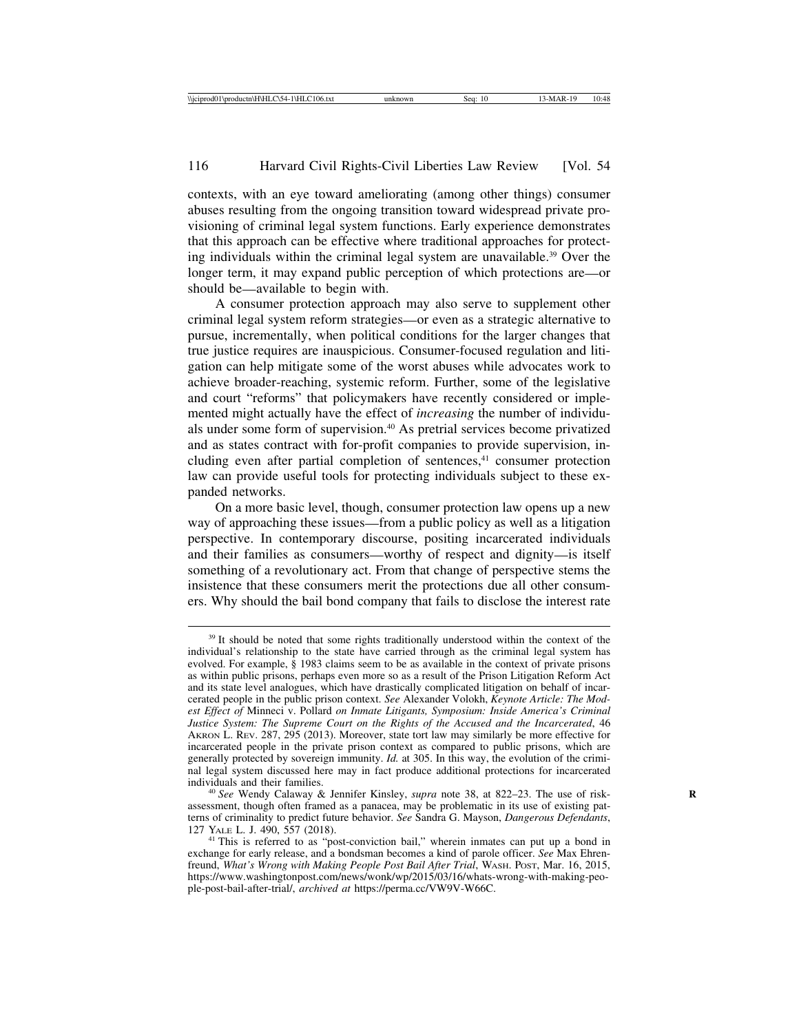contexts, with an eye toward ameliorating (among other things) consumer abuses resulting from the ongoing transition toward widespread private provisioning of criminal legal system functions. Early experience demonstrates that this approach can be effective where traditional approaches for protecting individuals within the criminal legal system are unavailable.[39] Over the longer term, it may expand public perception of which protections are—or should be—available to begin with.

A consumer protection approach may also serve to supplement other criminal legal system reform strategies—or even as a strategic alternative to pursue, incrementally, when political conditions for the larger changes that true justice requires are inauspicious. Consumer-focused regulation and litigation can help mitigate some of the worst abuses while advocates work to achieve broader-reaching, systemic reform. Further, some of the legislative and court "reforms" that policymakers have recently considered or implemented might actually have the effect of *increasing* the number of individuals under some form of supervision.[40] As pretrial services become privatized and as states contract with for-profit companies to provide supervision, including even after partial completion of sentences,[41] consumer protection law can provide useful tools for protecting individuals subject to these expanded networks.

On a more basic level, though, consumer protection law opens up a new way of approaching these issues—from a public policy as well as a litigation perspective. In contemporary discourse, positing incarcerated individuals and their families as consumers—worthy of respect and dignity—is itself something of a revolutionary act. From that change of perspective stems the insistence that these consumers merit the protections due all other consumers. Why should the bail bond company that fails to disclose the interest rate

---

[39] It should be noted that some rights traditionally understood within the context of the individual's relationship to the state have carried through as the criminal legal system has evolved. For example, § 1983 claims seem to be as available in the context of private prisons as within public prisons, perhaps even more so as a result of the Prison Litigation Reform Act and its state level analogues, which have drastically complicated litigation on behalf of incarcerated people in the public prison context. *See* Alexander Volokh, *Keynote Article: The Modest Effect of* Minneci v. Pollard *on Inmate Litigants, Symposium: Inside America's Criminal Justice System: The Supreme Court on the Rights of the Accused and the Incarcerated*, 46 AKRON L. REV. 287, 295 (2013). Moreover, state tort law may similarly be more effective for incarcerated people in the private prison context as compared to public prisons, which are generally protected by sovereign immunity. *Id.* at 305. In this way, the evolution of the criminal legal system discussed here may in fact produce additional protections for incarcerated individuals and their families.

[40] *See* Wendy Calaway & Jennifer Kinsley, *supra* note 38, at 822–23. The use of risk-assessment, though often framed as a panacea, may be problematic in its use of existing patterns of criminality to predict future behavior. *See* Sandra G. Mayson, *Dangerous Defendants*, 127 YALE L. J. 490, 557 (2018).

[41] This is referred to as "post-conviction bail," wherein inmates can put up a bond in exchange for early release, and a bondsman becomes a kind of parole officer. *See* Max Ehrenfreund, *What's Wrong with Making People Post Bail After Trial*, WASH. POST, Mar. 16, 2015, https://www.washingtonpost.com/news/wonk/wp/2015/03/16/whats-wrong-with-making-people-post-bail-after-trial/, *archived at* https://perma.cc/VW9V-W66C.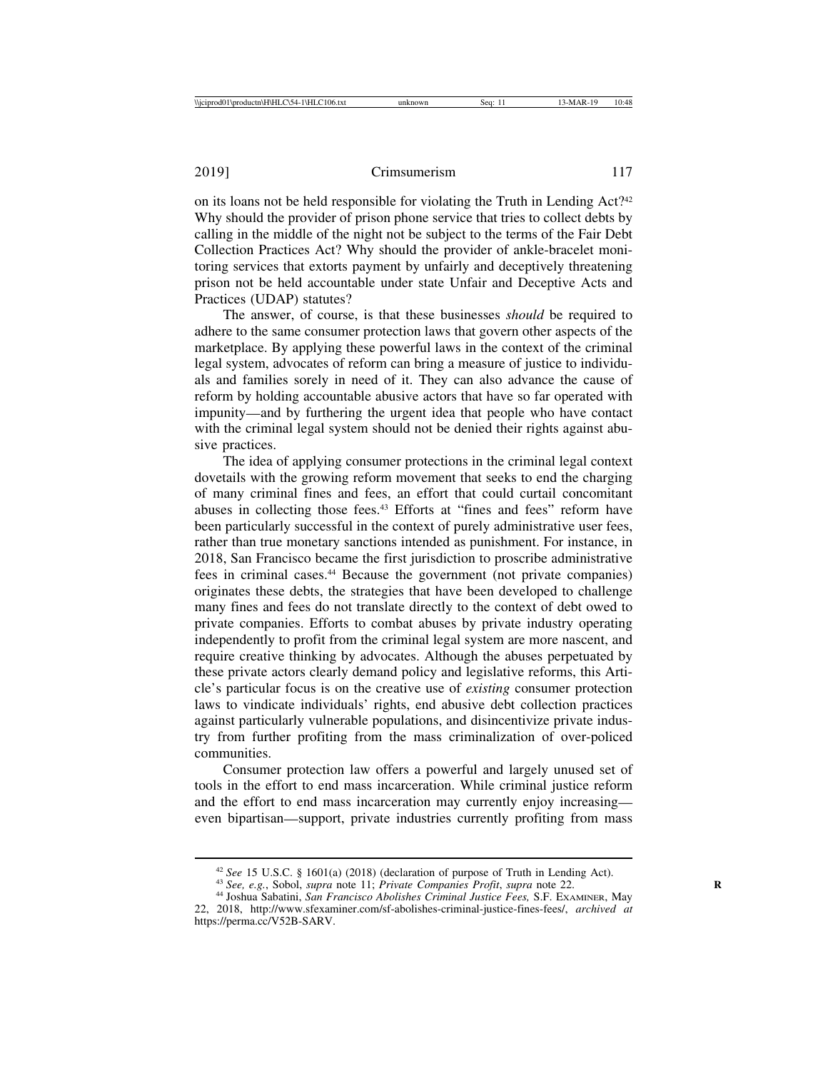on its loans not be held responsible for violating the Truth in Lending Act?[42] Why should the provider of prison phone service that tries to collect debts by calling in the middle of the night not be subject to the terms of the Fair Debt Collection Practices Act? Why should the provider of ankle-bracelet monitoring services that extorts payment by unfairly and deceptively threatening prison not be held accountable under state Unfair and Deceptive Acts and Practices (UDAP) statutes?

The answer, of course, is that these businesses *should* be required to adhere to the same consumer protection laws that govern other aspects of the marketplace. By applying these powerful laws in the context of the criminal legal system, advocates of reform can bring a measure of justice to individuals and families sorely in need of it. They can also advance the cause of reform by holding accountable abusive actors that have so far operated with impunity—and by furthering the urgent idea that people who have contact with the criminal legal system should not be denied their rights against abusive practices.

The idea of applying consumer protections in the criminal legal context dovetails with the growing reform movement that seeks to end the charging of many criminal fines and fees, an effort that could curtail concomitant abuses in collecting those fees.[43] Efforts at "fines and fees" reform have been particularly successful in the context of purely administrative user fees, rather than true monetary sanctions intended as punishment. For instance, in 2018, San Francisco became the first jurisdiction to proscribe administrative fees in criminal cases.[44] Because the government (not private companies) originates these debts, the strategies that have been developed to challenge many fines and fees do not translate directly to the context of debt owed to private companies. Efforts to combat abuses by private industry operating independently to profit from the criminal legal system are more nascent, and require creative thinking by advocates. Although the abuses perpetuated by these private actors clearly demand policy and legislative reforms, this Article's particular focus is on the creative use of *existing* consumer protection laws to vindicate individuals' rights, end abusive debt collection practices against particularly vulnerable populations, and disincentivize private industry from further profiting from the mass criminalization of over-policed communities.

Consumer protection law offers a powerful and largely unused set of tools in the effort to end mass incarceration. While criminal justice reform and the effort to end mass incarceration may currently enjoy increasing—even bipartisan—support, private industries currently profiting from mass

---

[42] *See* 15 U.S.C. § 1601(a) (2018) (declaration of purpose of Truth in Lending Act).

[43] *See, e.g.*, Sobol, *supra* note 11; *Private Companies Profit*, *supra* note 22.

[44] Joshua Sabatini, *San Francisco Abolishes Criminal Justice Fees,* S.F. EXAMINER, May 22, 2018, http://www.sfexaminer.com/sf-abolishes-criminal-justice-fines-fees/, *archived at* https://perma.cc/V52B-SARV.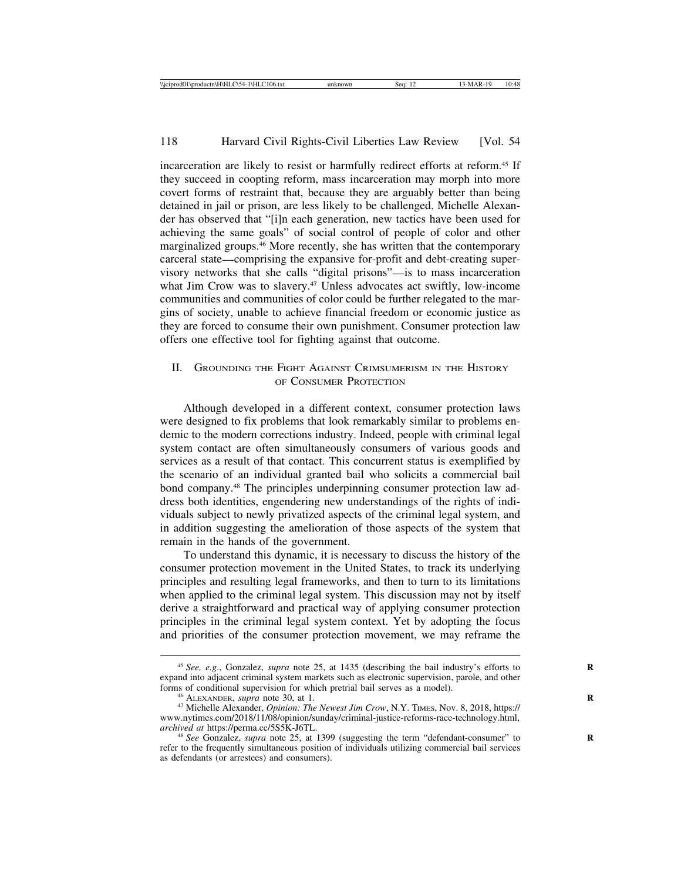incarceration are likely to resist or harmfully redirect efforts at reform.[45] If they succeed in coopting reform, mass incarceration may morph into more covert forms of restraint that, because they are arguably better than being detained in jail or prison, are less likely to be challenged. Michelle Alexander has observed that "[i]n each generation, new tactics have been used for achieving the same goals" of social control of people of color and other marginalized groups.[46] More recently, she has written that the contemporary carceral state—comprising the expansive for-profit and debt-creating supervisory networks that she calls "digital prisons"—is to mass incarceration what Jim Crow was to slavery.[47] Unless advocates act swiftly, low-income communities and communities of color could be further relegated to the margins of society, unable to achieve financial freedom or economic justice as they are forced to consume their own punishment. Consumer protection law offers one effective tool for fighting against that outcome.

## II. Grounding the Fight Against Crimsumerism in the History of Consumer Protection

Although developed in a different context, consumer protection laws were designed to fix problems that look remarkably similar to problems endemic to the modern corrections industry. Indeed, people with criminal legal system contact are often simultaneously consumers of various goods and services as a result of that contact. This concurrent status is exemplified by the scenario of an individual granted bail who solicits a commercial bail bond company.[48] The principles underpinning consumer protection law address both identities, engendering new understandings of the rights of individuals subject to newly privatized aspects of the criminal legal system, and in addition suggesting the amelioration of those aspects of the system that remain in the hands of the government.

To understand this dynamic, it is necessary to discuss the history of the consumer protection movement in the United States, to track its underlying principles and resulting legal frameworks, and then to turn to its limitations when applied to the criminal legal system. This discussion may not by itself derive a straightforward and practical way of applying consumer protection principles in the criminal legal system context. Yet by adopting the focus and priorities of the consumer protection movement, we may reframe the

---

[45] *See, e.g.*, Gonzalez, *supra* note 25, at 1435 (describing the bail industry's efforts to expand into adjacent criminal system markets such as electronic supervision, parole, and other forms of conditional supervision for which pretrial bail serves as a model).

[46] Alexander, *supra* note 30, at 1.

[47] Michelle Alexander, *Opinion: The Newest Jim Crow*, N.Y. Times, Nov. 8, 2018, https://www.nytimes.com/2018/11/08/opinion/sunday/criminal-justice-reforms-race-technology.html, *archived at* https://perma.cc/5S5K-J6TL.

[48] *See* Gonzalez, *supra* note 25, at 1399 (suggesting the term "defendant-consumer" to refer to the frequently simultaneous position of individuals utilizing commercial bail services as defendants (or arrestees) and consumers).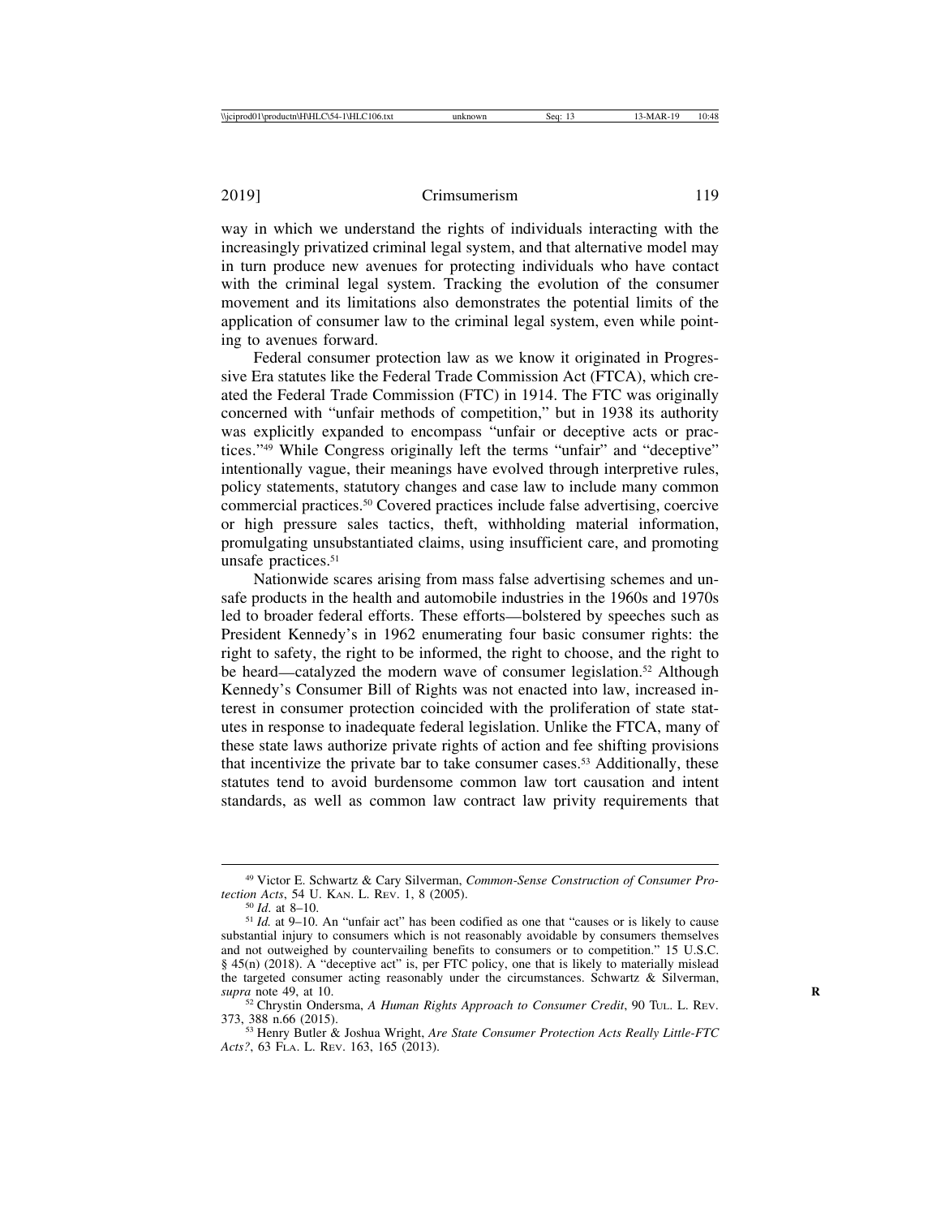way in which we understand the rights of individuals interacting with the increasingly privatized criminal legal system, and that alternative model may in turn produce new avenues for protecting individuals who have contact with the criminal legal system. Tracking the evolution of the consumer movement and its limitations also demonstrates the potential limits of the application of consumer law to the criminal legal system, even while pointing to avenues forward.

Federal consumer protection law as we know it originated in Progressive Era statutes like the Federal Trade Commission Act (FTCA), which created the Federal Trade Commission (FTC) in 1914. The FTC was originally concerned with "unfair methods of competition," but in 1938 its authority was explicitly expanded to encompass "unfair or deceptive acts or practices."[49] While Congress originally left the terms "unfair" and "deceptive" intentionally vague, their meanings have evolved through interpretive rules, policy statements, statutory changes and case law to include many common commercial practices.[50] Covered practices include false advertising, coercive or high pressure sales tactics, theft, withholding material information, promulgating unsubstantiated claims, using insufficient care, and promoting unsafe practices.[51]

Nationwide scares arising from mass false advertising schemes and unsafe products in the health and automobile industries in the 1960s and 1970s led to broader federal efforts. These efforts—bolstered by speeches such as President Kennedy's in 1962 enumerating four basic consumer rights: the right to safety, the right to be informed, the right to choose, and the right to be heard—catalyzed the modern wave of consumer legislation.[52] Although Kennedy's Consumer Bill of Rights was not enacted into law, increased interest in consumer protection coincided with the proliferation of state statutes in response to inadequate federal legislation. Unlike the FTCA, many of these state laws authorize private rights of action and fee shifting provisions that incentivize the private bar to take consumer cases.[53] Additionally, these statutes tend to avoid burdensome common law tort causation and intent standards, as well as common law contract law privity requirements that

---

[49] Victor E. Schwartz & Cary Silverman, *Common-Sense Construction of Consumer Protection Acts*, 54 U. Kan. L. Rev. 1, 8 (2005).

[50] *Id.* at 8–10.

[51] *Id.* at 9–10. An "unfair act" has been codified as one that "causes or is likely to cause substantial injury to consumers which is not reasonably avoidable by consumers themselves and not outweighed by countervailing benefits to consumers or to competition." 15 U.S.C. § 45(n) (2018). A "deceptive act" is, per FTC policy, one that is likely to materially mislead the targeted consumer acting reasonably under the circumstances. Schwartz & Silverman, *supra* note 49, at 10.

[52] Chrystin Ondersma, *A Human Rights Approach to Consumer Credit*, 90 Tul. L. Rev. 373, 388 n.66 (2015).

[53] Henry Butler & Joshua Wright, *Are State Consumer Protection Acts Really Little-FTC Acts?*, 63 Fla. L. Rev. 163, 165 (2013).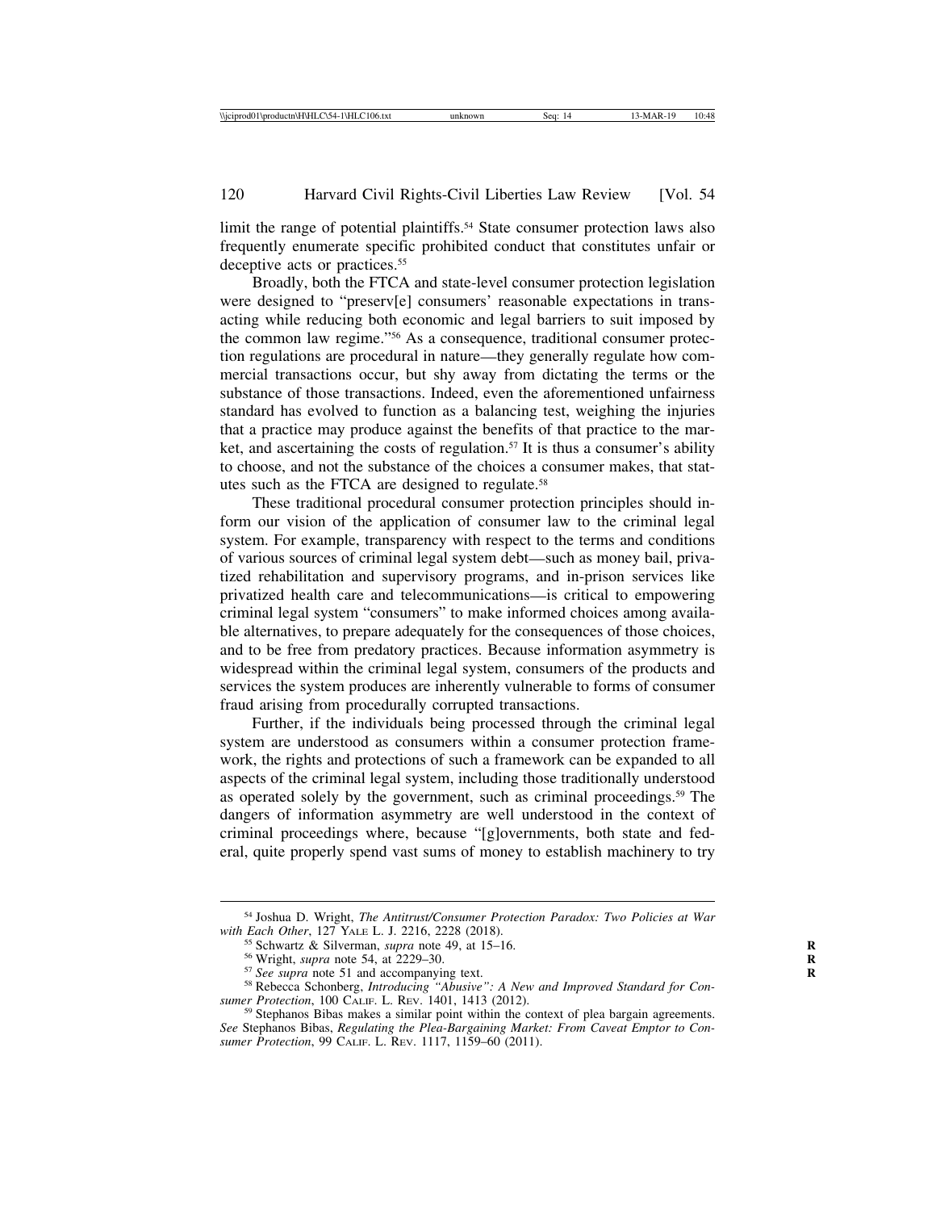limit the range of potential plaintiffs.[54] State consumer protection laws also frequently enumerate specific prohibited conduct that constitutes unfair or deceptive acts or practices.[55]

Broadly, both the FTCA and state-level consumer protection legislation were designed to "preserv[e] consumers' reasonable expectations in transacting while reducing both economic and legal barriers to suit imposed by the common law regime."[56] As a consequence, traditional consumer protection regulations are procedural in nature—they generally regulate how commercial transactions occur, but shy away from dictating the terms or the substance of those transactions. Indeed, even the aforementioned unfairness standard has evolved to function as a balancing test, weighing the injuries that a practice may produce against the benefits of that practice to the market, and ascertaining the costs of regulation.[57] It is thus a consumer's ability to choose, and not the substance of the choices a consumer makes, that statutes such as the FTCA are designed to regulate.[58]

These traditional procedural consumer protection principles should inform our vision of the application of consumer law to the criminal legal system. For example, transparency with respect to the terms and conditions of various sources of criminal legal system debt—such as money bail, privatized rehabilitation and supervisory programs, and in-prison services like privatized health care and telecommunications—is critical to empowering criminal legal system "consumers" to make informed choices among available alternatives, to prepare adequately for the consequences of those choices, and to be free from predatory practices. Because information asymmetry is widespread within the criminal legal system, consumers of the products and services the system produces are inherently vulnerable to forms of consumer fraud arising from procedurally corrupted transactions.

Further, if the individuals being processed through the criminal legal system are understood as consumers within a consumer protection framework, the rights and protections of such a framework can be expanded to all aspects of the criminal legal system, including those traditionally understood as operated solely by the government, such as criminal proceedings.[59] The dangers of information asymmetry are well understood in the context of criminal proceedings where, because "[g]overnments, both state and federal, quite properly spend vast sums of money to establish machinery to try

---

[54] Joshua D. Wright, *The Antitrust/Consumer Protection Paradox: Two Policies at War with Each Other*, 127 Yale L. J. 2216, 2228 (2018).

[55] Schwartz & Silverman, *supra* note 49, at 15–16.

[56] Wright, *supra* note 54, at 2229–30.

[57] *See supra* note 51 and accompanying text.

[58] Rebecca Schonberg, *Introducing "Abusive": A New and Improved Standard for Consumer Protection*, 100 Calif. L. Rev. 1401, 1413 (2012).

[59] Stephanos Bibas makes a similar point within the context of plea bargain agreements. *See* Stephanos Bibas, *Regulating the Plea-Bargaining Market: From Caveat Emptor to Consumer Protection*, 99 Calif. L. Rev. 1117, 1159–60 (2011).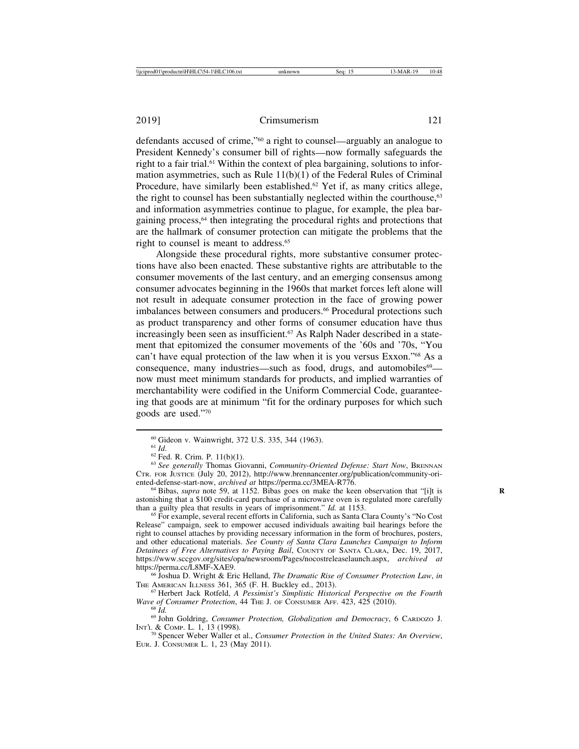defendants accused of crime,"[60] a right to counsel—arguably an analogue to President Kennedy's consumer bill of rights—now formally safeguards the right to a fair trial.[61] Within the context of plea bargaining, solutions to information asymmetries, such as Rule 11(b)(1) of the Federal Rules of Criminal Procedure, have similarly been established.[62] Yet if, as many critics allege, the right to counsel has been substantially neglected within the courthouse,[63] and information asymmetries continue to plague, for example, the plea bargaining process,[64] then integrating the procedural rights and protections that are the hallmark of consumer protection can mitigate the problems that the right to counsel is meant to address.[65]

Alongside these procedural rights, more substantive consumer protections have also been enacted. These substantive rights are attributable to the consumer movements of the last century, and an emerging consensus among consumer advocates beginning in the 1960s that market forces left alone will not result in adequate consumer protection in the face of growing power imbalances between consumers and producers.[66] Procedural protections such as product transparency and other forms of consumer education have thus increasingly been seen as insufficient.[67] As Ralph Nader described in a statement that epitomized the consumer movements of the '60s and '70s, "You can't have equal protection of the law when it is you versus Exxon."[68] As a consequence, many industries—such as food, drugs, and automobiles[69]—now must meet minimum standards for products, and implied warranties of merchantability were codified in the Uniform Commercial Code, guaranteeing that goods are at minimum "fit for the ordinary purposes for which such goods are used."[70]

---

[60] Gideon v. Wainwright, 372 U.S. 335, 344 (1963).

[61] *Id*.

[62] Fed. R. Crim. P. 11(b)(1).

[63] *See generally* Thomas Giovanni, *Community-Oriented Defense: Start Now*, Brennan Ctr. for Justice (July 20, 2012), http://www.brennancenter.org/publication/community-oriented-defense-start-now, *archived at* https://perma.cc/3MEA-R776.

[64] Bibas, *supra* note 59, at 1152. Bibas goes on make the keen observation that "[i]t is astonishing that a $100 credit-card purchase of a microwave oven is regulated more carefully than a guilty plea that results in years of imprisonment." *Id.* at 1153.

[65] For example, several recent efforts in California, such as Santa Clara County's "No Cost Release" campaign, seek to empower accused individuals awaiting bail hearings before the right to counsel attaches by providing necessary information in the form of brochures, posters, and other educational materials. *See County of Santa Clara Launches Campaign to Inform Detainees of Free Alternatives to Paying Bail*, County of Santa Clara, Dec. 19, 2017, https://www.sccgov.org/sites/opa/newsroom/Pages/nocostreleaselaunch.aspx, *archived at* https://perma.cc/L8MF-XAE9.

[66] Joshua D. Wright & Eric Helland, *The Dramatic Rise of Consumer Protection Law*, *in* The American Illness 361, 365 (F. H. Buckley ed., 2013).

[67] Herbert Jack Rotfeld, *A Pessimist's Simplistic Historical Perspective on the Fourth Wave of Consumer Protection*, 44 The J. of Consumer Aff. 423, 425 (2010).

[68] *Id.*

[69] John Goldring, *Consumer Protection, Globalization and Democracy*, 6 Cardozo J. Int'l & Comp. L. 1, 13 (1998).

[70] Spencer Weber Waller et al., *Consumer Protection in the United States: An Overview*, Eur. J. Consumer L. 1, 23 (May 2011).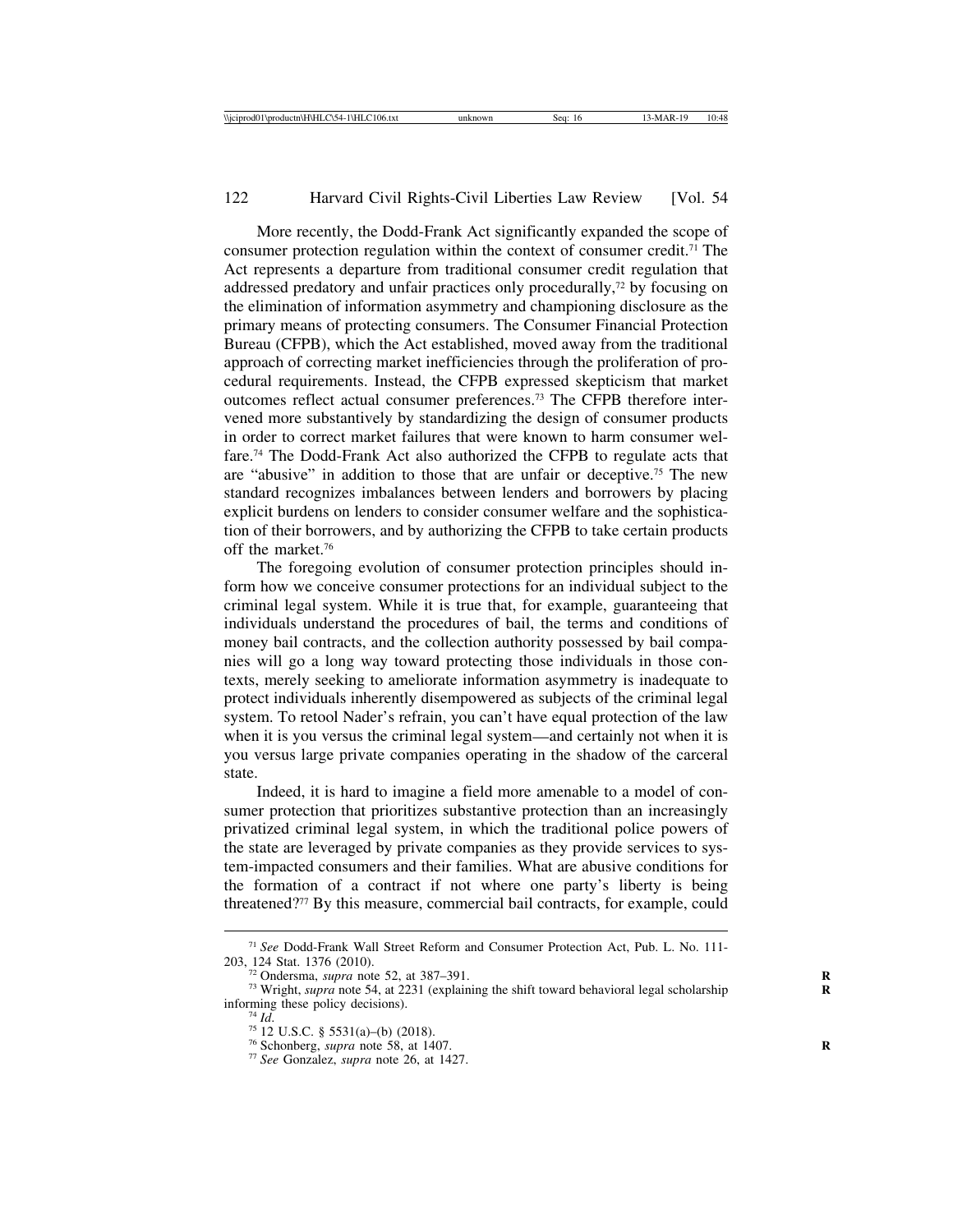More recently, the Dodd-Frank Act significantly expanded the scope of consumer protection regulation within the context of consumer credit.[71] The Act represents a departure from traditional consumer credit regulation that addressed predatory and unfair practices only procedurally,[72] by focusing on the elimination of information asymmetry and championing disclosure as the primary means of protecting consumers. The Consumer Financial Protection Bureau (CFPB), which the Act established, moved away from the traditional approach of correcting market inefficiencies through the proliferation of procedural requirements. Instead, the CFPB expressed skepticism that market outcomes reflect actual consumer preferences.[73] The CFPB therefore intervened more substantively by standardizing the design of consumer products in order to correct market failures that were known to harm consumer welfare.[74] The Dodd-Frank Act also authorized the CFPB to regulate acts that are "abusive" in addition to those that are unfair or deceptive.[75] The new standard recognizes imbalances between lenders and borrowers by placing explicit burdens on lenders to consider consumer welfare and the sophistication of their borrowers, and by authorizing the CFPB to take certain products off the market.[76]

The foregoing evolution of consumer protection principles should inform how we conceive consumer protections for an individual subject to the criminal legal system. While it is true that, for example, guaranteeing that individuals understand the procedures of bail, the terms and conditions of money bail contracts, and the collection authority possessed by bail companies will go a long way toward protecting those individuals in those contexts, merely seeking to ameliorate information asymmetry is inadequate to protect individuals inherently disempowered as subjects of the criminal legal system. To retool Nader's refrain, you can't have equal protection of the law when it is you versus the criminal legal system—and certainly not when it is you versus large private companies operating in the shadow of the carceral state.

Indeed, it is hard to imagine a field more amenable to a model of consumer protection that prioritizes substantive protection than an increasingly privatized criminal legal system, in which the traditional police powers of the state are leveraged by private companies as they provide services to system-impacted consumers and their families. What are abusive conditions for the formation of a contract if not where one party's liberty is being threatened?[77] By this measure, commercial bail contracts, for example, could

---

[71] *See* Dodd-Frank Wall Street Reform and Consumer Protection Act, Pub. L. No. 111-203, 124 Stat. 1376 (2010).

[72] Ondersma, *supra* note 52, at 387–391.

[73] Wright, *supra* note 54, at 2231 (explaining the shift toward behavioral legal scholarship informing these policy decisions).

[74] *Id.*

[75] 12 U.S.C. § 5531(a)–(b) (2018).

[76] Schonberg, *supra* note 58, at 1407.

[77] *See* Gonzalez, *supra* note 26, at 1427.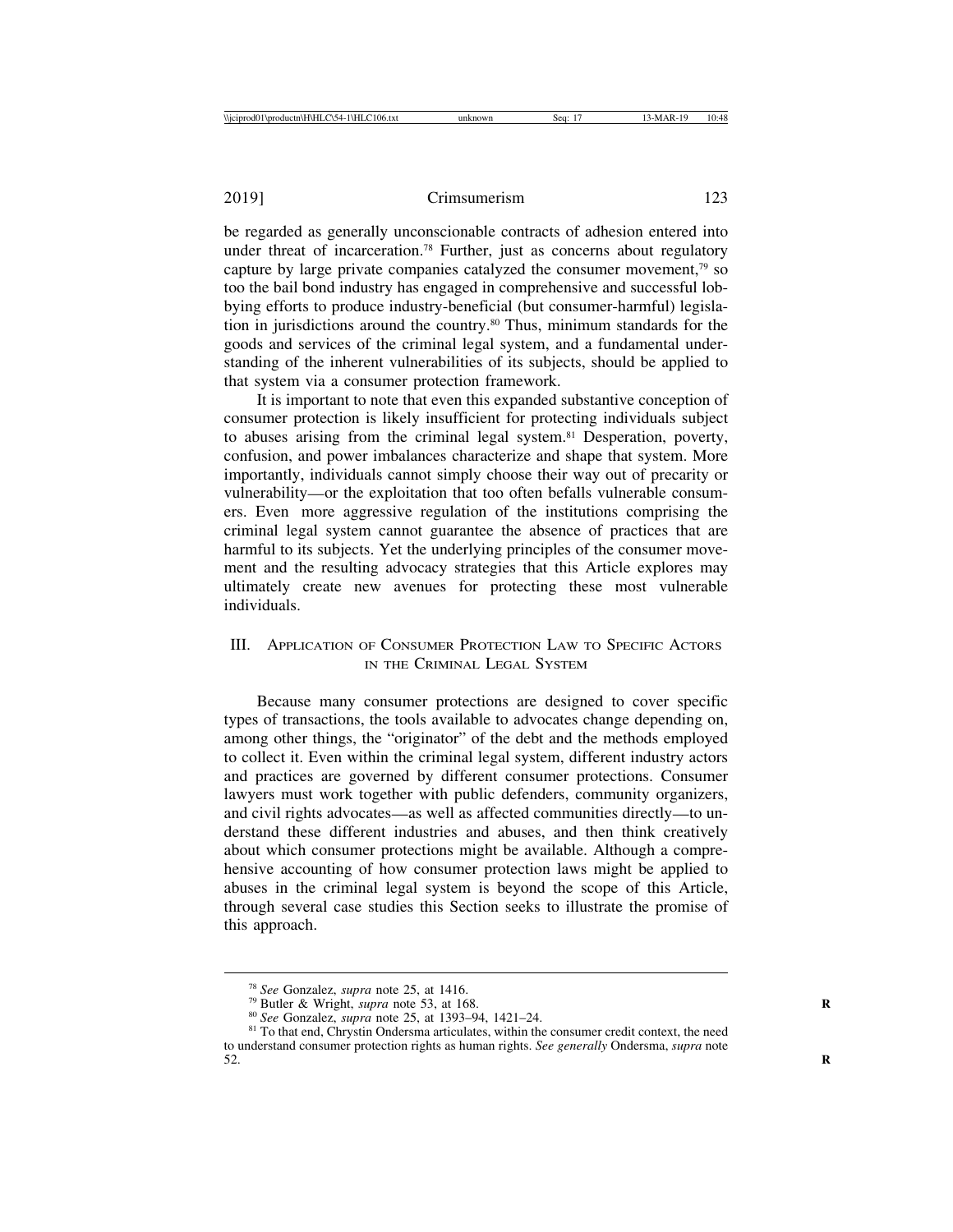be regarded as generally unconscionable contracts of adhesion entered into under threat of incarceration.[78] Further, just as concerns about regulatory capture by large private companies catalyzed the consumer movement,[79] so too the bail bond industry has engaged in comprehensive and successful lobbying efforts to produce industry-beneficial (but consumer-harmful) legislation in jurisdictions around the country.[80] Thus, minimum standards for the goods and services of the criminal legal system, and a fundamental understanding of the inherent vulnerabilities of its subjects, should be applied to that system via a consumer protection framework.

It is important to note that even this expanded substantive conception of consumer protection is likely insufficient for protecting individuals subject to abuses arising from the criminal legal system.[81] Desperation, poverty, confusion, and power imbalances characterize and shape that system. More importantly, individuals cannot simply choose their way out of precarity or vulnerability—or the exploitation that too often befalls vulnerable consumers. Even more aggressive regulation of the institutions comprising the criminal legal system cannot guarantee the absence of practices that are harmful to its subjects. Yet the underlying principles of the consumer movement and the resulting advocacy strategies that this Article explores may ultimately create new avenues for protecting these most vulnerable individuals.

## III. Application of Consumer Protection Law to Specific Actors in the Criminal Legal System

Because many consumer protections are designed to cover specific types of transactions, the tools available to advocates change depending on, among other things, the "originator" of the debt and the methods employed to collect it. Even within the criminal legal system, different industry actors and practices are governed by different consumer protections. Consumer lawyers must work together with public defenders, community organizers, and civil rights advocates—as well as affected communities directly—to understand these different industries and abuses, and then think creatively about which consumer protections might be available. Although a comprehensive accounting of how consumer protection laws might be applied to abuses in the criminal legal system is beyond the scope of this Article, through several case studies this Section seeks to illustrate the promise of this approach.

---

[78] *See* Gonzalez, *supra* note 25, at 1416.

[79] Butler & Wright, *supra* note 53, at 168.

[80] *See* Gonzalez, *supra* note 25, at 1393–94, 1421–24.

[81] To that end, Chrystin Ondersma articulates, within the consumer credit context, the need to understand consumer protection rights as human rights. *See generally* Ondersma, *supra* note 52.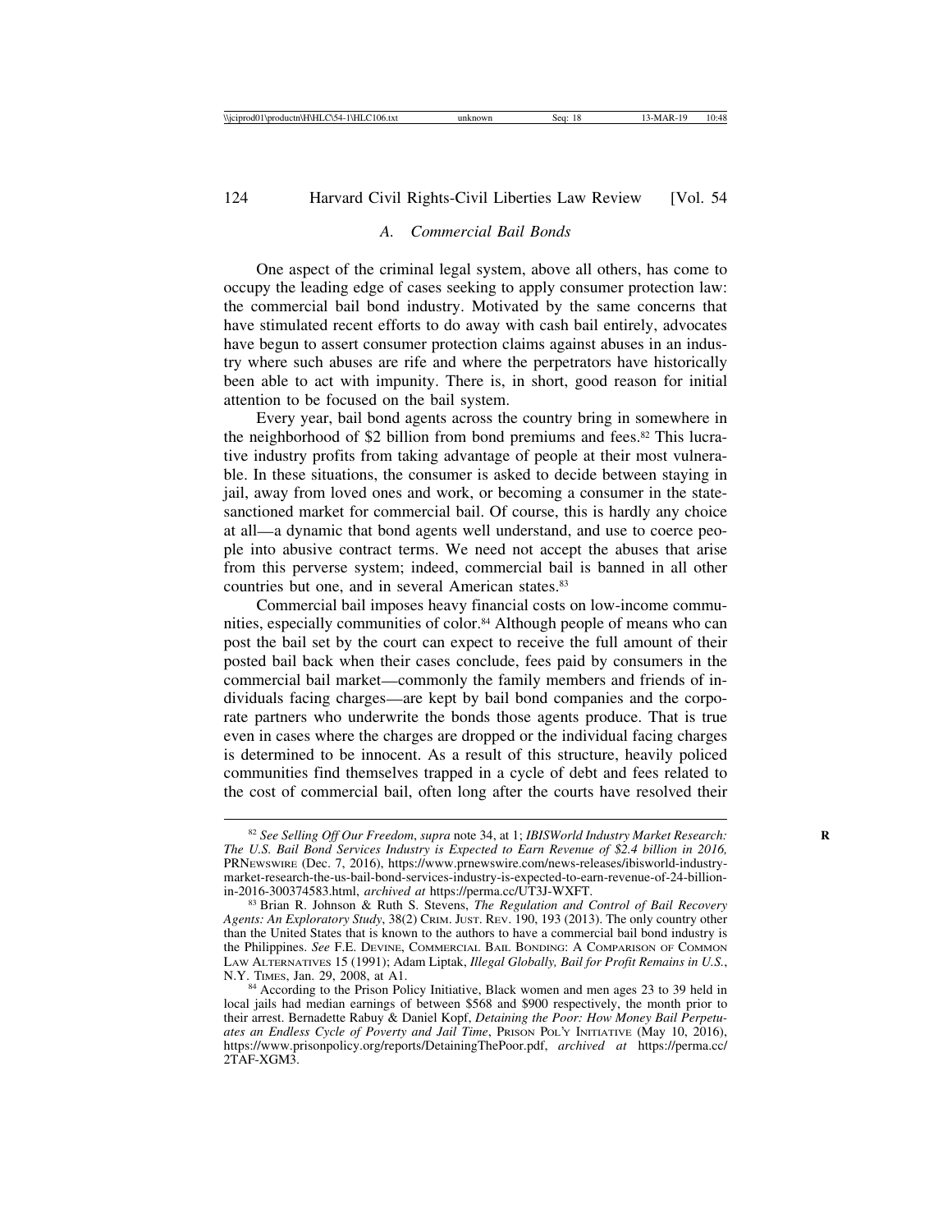### *A. Commercial Bail Bonds*

One aspect of the criminal legal system, above all others, has come to occupy the leading edge of cases seeking to apply consumer protection law: the commercial bail bond industry. Motivated by the same concerns that have stimulated recent efforts to do away with cash bail entirely, advocates have begun to assert consumer protection claims against abuses in an industry where such abuses are rife and where the perpetrators have historically been able to act with impunity. There is, in short, good reason for initial attention to be focused on the bail system.

Every year, bail bond agents across the country bring in somewhere in the neighborhood of $2 billion from bond premiums and fees.[82] This lucrative industry profits from taking advantage of people at their most vulnerable. In these situations, the consumer is asked to decide between staying in jail, away from loved ones and work, or becoming a consumer in the state-sanctioned market for commercial bail. Of course, this is hardly any choice at all—a dynamic that bond agents well understand, and use to coerce people into abusive contract terms. We need not accept the abuses that arise from this perverse system; indeed, commercial bail is banned in all other countries but one, and in several American states.[83]

Commercial bail imposes heavy financial costs on low-income communities, especially communities of color.[84] Although people of means who can post the bail set by the court can expect to receive the full amount of their posted bail back when their cases conclude, fees paid by consumers in the commercial bail market—commonly the family members and friends of individuals facing charges—are kept by bail bond companies and the corporate partners who underwrite the bonds those agents produce. That is true even in cases where the charges are dropped or the individual facing charges is determined to be innocent. As a result of this structure, heavily policed communities find themselves trapped in a cycle of debt and fees related to the cost of commercial bail, often long after the courts have resolved their

---

[82] *See Selling Off Our Freedom*, *supra* note 34, at 1; *IBISWorld Industry Market Research: The U.S. Bail Bond Services Industry is Expected to Earn Revenue of $2.4 billion in 2016,* PRNEWSWIRE (Dec. 7, 2016), https://www.prnewswire.com/news-releases/ibisworld-industry-market-research-the-us-bail-bond-services-industry-is-expected-to-earn-revenue-of-24-billion-in-2016-300374583.html, *archived at* https://perma.cc/UT3J-WXFT.

[83] Brian R. Johnson & Ruth S. Stevens, *The Regulation and Control of Bail Recovery Agents: An Exploratory Study*, 38(2) CRIM. JUST. REV. 190, 193 (2013). The only country other than the United States that is known to the authors to have a commercial bail bond industry is the Philippines. *See* F.E. DEVINE, COMMERCIAL BAIL BONDING: A COMPARISON OF COMMON LAW ALTERNATIVES 15 (1991); Adam Liptak, *Illegal Globally, Bail for Profit Remains in U.S.*, N.Y. TIMES, Jan. 29, 2008, at A1.

[84] According to the Prison Policy Initiative, Black women and men ages 23 to 39 held in local jails had median earnings of between $568 and $900 respectively, the month prior to their arrest. Bernadette Rabuy & Daniel Kopf, *Detaining the Poor: How Money Bail Perpetuates an Endless Cycle of Poverty and Jail Time*, PRISON POL'Y INITIATIVE (May 10, 2016), https://www.prisonpolicy.org/reports/DetainingThePoor.pdf, *archived at* https://perma.cc/2TAF-XGM3.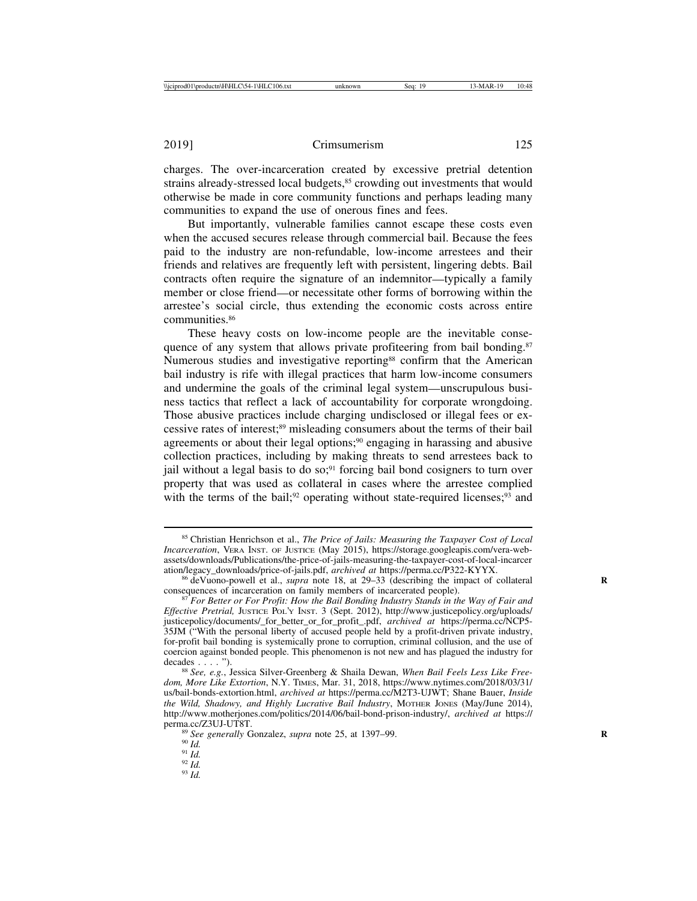charges. The over-incarceration created by excessive pretrial detention strains already-stressed local budgets,[85] crowding out investments that would otherwise be made in core community functions and perhaps leading many communities to expand the use of onerous fines and fees.

But importantly, vulnerable families cannot escape these costs even when the accused secures release through commercial bail. Because the fees paid to the industry are non-refundable, low-income arrestees and their friends and relatives are frequently left with persistent, lingering debts. Bail contracts often require the signature of an indemnitor—typically a family member or close friend—or necessitate other forms of borrowing within the arrestee's social circle, thus extending the economic costs across entire communities.[86]

These heavy costs on low-income people are the inevitable consequence of any system that allows private profiteering from bail bonding.[87] Numerous studies and investigative reporting[88] confirm that the American bail industry is rife with illegal practices that harm low-income consumers and undermine the goals of the criminal legal system—unscrupulous business tactics that reflect a lack of accountability for corporate wrongdoing. Those abusive practices include charging undisclosed or illegal fees or excessive rates of interest;[89] misleading consumers about the terms of their bail agreements or about their legal options;[90] engaging in harassing and abusive collection practices, including by making threats to send arrestees back to jail without a legal basis to do so;[91] forcing bail bond cosigners to turn over property that was used as collateral in cases where the arrestee complied with the terms of the bail;[92] operating without state-required licenses;[93] and

---

[85] Christian Henrichson et al., *The Price of Jails: Measuring the Taxpayer Cost of Local Incarceration*, Vera Inst. of Justice (May 2015), https://storage.googleapis.com/vera-web-assets/downloads/Publications/the-price-of-jails-measuring-the-taxpayer-cost-of-local-incarceration/legacy_downloads/price-of-jails.pdf, *archived at* https://perma.cc/P322-KYYX.

[86] deVuono-powell et al., *supra* note 18, at 29–33 (describing the impact of collateral consequences of incarceration on family members of incarcerated people).

[87] *For Better or For Profit: How the Bail Bonding Industry Stands in the Way of Fair and Effective Pretrial,* Justice Pol'y Inst. 3 (Sept. 2012), http://www.justicepolicy.org/uploads/justicepolicy/documents/_for_better_or_for_profit_.pdf, *archived at* https://perma.cc/NCP5-35JM ("With the personal liberty of accused people held by a profit-driven private industry, for-profit bail bonding is systemically prone to corruption, criminal collusion, and the use of coercion against bonded people. This phenomenon is not new and has plagued the industry for decades . . . . ").

[88] *See, e.g.*, Jessica Silver-Greenberg & Shaila Dewan, *When Bail Feels Less Like Freedom, More Like Extortion*, N.Y. Times, Mar. 31, 2018, https://www.nytimes.com/2018/03/31/us/bail-bonds-extortion.html, *archived at* https://perma.cc/M2T3-UJWT; Shane Bauer, *Inside the Wild, Shadowy, and Highly Lucrative Bail Industry*, Mother Jones (May/June 2014), http://www.motherjones.com/politics/2014/06/bail-bond-prison-industry/, *archived at* https://perma.cc/Z3UJ-UT8T.

[89] *See generally* Gonzalez, *supra* note 25, at 1397–99.

[90] *Id.*

[91] *Id.*

[92] *Id.*

[93] *Id.*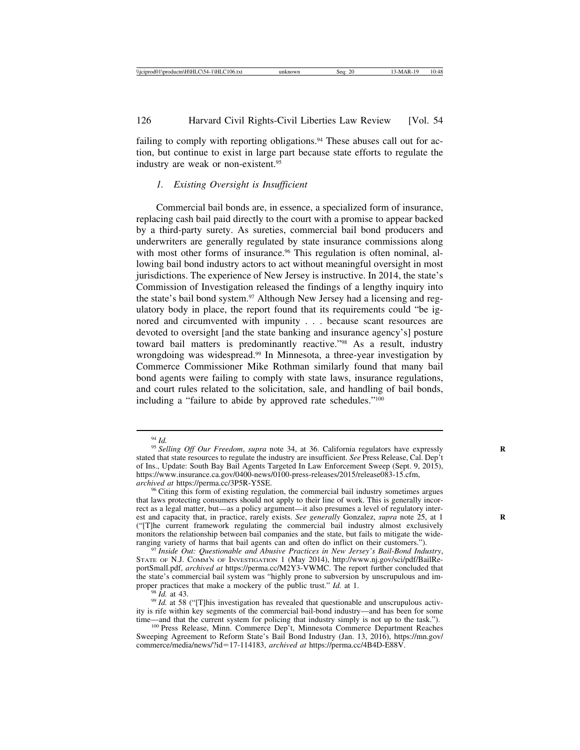failing to comply with reporting obligations.[94] These abuses call out for action, but continue to exist in large part because state efforts to regulate the industry are weak or non-existent.[95]

### *1. Existing Oversight is Insufficient*

Commercial bail bonds are, in essence, a specialized form of insurance, replacing cash bail paid directly to the court with a promise to appear backed by a third-party surety. As sureties, commercial bail bond producers and underwriters are generally regulated by state insurance commissions along with most other forms of insurance.[96] This regulation is often nominal, allowing bail bond industry actors to act without meaningful oversight in most jurisdictions. The experience of New Jersey is instructive. In 2014, the state's Commission of Investigation released the findings of a lengthy inquiry into the state's bail bond system.[97] Although New Jersey had a licensing and regulatory body in place, the report found that its requirements could "be ignored and circumvented with impunity . . . because scant resources are devoted to oversight [and the state banking and insurance agency's] posture toward bail matters is predominantly reactive."[98] As a result, industry wrongdoing was widespread.[99] In Minnesota, a three-year investigation by Commerce Commissioner Mike Rothman similarly found that many bail bond agents were failing to comply with state laws, insurance regulations, and court rules related to the solicitation, sale, and handling of bail bonds, including a "failure to abide by approved rate schedules."[100]

---

[94] *Id.*

[95] *Selling Off Our Freedom*, *supra* note 34, at 36. California regulators have expressly stated that state resources to regulate the industry are insufficient. *See* Press Release, Cal. Dep't of Ins., Update: South Bay Bail Agents Targeted In Law Enforcement Sweep (Sept. 9, 2015), https://www.insurance.ca.gov/0400-news/0100-press-releases/2015/release083-15.cfm, *archived at* https://perma.cc/3P5R-Y5SE.

[96] Citing this form of existing regulation, the commercial bail industry sometimes argues that laws protecting consumers should not apply to their line of work. This is generally incorrect as a legal matter, but—as a policy argument—it also presumes a level of regulatory interest and capacity that, in practice, rarely exists. *See generally* Gonzalez, *supra* note 25, at 1 ("[T]he current framework regulating the commercial bail industry almost exclusively monitors the relationship between bail companies and the state, but fails to mitigate the wide-ranging variety of harms that bail agents can and often do inflict on their customers.").

[97] *Inside Out: Questionable and Abusive Practices in New Jersey's Bail-Bond Industry*, State of N.J. Comm'n of Investigation 1 (May 2014), http://www.nj.gov/sci/pdf/BailReportSmall.pdf, *archived at* https://perma.cc/M2Y3-VWMC. The report further concluded that the state's commercial bail system was "highly prone to subversion by unscrupulous and improper practices that make a mockery of the public trust." *Id.* at 1.

[98] *Id.* at 43.

[99] *Id.* at 58 ("[T]his investigation has revealed that questionable and unscrupulous activity is rife within key segments of the commercial bail-bond industry—and has been for some time—and that the current system for policing that industry simply is not up to the task.").

[100] Press Release, Minn. Commerce Dep't, Minnesota Commerce Department Reaches Sweeping Agreement to Reform State's Bail Bond Industry (Jan. 13, 2016), https://mn.gov/commerce/media/news/?id=17-114183, *archived at* https://perma.cc/4B4D-E88V.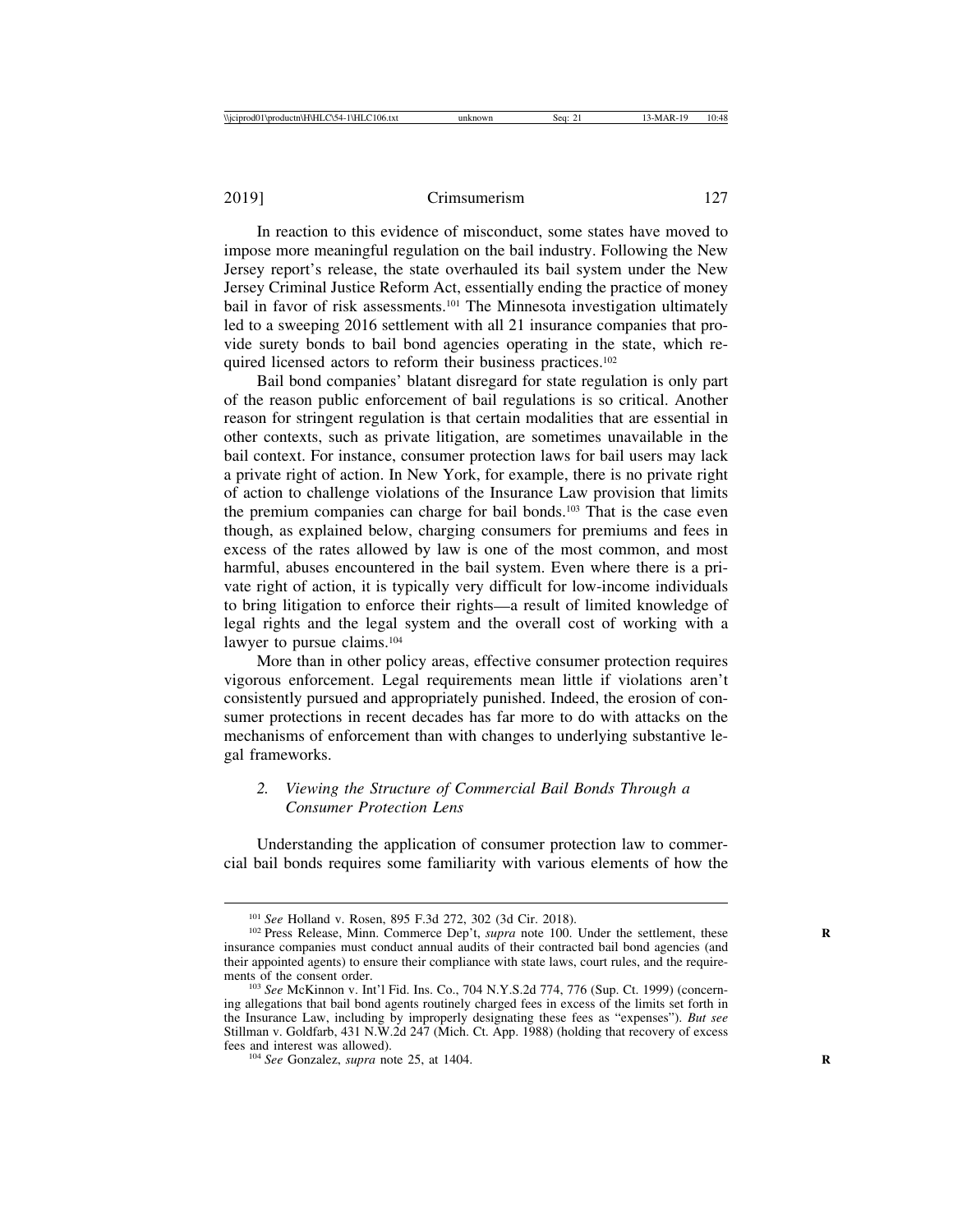In reaction to this evidence of misconduct, some states have moved to impose more meaningful regulation on the bail industry. Following the New Jersey report's release, the state overhauled its bail system under the New Jersey Criminal Justice Reform Act, essentially ending the practice of money bail in favor of risk assessments.[101] The Minnesota investigation ultimately led to a sweeping 2016 settlement with all 21 insurance companies that provide surety bonds to bail bond agencies operating in the state, which required licensed actors to reform their business practices.[102]

Bail bond companies' blatant disregard for state regulation is only part of the reason public enforcement of bail regulations is so critical. Another reason for stringent regulation is that certain modalities that are essential in other contexts, such as private litigation, are sometimes unavailable in the bail context. For instance, consumer protection laws for bail users may lack a private right of action. In New York, for example, there is no private right of action to challenge violations of the Insurance Law provision that limits the premium companies can charge for bail bonds.[103] That is the case even though, as explained below, charging consumers for premiums and fees in excess of the rates allowed by law is one of the most common, and most harmful, abuses encountered in the bail system. Even where there is a private right of action, it is typically very difficult for low-income individuals to bring litigation to enforce their rights—a result of limited knowledge of legal rights and the legal system and the overall cost of working with a lawyer to pursue claims.[104]

More than in other policy areas, effective consumer protection requires vigorous enforcement. Legal requirements mean little if violations aren't consistently pursued and appropriately punished. Indeed, the erosion of consumer protections in recent decades has far more to do with attacks on the mechanisms of enforcement than with changes to underlying substantive legal frameworks.

### *2. Viewing the Structure of Commercial Bail Bonds Through a Consumer Protection Lens*

Understanding the application of consumer protection law to commercial bail bonds requires some familiarity with various elements of how the

---

[101] *See* Holland v. Rosen, 895 F.3d 272, 302 (3d Cir. 2018).

[102] Press Release, Minn. Commerce Dep't, *supra* note 100. Under the settlement, these insurance companies must conduct annual audits of their contracted bail bond agencies (and their appointed agents) to ensure their compliance with state laws, court rules, and the requirements of the consent order.

[103] *See* McKinnon v. Int'l Fid. Ins. Co., 704 N.Y.S.2d 774, 776 (Sup. Ct. 1999) (concerning allegations that bail bond agents routinely charged fees in excess of the limits set forth in the Insurance Law, including by improperly designating these fees as "expenses"). *But see* Stillman v. Goldfarb, 431 N.W.2d 247 (Mich. Ct. App. 1988) (holding that recovery of excess fees and interest was allowed).

[104] *See* Gonzalez, *supra* note 25, at 1404.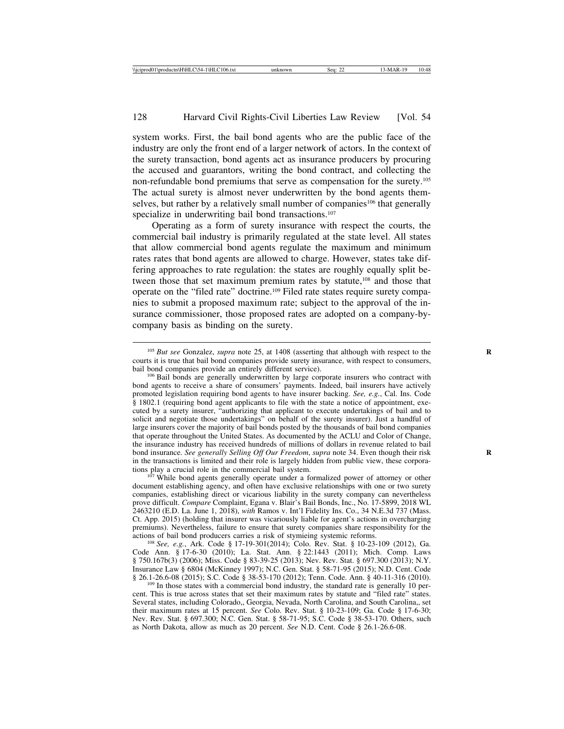system works. First, the bail bond agents who are the public face of the industry are only the front end of a larger network of actors. In the context of the surety transaction, bond agents act as insurance producers by procuring the accused and guarantors, writing the bond contract, and collecting the non-refundable bond premiums that serve as compensation for the surety.[105] The actual surety is almost never underwritten by the bond agents themselves, but rather by a relatively small number of companies[106] that generally specialize in underwriting bail bond transactions.[107]

Operating as a form of surety insurance with respect the courts, the commercial bail industry is primarily regulated at the state level. All states that allow commercial bond agents regulate the maximum and minimum rates rates that bond agents are allowed to charge. However, states take differing approaches to rate regulation: the states are roughly equally split between those that set maximum premium rates by statute,[108] and those that operate on the "filed rate" doctrine.[109] Filed rate states require surety companies to submit a proposed maximum rate; subject to the approval of the insurance commissioner, those proposed rates are adopted on a company-by-company basis as binding on the surety.

---

[105] *But see* Gonzalez, *supra* note 25, at 1408 (asserting that although with respect to the courts it is true that bail bond companies provide surety insurance, with respect to consumers, bail bond companies provide an entirely different service).

[106] Bail bonds are generally underwritten by large corporate insurers who contract with bond agents to receive a share of consumers' payments. Indeed, bail insurers have actively promoted legislation requiring bond agents to have insurer backing. *See, e.g.*, Cal. Ins. Code § 1802.1 (requiring bond agent applicants to file with the state a notice of appointment, executed by a surety insurer, "authorizing that applicant to execute undertakings of bail and to solicit and negotiate those undertakings" on behalf of the surety insurer). Just a handful of large insurers cover the majority of bail bonds posted by the thousands of bail bond companies that operate throughout the United States. As documented by the ACLU and Color of Change, the insurance industry has received hundreds of millions of dollars in revenue related to bail bond insurance. *See generally Selling Off Our Freedom*, *supra* note 34. Even though their risk in the transactions is limited and their role is largely hidden from public view, these corporations play a crucial role in the commercial bail system.

[107] While bond agents generally operate under a formalized power of attorney or other document establishing agency, and often have exclusive relationships with one or two surety companies, establishing direct or vicarious liability in the surety company can nevertheless prove difficult. *Compare* Complaint, Egana v. Blair's Bail Bonds, Inc., No. 17-5899, 2018 WL 2463210 (E.D. La. June 1, 2018), *with* Ramos v. Int'l Fidelity Ins. Co., 34 N.E.3d 737 (Mass. Ct. App. 2015) (holding that insurer was vicariously liable for agent's actions in overcharging premiums). Nevertheless, failure to ensure that surety companies share responsibility for the actions of bail bond producers carries a risk of stymieing systemic reforms.

[108] *See, e.g.*, Ark. Code § 17-19-301(2014); Colo. Rev. Stat. § 10-23-109 (2012), Ga. Code Ann. § 17-6-30 (2010); La. Stat. Ann. § 22:1443 (2011); Mich. Comp. Laws § 750.167b(3) (2006); Miss. Code § 83-39-25 (2013); Nev. Rev. Stat. § 697.300 (2013); N.Y. Insurance Law § 6804 (McKinney 1997); N.C. Gen. Stat. § 58-71-95 (2015); N.D. Cent. Code § 26.1-26.6-08 (2015); S.C. Code § 38-53-170 (2012); Tenn. Code. Ann. § 40-11-316 (2010).

[109] In those states with a commercial bond industry, the standard rate is generally 10 percent. This is true across states that set their maximum rates by statute and "filed rate" states. Several states, including Colorado,, Georgia, Nevada, North Carolina, and South Carolina,, set their maximum rates at 15 percent. *See* Colo. Rev. Stat. § 10-23-109; Ga. Code § 17-6-30; Nev. Rev. Stat. § 697.300; N.C. Gen. Stat. § 58-71-95; S.C. Code § 38-53-170. Others, such as North Dakota, allow as much as 20 percent. *See* N.D. Cent. Code § 26.1-26.6-08.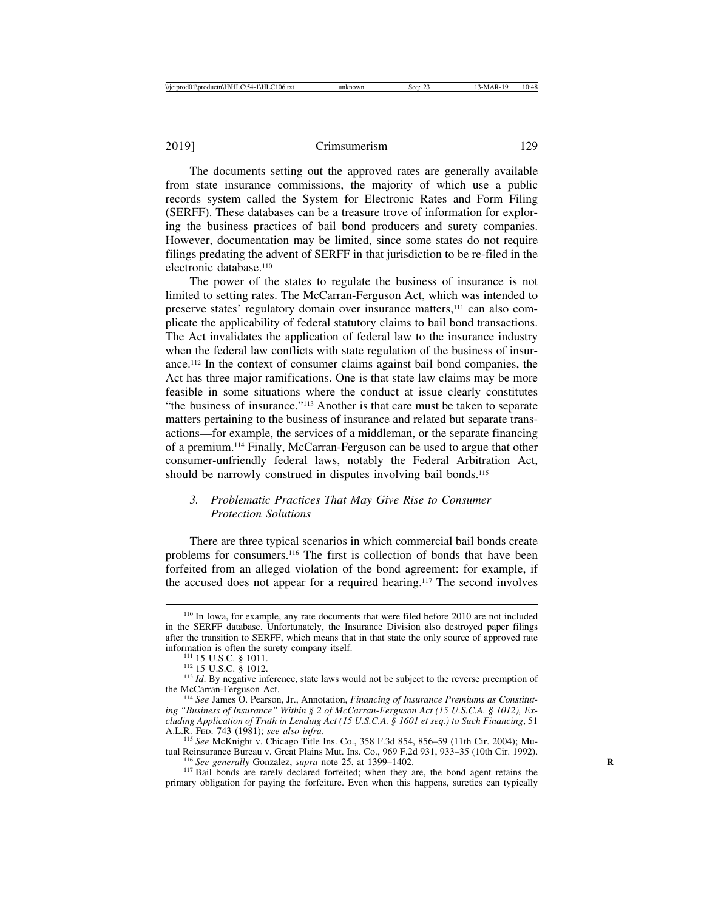The documents setting out the approved rates are generally available from state insurance commissions, the majority of which use a public records system called the System for Electronic Rates and Form Filing (SERFF). These databases can be a treasure trove of information for exploring the business practices of bail bond producers and surety companies. However, documentation may be limited, since some states do not require filings predating the advent of SERFF in that jurisdiction to be re-filed in the electronic database.[110]

The power of the states to regulate the business of insurance is not limited to setting rates. The McCarran-Ferguson Act, which was intended to preserve states' regulatory domain over insurance matters,[111] can also complicate the applicability of federal statutory claims to bail bond transactions. The Act invalidates the application of federal law to the insurance industry when the federal law conflicts with state regulation of the business of insurance.[112] In the context of consumer claims against bail bond companies, the Act has three major ramifications. One is that state law claims may be more feasible in some situations where the conduct at issue clearly constitutes "the business of insurance."[113] Another is that care must be taken to separate matters pertaining to the business of insurance and related but separate transactions—for example, the services of a middleman, or the separate financing of a premium.[114] Finally, McCarran-Ferguson can be used to argue that other consumer-unfriendly federal laws, notably the Federal Arbitration Act, should be narrowly construed in disputes involving bail bonds.[115]

### 3. *Problematic Practices That May Give Rise to Consumer Protection Solutions*

There are three typical scenarios in which commercial bail bonds create problems for consumers.[116] The first is collection of bonds that have been forfeited from an alleged violation of the bond agreement: for example, if the accused does not appear for a required hearing.[117] The second involves

---

[110] In Iowa, for example, any rate documents that were filed before 2010 are not included in the SERFF database. Unfortunately, the Insurance Division also destroyed paper filings after the transition to SERFF, which means that in that state the only source of approved rate information is often the surety company itself.

[111] 15 U.S.C. § 1011.

[112] 15 U.S.C. § 1012.

[113] *Id.* By negative inference, state laws would not be subject to the reverse preemption of the McCarran-Ferguson Act.

[114] *See* James O. Pearson, Jr., Annotation, *Financing of Insurance Premiums as Constituting "Business of Insurance" Within § 2 of McCarran-Ferguson Act (15 U.S.C.A. § 1012), Excluding Application of Truth in Lending Act (15 U.S.C.A. § 1601 et seq.) to Such Financing*, 51 A.L.R. Fed. 743 (1981); *see also infra*.

[115] *See* McKnight v. Chicago Title Ins. Co., 358 F.3d 854, 856–59 (11th Cir. 2004); Mutual Reinsurance Bureau v. Great Plains Mut. Ins. Co., 969 F.2d 931, 933–35 (10th Cir. 1992).

[116] *See generally* Gonzalez, *supra* note 25, at 1399–1402.

[117] Bail bonds are rarely declared forfeited; when they are, the bond agent retains the primary obligation for paying the forfeiture. Even when this happens, sureties can typically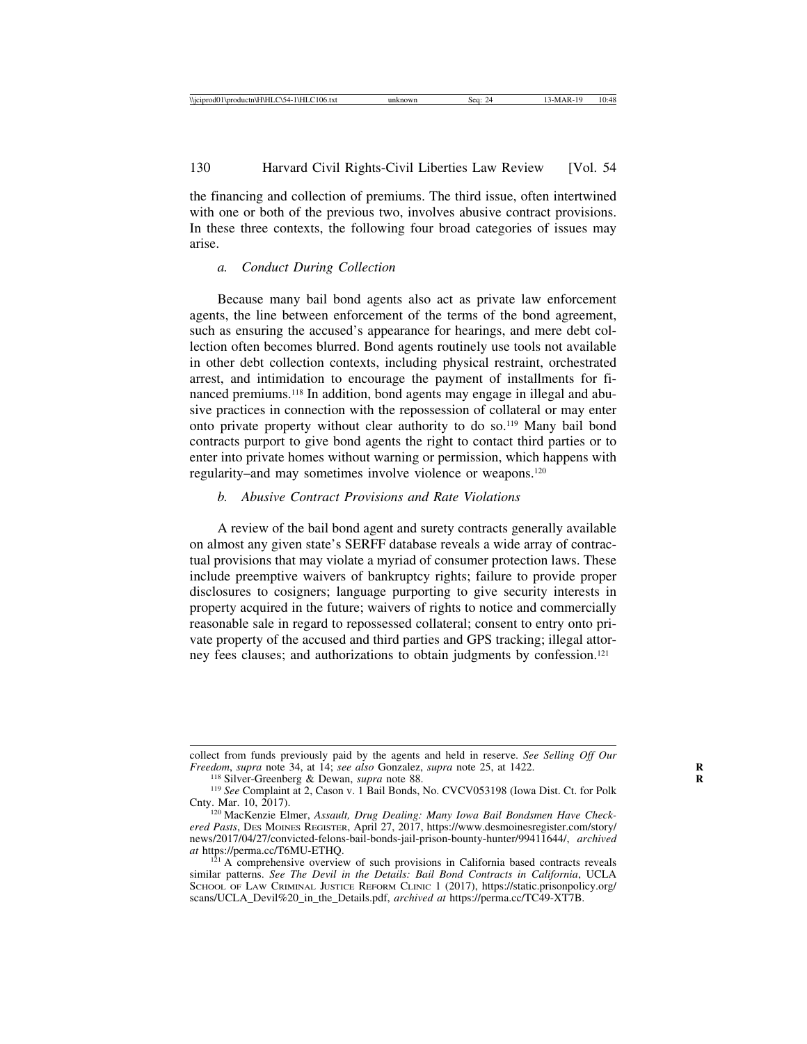the financing and collection of premiums. The third issue, often intertwined with one or both of the previous two, involves abusive contract provisions. In these three contexts, the following four broad categories of issues may arise.

*a. Conduct During Collection*

Because many bail bond agents also act as private law enforcement agents, the line between enforcement of the terms of the bond agreement, such as ensuring the accused's appearance for hearings, and mere debt collection often becomes blurred. Bond agents routinely use tools not available in other debt collection contexts, including physical restraint, orchestrated arrest, and intimidation to encourage the payment of installments for financed premiums.[118] In addition, bond agents may engage in illegal and abusive practices in connection with the repossession of collateral or may enter onto private property without clear authority to do so.[119] Many bail bond contracts purport to give bond agents the right to contact third parties or to enter into private homes without warning or permission, which happens with regularity–and may sometimes involve violence or weapons.[120]

*b. Abusive Contract Provisions and Rate Violations*

A review of the bail bond agent and surety contracts generally available on almost any given state's SERFF database reveals a wide array of contractual provisions that may violate a myriad of consumer protection laws. These include preemptive waivers of bankruptcy rights; failure to provide proper disclosures to cosigners; language purporting to give security interests in property acquired in the future; waivers of rights to notice and commercially reasonable sale in regard to repossessed collateral; consent to entry onto private property of the accused and third parties and GPS tracking; illegal attorney fees clauses; and authorizations to obtain judgments by confession.[121]

---

collect from funds previously paid by the agents and held in reserve. *See Selling Off Our Freedom*, *supra* note 34, at 14; *see also* Gonzalez, *supra* note 25, at 1422.

[118] Silver-Greenberg & Dewan, *supra* note 88.

[119] *See* Complaint at 2, Cason v. 1 Bail Bonds, No. CVCV053198 (Iowa Dist. Ct. for Polk Cnty. Mar. 10, 2017).

[120] MacKenzie Elmer, *Assault, Drug Dealing: Many Iowa Bail Bondsmen Have Checkered Pasts*, Des Moines Register, April 27, 2017, https://www.desmoinesregister.com/story/news/2017/04/27/convicted-felons-bail-bonds-jail-prison-bounty-hunter/99411644/, *archived at* https://perma.cc/T6MU-ETHQ.

[121] A comprehensive overview of such provisions in California based contracts reveals similar patterns. *See The Devil in the Details: Bail Bond Contracts in California*, UCLA School of Law Criminal Justice Reform Clinic 1 (2017), https://static.prisonpolicy.org/scans/UCLA_Devil%20_in_the_Details.pdf, *archived at* https://perma.cc/TC49-XT7B.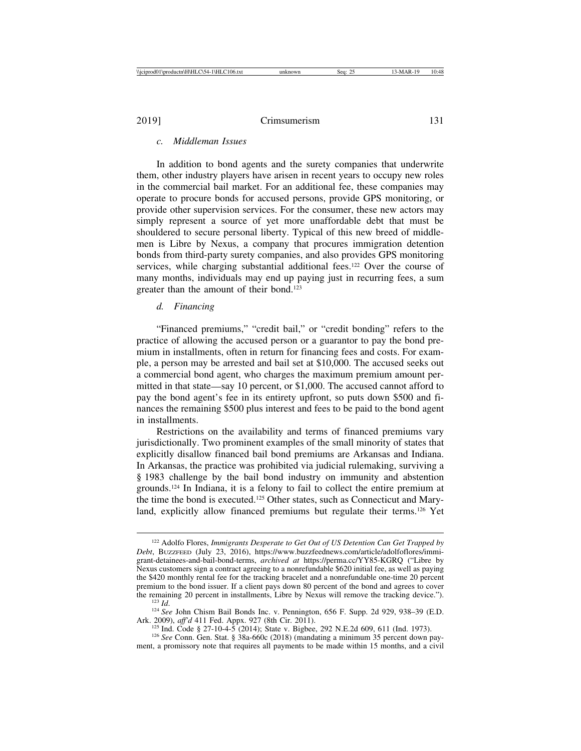#### *c. Middleman Issues*

In addition to bond agents and the surety companies that underwrite them, other industry players have arisen in recent years to occupy new roles in the commercial bail market. For an additional fee, these companies may operate to procure bonds for accused persons, provide GPS monitoring, or provide other supervision services. For the consumer, these new actors may simply represent a source of yet more unaffordable debt that must be shouldered to secure personal liberty. Typical of this new breed of middlemen is Libre by Nexus, a company that procures immigration detention bonds from third-party surety companies, and also provides GPS monitoring services, while charging substantial additional fees.[122] Over the course of many months, individuals may end up paying just in recurring fees, a sum greater than the amount of their bond.[123]

#### *d. Financing*

"Financed premiums," "credit bail," or "credit bonding" refers to the practice of allowing the accused person or a guarantor to pay the bond premium in installments, often in return for financing fees and costs. For example, a person may be arrested and bail set at $10,000. The accused seeks out a commercial bond agent, who charges the maximum premium amount permitted in that state—say 10 percent, or $1,000. The accused cannot afford to pay the bond agent's fee in its entirety upfront, so puts down $500 and finances the remaining $500 plus interest and fees to be paid to the bond agent in installments.

Restrictions on the availability and terms of financed premiums vary jurisdictionally. Two prominent examples of the small minority of states that explicitly disallow financed bail bond premiums are Arkansas and Indiana. In Arkansas, the practice was prohibited via judicial rulemaking, surviving a § 1983 challenge by the bail bond industry on immunity and abstention grounds.[124] In Indiana, it is a felony to fail to collect the entire premium at the time the bond is executed.[125] Other states, such as Connecticut and Maryland, explicitly allow financed premiums but regulate their terms.[126] Yet

---

[122] Adolfo Flores, *Immigrants Desperate to Get Out of US Detention Can Get Trapped by Debt*, BUZZFEED (July 23, 2016), https://www.buzzfeednews.com/article/adolfoflores/immigrant-detainees-and-bail-bond-terms, *archived at* https://perma.cc/YY85-KGRQ ("Libre by Nexus customers sign a contract agreeing to a nonrefundable $620 initial fee, as well as paying the $420 monthly rental fee for the tracking bracelet and a nonrefundable one-time 20 percent premium to the bond issuer. If a client pays down 80 percent of the bond and agrees to cover the remaining 20 percent in installments, Libre by Nexus will remove the tracking device.").

[123] *Id*.

[124] *See* John Chism Bail Bonds Inc. v. Pennington, 656 F. Supp. 2d 929, 938–39 (E.D. Ark. 2009), *aff'd* 411 Fed. Appx. 927 (8th Cir. 2011).

[125] Ind. Code § 27-10-4-5 (2014); State v. Bigbee, 292 N.E.2d 609, 611 (Ind. 1973).

[126] *See* Conn. Gen. Stat. § 38a-660c (2018) (mandating a minimum 35 percent down payment, a promissory note that requires all payments to be made within 15 months, and a civil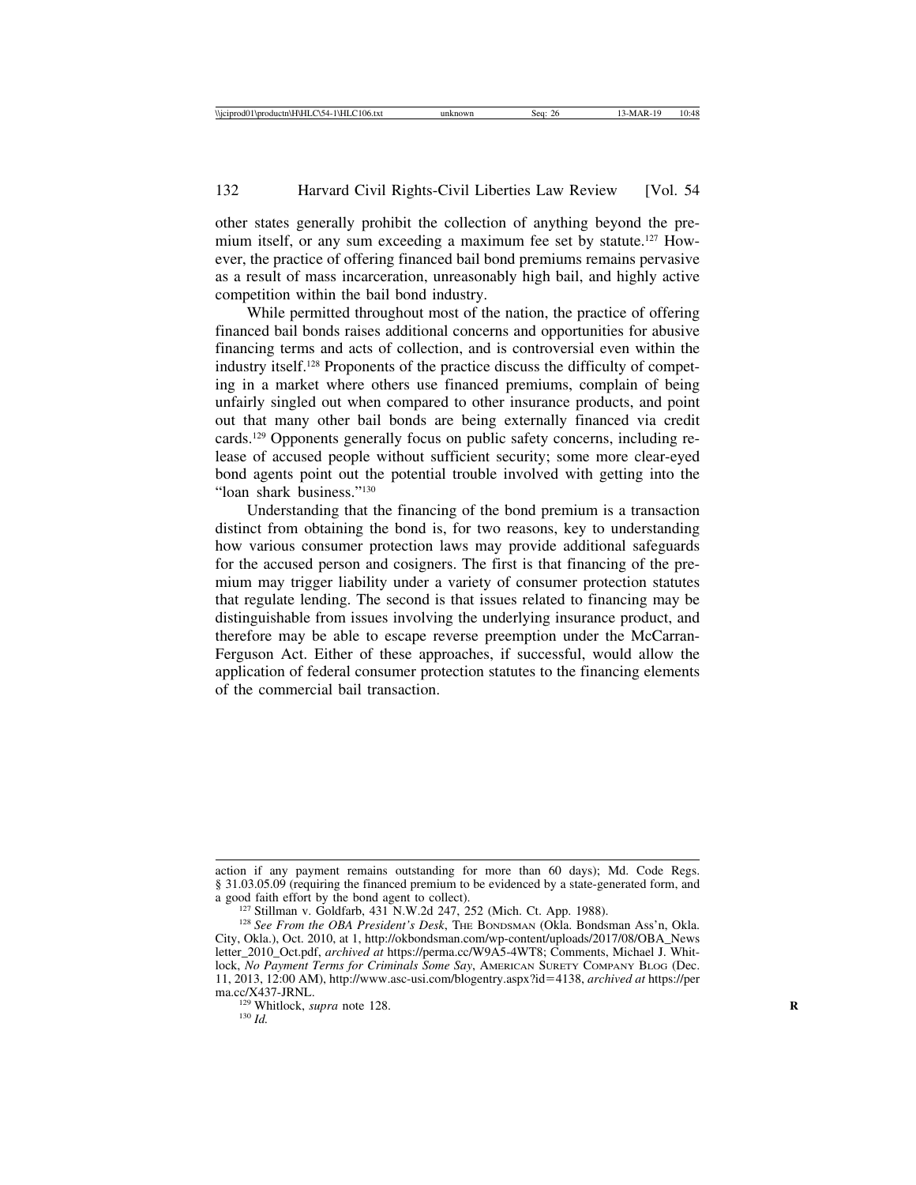other states generally prohibit the collection of anything beyond the premium itself, or any sum exceeding a maximum fee set by statute.[127] However, the practice of offering financed bail bond premiums remains pervasive as a result of mass incarceration, unreasonably high bail, and highly active competition within the bail bond industry.

While permitted throughout most of the nation, the practice of offering financed bail bonds raises additional concerns and opportunities for abusive financing terms and acts of collection, and is controversial even within the industry itself.[128] Proponents of the practice discuss the difficulty of competing in a market where others use financed premiums, complain of being unfairly singled out when compared to other insurance products, and point out that many other bail bonds are being externally financed via credit cards.[129] Opponents generally focus on public safety concerns, including release of accused people without sufficient security; some more clear-eyed bond agents point out the potential trouble involved with getting into the "loan shark business."[130]

Understanding that the financing of the bond premium is a transaction distinct from obtaining the bond is, for two reasons, key to understanding how various consumer protection laws may provide additional safeguards for the accused person and cosigners. The first is that financing of the premium may trigger liability under a variety of consumer protection statutes that regulate lending. The second is that issues related to financing may be distinguishable from issues involving the underlying insurance product, and therefore may be able to escape reverse preemption under the McCarran-Ferguson Act. Either of these approaches, if successful, would allow the application of federal consumer protection statutes to the financing elements of the commercial bail transaction.

---

action if any payment remains outstanding for more than 60 days); Md. Code Regs. § 31.03.05.09 (requiring the financed premium to be evidenced by a state-generated form, and a good faith effort by the bond agent to collect).

[127] Stillman v. Goldfarb, 431 N.W.2d 247, 252 (Mich. Ct. App. 1988).

[128] *See From the OBA President's Desk*, THE BONDSMAN (Okla. Bondsman Ass'n, Okla. City, Okla.), Oct. 2010, at 1, http://okbondsman.com/wp-content/uploads/2017/08/OBA_Newsletter_2010_Oct.pdf, *archived at* https://perma.cc/W9A5-4WT8; Comments, Michael J. Whitlock, *No Payment Terms for Criminals Some Say*, AMERICAN SURETY COMPANY BLOG (Dec. 11, 2013, 12:00 AM), http://www.asc-usi.com/blogentry.aspx?id=4138, *archived at* https://perma.cc/X437-JRNL.

[129] Whitlock, *supra* note 128.

[130] *Id.*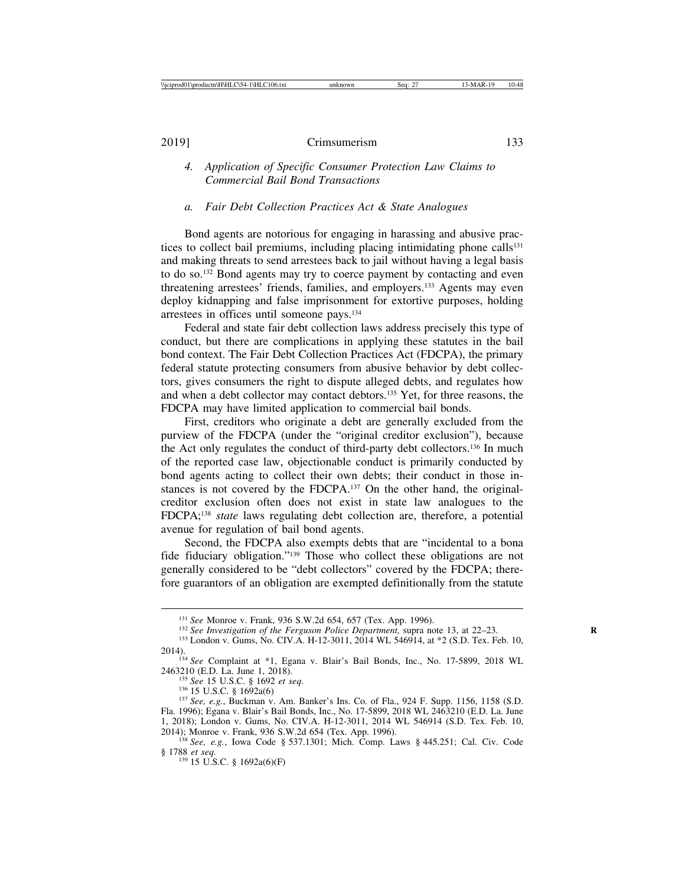### *4. Application of Specific Consumer Protection Law Claims to Commercial Bail Bond Transactions*

#### *a. Fair Debt Collection Practices Act & State Analogues*

Bond agents are notorious for engaging in harassing and abusive practices to collect bail premiums, including placing intimidating phone calls[131] and making threats to send arrestees back to jail without having a legal basis to do so.[132] Bond agents may try to coerce payment by contacting and even threatening arrestees' friends, families, and employers.[133] Agents may even deploy kidnapping and false imprisonment for extortive purposes, holding arrestees in offices until someone pays.[134]

Federal and state fair debt collection laws address precisely this type of conduct, but there are complications in applying these statutes in the bail bond context. The Fair Debt Collection Practices Act (FDCPA), the primary federal statute protecting consumers from abusive behavior by debt collectors, gives consumers the right to dispute alleged debts, and regulates how and when a debt collector may contact debtors.[135] Yet, for three reasons, the FDCPA may have limited application to commercial bail bonds.

First, creditors who originate a debt are generally excluded from the purview of the FDCPA (under the "original creditor exclusion"), because the Act only regulates the conduct of third-party debt collectors.[136] In much of the reported case law, objectionable conduct is primarily conducted by bond agents acting to collect their own debts; their conduct in those instances is not covered by the FDCPA.[137] On the other hand, the original-creditor exclusion often does not exist in state law analogues to the FDCPA;[138] *state* laws regulating debt collection are, therefore, a potential avenue for regulation of bail bond agents.

Second, the FDCPA also exempts debts that are "incidental to a bona fide fiduciary obligation."[139] Those who collect these obligations are not generally considered to be "debt collectors" covered by the FDCPA; therefore guarantors of an obligation are exempted definitionally from the statute

---

[131] *See* Monroe v. Frank, 936 S.W.2d 654, 657 (Tex. App. 1996).

[132] *See Investigation of the Ferguson Police Department,* supra note 13, at 22–23.

[133] London v. Gums, No. CIV.A. H-12-3011, 2014 WL 546914, at *2 (S.D. Tex. Feb. 10, 2014).

[134] *See* Complaint at *1, Egana v. Blair's Bail Bonds, Inc., No. 17-5899, 2018 WL 2463210 (E.D. La. June 1, 2018).

[135] *See* 15 U.S.C. § 1692 *et seq.*

[136] 15 U.S.C. § 1692a(6)

[137] *See, e.g.*, Buckman v. Am. Banker's Ins. Co. of Fla., 924 F. Supp. 1156, 1158 (S.D. Fla. 1996); Egana v. Blair's Bail Bonds, Inc., No. 17-5899, 2018 WL 2463210 (E.D. La. June 1, 2018); London v. Gums, No. CIV.A. H-12-3011, 2014 WL 546914 (S.D. Tex. Feb. 10, 2014); Monroe v. Frank, 936 S.W.2d 654 (Tex. App. 1996).

[138] *See, e.g.*, Iowa Code § 537.1301; Mich. Comp. Laws § 445.251; Cal. Civ. Code § 1788 *et seq.*

[139] 15 U.S.C. § 1692a(6)(F)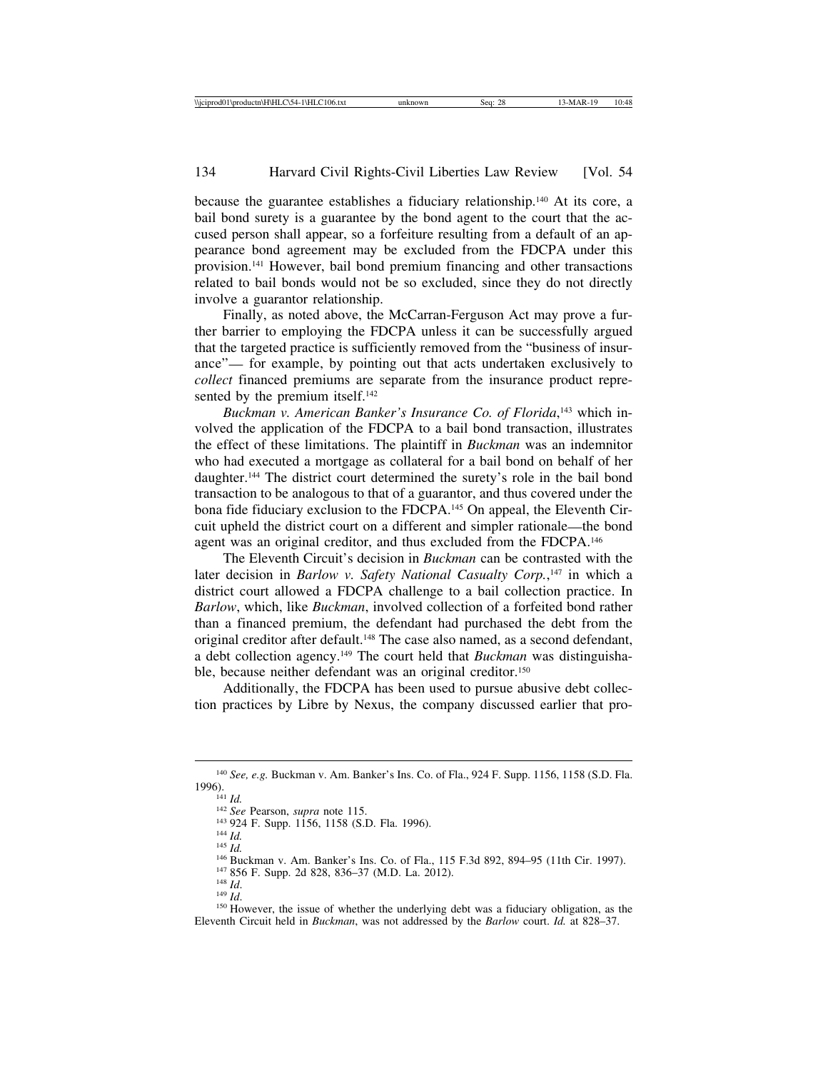because the guarantee establishes a fiduciary relationship.[140] At its core, a bail bond surety is a guarantee by the bond agent to the court that the accused person shall appear, so a forfeiture resulting from a default of an appearance bond agreement may be excluded from the FDCPA under this provision.[141] However, bail bond premium financing and other transactions related to bail bonds would not be so excluded, since they do not directly involve a guarantor relationship.

Finally, as noted above, the McCarran-Ferguson Act may prove a further barrier to employing the FDCPA unless it can be successfully argued that the targeted practice is sufficiently removed from the "business of insurance"— for example, by pointing out that acts undertaken exclusively to *collect* financed premiums are separate from the insurance product represented by the premium itself.[142]

*Buckman v. American Banker's Insurance Co. of Florida*,[143] which involved the application of the FDCPA to a bail bond transaction, illustrates the effect of these limitations. The plaintiff in *Buckman* was an indemnitor who had executed a mortgage as collateral for a bail bond on behalf of her daughter.[144] The district court determined the surety's role in the bail bond transaction to be analogous to that of a guarantor, and thus covered under the bona fide fiduciary exclusion to the FDCPA.[145] On appeal, the Eleventh Circuit upheld the district court on a different and simpler rationale—the bond agent was an original creditor, and thus excluded from the FDCPA.[146]

The Eleventh Circuit's decision in *Buckman* can be contrasted with the later decision in *Barlow v. Safety National Casualty Corp.*,[147] in which a district court allowed a FDCPA challenge to a bail collection practice. In *Barlow*, which, like *Buckman*, involved collection of a forfeited bond rather than a financed premium, the defendant had purchased the debt from the original creditor after default.[148] The case also named, as a second defendant, a debt collection agency.[149] The court held that *Buckman* was distinguishable, because neither defendant was an original creditor.[150]

Additionally, the FDCPA has been used to pursue abusive debt collection practices by Libre by Nexus, the company discussed earlier that pro-

---

[140] *See, e.g.* Buckman v. Am. Banker's Ins. Co. of Fla., 924 F. Supp. 1156, 1158 (S.D. Fla. 1996).

[141] *Id.*

[142] *See* Pearson, *supra* note 115.

[143] 924 F. Supp. 1156, 1158 (S.D. Fla. 1996).

[144] *Id.*

[145] *Id.*

[146] Buckman v. Am. Banker's Ins. Co. of Fla., 115 F.3d 892, 894–95 (11th Cir. 1997).

[147] 856 F. Supp. 2d 828, 836–37 (M.D. La. 2012).

[148] *Id*.

[149] *Id*.

[150] However, the issue of whether the underlying debt was a fiduciary obligation, as the Eleventh Circuit held in *Buckman*, was not addressed by the *Barlow* court. *Id.* at 828–37.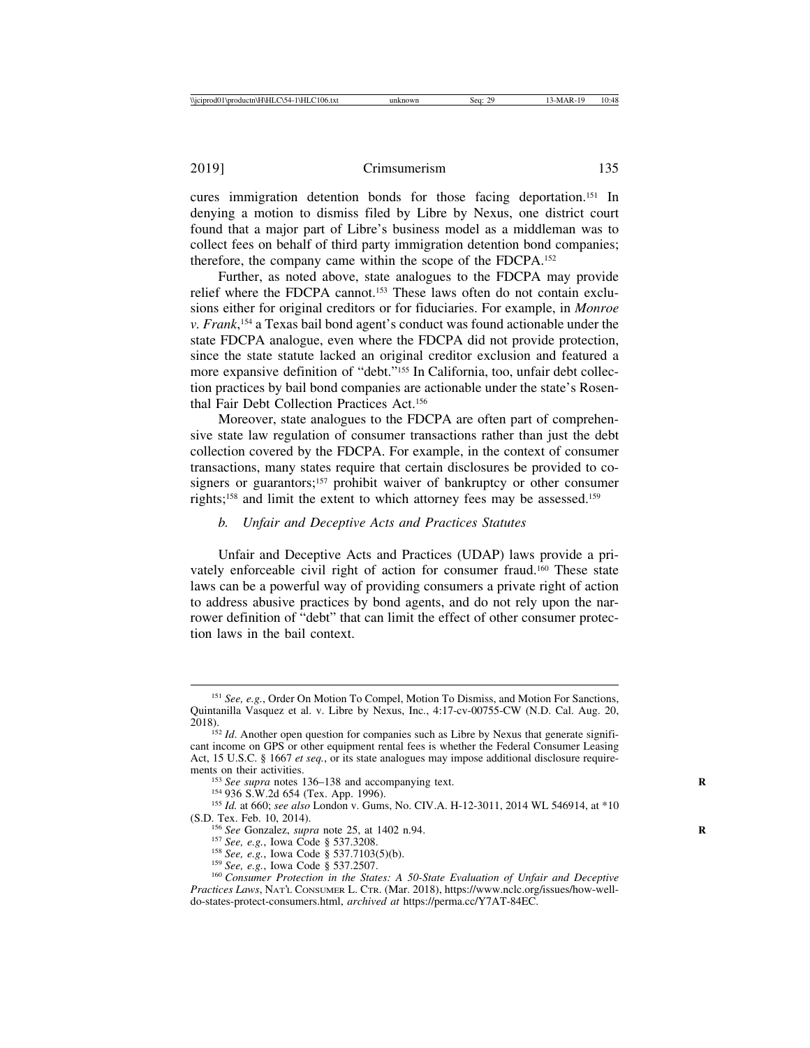cures immigration detention bonds for those facing deportation.[151] In denying a motion to dismiss filed by Libre by Nexus, one district court found that a major part of Libre's business model as a middleman was to collect fees on behalf of third party immigration detention bond companies; therefore, the company came within the scope of the FDCPA.[152]

Further, as noted above, state analogues to the FDCPA may provide relief where the FDCPA cannot.[153] These laws often do not contain exclusions either for original creditors or for fiduciaries. For example, in *Monroe v. Frank*,[154] a Texas bail bond agent's conduct was found actionable under the state FDCPA analogue, even where the FDCPA did not provide protection, since the state statute lacked an original creditor exclusion and featured a more expansive definition of "debt."[155] In California, too, unfair debt collection practices by bail bond companies are actionable under the state's Rosenthal Fair Debt Collection Practices Act.[156]

Moreover, state analogues to the FDCPA are often part of comprehensive state law regulation of consumer transactions rather than just the debt collection covered by the FDCPA. For example, in the context of consumer transactions, many states require that certain disclosures be provided to cosigners or guarantors;[157] prohibit waiver of bankruptcy or other consumer rights;[158] and limit the extent to which attorney fees may be assessed.[159]

### *b. Unfair and Deceptive Acts and Practices Statutes*

Unfair and Deceptive Acts and Practices (UDAP) laws provide a privately enforceable civil right of action for consumer fraud.[160] These state laws can be a powerful way of providing consumers a private right of action to address abusive practices by bond agents, and do not rely upon the narrower definition of "debt" that can limit the effect of other consumer protection laws in the bail context.

---

[151] *See, e.g.*, Order On Motion To Compel, Motion To Dismiss, and Motion For Sanctions, Quintanilla Vasquez et al. v. Libre by Nexus, Inc., 4:17-cv-00755-CW (N.D. Cal. Aug. 20, 2018).

[152] *Id*. Another open question for companies such as Libre by Nexus that generate significant income on GPS or other equipment rental fees is whether the Federal Consumer Leasing Act, 15 U.S.C. § 1667 *et seq.*, or its state analogues may impose additional disclosure requirements on their activities.

[153] *See supra* notes 136–138 and accompanying text.

[154] 936 S.W.2d 654 (Tex. App. 1996).

[155] *Id.* at 660; *see also* London v. Gums, No. CIV.A. H-12-3011, 2014 WL 546914, at *10 (S.D. Tex. Feb. 10, 2014).

[156] *See* Gonzalez, *supra* note 25, at 1402 n.94.

[157] *See, e.g.*, Iowa Code § 537.3208.

[158] *See, e.g.*, Iowa Code § 537.7103(5)(b).

[159] *See, e.g.*, Iowa Code § 537.2507.

[160] *Consumer Protection in the States: A 50-State Evaluation of Unfair and Deceptive Practices Laws*, NAT'L CONSUMER L. CTR. (Mar. 2018), https://www.nclc.org/issues/how-well-do-states-protect-consumers.html, *archived at* https://perma.cc/Y7AT-84EC.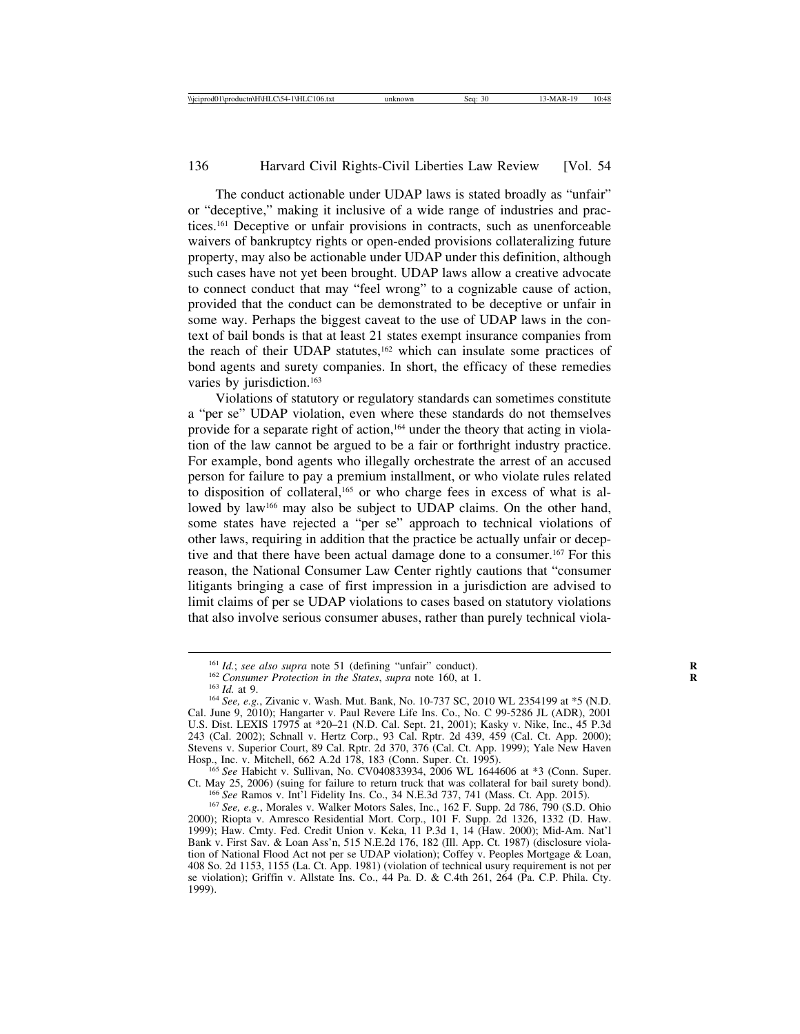The conduct actionable under UDAP laws is stated broadly as "unfair" or "deceptive," making it inclusive of a wide range of industries and practices.[161] Deceptive or unfair provisions in contracts, such as unenforceable waivers of bankruptcy rights or open-ended provisions collateralizing future property, may also be actionable under UDAP under this definition, although such cases have not yet been brought. UDAP laws allow a creative advocate to connect conduct that may "feel wrong" to a cognizable cause of action, provided that the conduct can be demonstrated to be deceptive or unfair in some way. Perhaps the biggest caveat to the use of UDAP laws in the context of bail bonds is that at least 21 states exempt insurance companies from the reach of their UDAP statutes,[162] which can insulate some practices of bond agents and surety companies. In short, the efficacy of these remedies varies by jurisdiction.[163]

Violations of statutory or regulatory standards can sometimes constitute a "per se" UDAP violation, even where these standards do not themselves provide for a separate right of action,[164] under the theory that acting in violation of the law cannot be argued to be a fair or forthright industry practice. For example, bond agents who illegally orchestrate the arrest of an accused person for failure to pay a premium installment, or who violate rules related to disposition of collateral,[165] or who charge fees in excess of what is allowed by law[166] may also be subject to UDAP claims. On the other hand, some states have rejected a "per se" approach to technical violations of other laws, requiring in addition that the practice be actually unfair or deceptive and that there have been actual damage done to a consumer.[167] For this reason, the National Consumer Law Center rightly cautions that "consumer litigants bringing a case of first impression in a jurisdiction are advised to limit claims of per se UDAP violations to cases based on statutory violations that also involve serious consumer abuses, rather than purely technical viola-

[161] *Id.*; *see also supra* note 51 (defining "unfair" conduct).

[162] *Consumer Protection in the States*, *supra* note 160, at 1.

[163] *Id.* at 9.

[164] *See, e.g.*, Zivanic v. Wash. Mut. Bank, No. 10-737 SC, 2010 WL 2354199 at *5 (N.D. Cal. June 9, 2010); Hangarter v. Paul Revere Life Ins. Co., No. C 99-5286 JL (ADR), 2001 U.S. Dist. LEXIS 17975 at *20–21 (N.D. Cal. Sept. 21, 2001); Kasky v. Nike, Inc., 45 P.3d 243 (Cal. 2002); Schnall v. Hertz Corp., 93 Cal. Rptr. 2d 439, 459 (Cal. Ct. App. 2000); Stevens v. Superior Court, 89 Cal. Rptr. 2d 370, 376 (Cal. Ct. App. 1999); Yale New Haven Hosp., Inc. v. Mitchell, 662 A.2d 178, 183 (Conn. Super. Ct. 1995).

[165] *See* Habicht v. Sullivan, No. CV040833934, 2006 WL 1644606 at *3 (Conn. Super. Ct. May 25, 2006) (suing for failure to return truck that was collateral for bail surety bond).

[166] *See* Ramos v. Int'l Fidelity Ins. Co., 34 N.E.3d 737, 741 (Mass. Ct. App. 2015).

[167] *See, e.g.*, Morales v. Walker Motors Sales, Inc., 162 F. Supp. 2d 786, 790 (S.D. Ohio 2000); Riopta v. Amresco Residential Mort. Corp., 101 F. Supp. 2d 1326, 1332 (D. Haw. 1999); Haw. Cmty. Fed. Credit Union v. Keka, 11 P.3d 1, 14 (Haw. 2000); Mid-Am. Nat'l Bank v. First Sav. & Loan Ass'n, 515 N.E.2d 176, 182 (Ill. App. Ct. 1987) (disclosure violation of National Flood Act not per se UDAP violation); Coffey v. Peoples Mortgage & Loan, 408 So. 2d 1153, 1155 (La. Ct. App. 1981) (violation of technical usury requirement is not per se violation); Griffin v. Allstate Ins. Co., 44 Pa. D. & C.4th 261, 264 (Pa. C.P. Phila. Cty. 1999).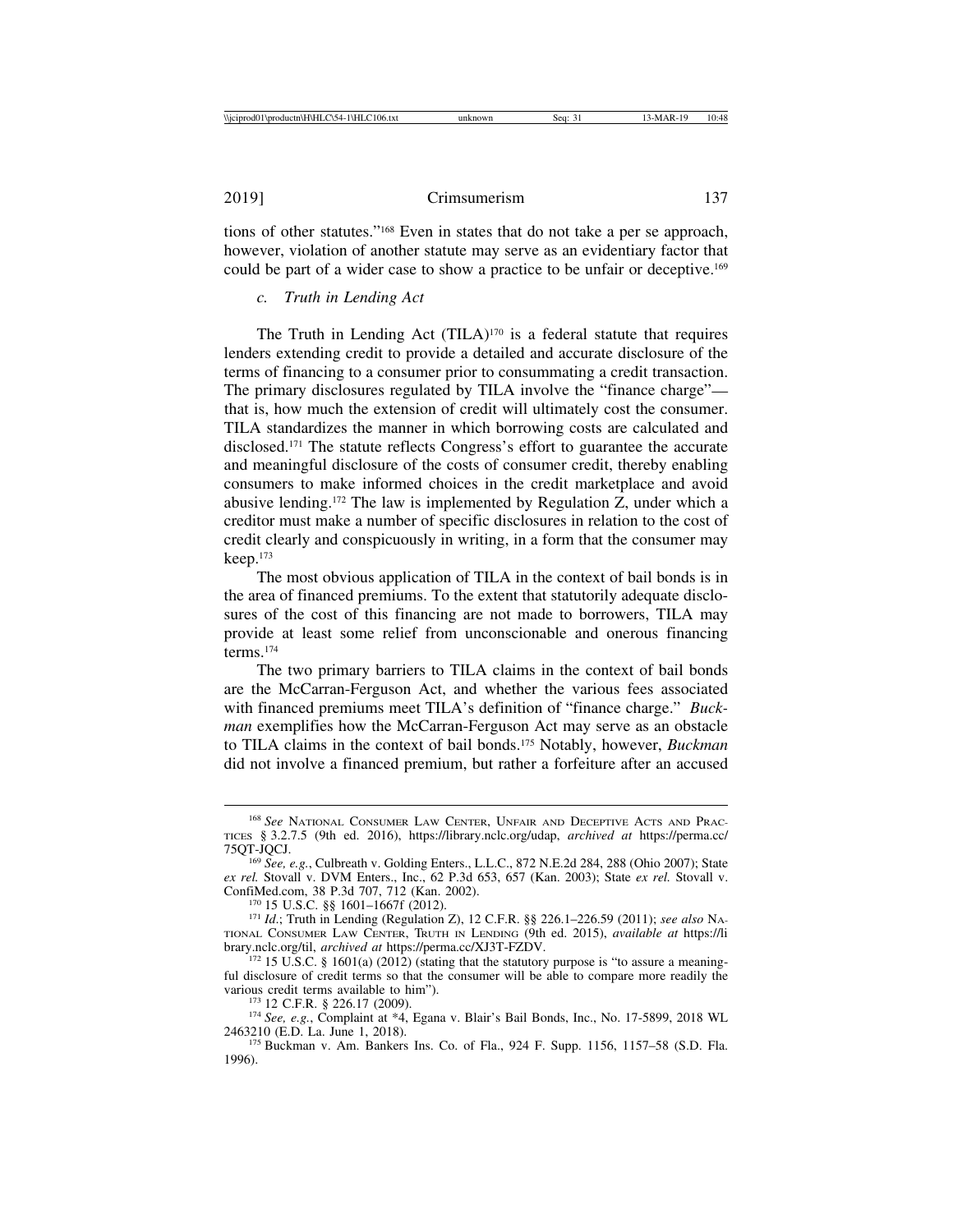tions of other statutes."[168] Even in states that do not take a per se approach, however, violation of another statute may serve as an evidentiary factor that could be part of a wider case to show a practice to be unfair or deceptive.[169]

### *c. Truth in Lending Act*

The Truth in Lending Act (TILA)[170] is a federal statute that requires lenders extending credit to provide a detailed and accurate disclosure of the terms of financing to a consumer prior to consummating a credit transaction. The primary disclosures regulated by TILA involve the "finance charge"—that is, how much the extension of credit will ultimately cost the consumer. TILA standardizes the manner in which borrowing costs are calculated and disclosed.[171] The statute reflects Congress's effort to guarantee the accurate and meaningful disclosure of the costs of consumer credit, thereby enabling consumers to make informed choices in the credit marketplace and avoid abusive lending.[172] The law is implemented by Regulation Z, under which a creditor must make a number of specific disclosures in relation to the cost of credit clearly and conspicuously in writing, in a form that the consumer may keep.[173]

The most obvious application of TILA in the context of bail bonds is in the area of financed premiums. To the extent that statutorily adequate disclosures of the cost of this financing are not made to borrowers, TILA may provide at least some relief from unconscionable and onerous financing terms.[174]

The two primary barriers to TILA claims in the context of bail bonds are the McCarran-Ferguson Act, and whether the various fees associated with financed premiums meet TILA's definition of "finance charge." *Buckman* exemplifies how the McCarran-Ferguson Act may serve as an obstacle to TILA claims in the context of bail bonds.[175] Notably, however, *Buckman* did not involve a financed premium, but rather a forfeiture after an accused

---

[168] *See* National Consumer Law Center, Unfair and Deceptive Acts and Practices § 3.2.7.5 (9th ed. 2016), https://library.nclc.org/udap, *archived at* https://perma.cc/75QT-JQCJ.

[169] *See, e.g.*, Culbreath v. Golding Enters., L.L.C., 872 N.E.2d 284, 288 (Ohio 2007); State *ex rel.* Stovall v. DVM Enters., Inc., 62 P.3d 653, 657 (Kan. 2003); State *ex rel.* Stovall v. ConfiMed.com, 38 P.3d 707, 712 (Kan. 2002).

[170] 15 U.S.C. §§ 1601–1667f (2012).

[171] *Id.*; Truth in Lending (Regulation Z), 12 C.F.R. §§ 226.1–226.59 (2011); *see also* National Consumer Law Center, Truth in Lending (9th ed. 2015), *available at* https://library.nclc.org/til, *archived at* https://perma.cc/XJ3T-FZDV.

[172] 15 U.S.C. § 1601(a) (2012) (stating that the statutory purpose is "to assure a meaningful disclosure of credit terms so that the consumer will be able to compare more readily the various credit terms available to him").

[173] 12 C.F.R. § 226.17 (2009).

[174] *See, e.g.*, Complaint at *4, Egana v. Blair's Bail Bonds, Inc., No. 17-5899, 2018 WL 2463210 (E.D. La. June 1, 2018).

[175] Buckman v. Am. Bankers Ins. Co. of Fla., 924 F. Supp. 1156, 1157–58 (S.D. Fla. 1996).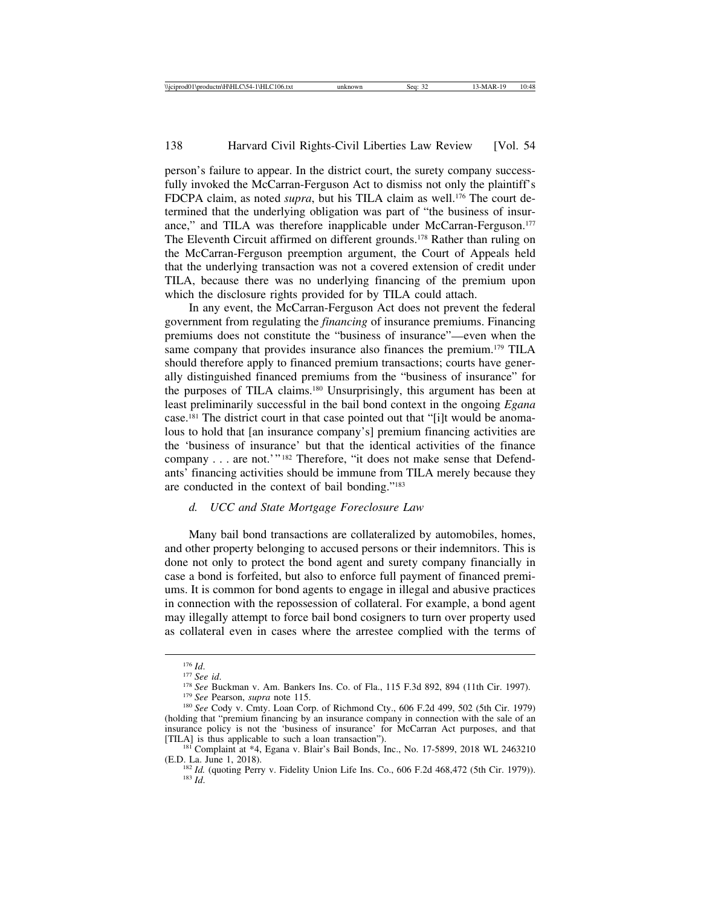person's failure to appear. In the district court, the surety company successfully invoked the McCarran-Ferguson Act to dismiss not only the plaintiff's FDCPA claim, as noted *supra*, but his TILA claim as well.[176] The court determined that the underlying obligation was part of "the business of insurance," and TILA was therefore inapplicable under McCarran-Ferguson.[177] The Eleventh Circuit affirmed on different grounds.[178] Rather than ruling on the McCarran-Ferguson preemption argument, the Court of Appeals held that the underlying transaction was not a covered extension of credit under TILA, because there was no underlying financing of the premium upon which the disclosure rights provided for by TILA could attach.

In any event, the McCarran-Ferguson Act does not prevent the federal government from regulating the *financing* of insurance premiums. Financing premiums does not constitute the "business of insurance"—even when the same company that provides insurance also finances the premium.[179] TILA should therefore apply to financed premium transactions; courts have generally distinguished financed premiums from the "business of insurance" for the purposes of TILA claims.[180] Unsurprisingly, this argument has been at least preliminarily successful in the bail bond context in the ongoing *Egana* case.[181] The district court in that case pointed out that "[i]t would be anomalous to hold that [an insurance company's] premium financing activities are the 'business of insurance' but that the identical activities of the finance company . . . are not.'"[182] Therefore, "it does not make sense that Defendants' financing activities should be immune from TILA merely because they are conducted in the context of bail bonding."[183]

### *d. UCC and State Mortgage Foreclosure Law*

Many bail bond transactions are collateralized by automobiles, homes, and other property belonging to accused persons or their indemnitors. This is done not only to protect the bond agent and surety company financially in case a bond is forfeited, but also to enforce full payment of financed premiums. It is common for bond agents to engage in illegal and abusive practices in connection with the repossession of collateral. For example, a bond agent may illegally attempt to force bail bond cosigners to turn over property used as collateral even in cases where the arrestee complied with the terms of

---

[176] *Id.*

[177] *See id.*

[178] *See* Buckman v. Am. Bankers Ins. Co. of Fla., 115 F.3d 892, 894 (11th Cir. 1997).

[179] *See* Pearson, *supra* note 115.

[180] *See* Cody v. Cmty. Loan Corp. of Richmond Cty., 606 F.2d 499, 502 (5th Cir. 1979) (holding that "premium financing by an insurance company in connection with the sale of an insurance policy is not the 'business of insurance' for McCarran Act purposes, and that [TILA] is thus applicable to such a loan transaction").

[181] Complaint at *4, Egana v. Blair's Bail Bonds, Inc., No. 17-5899, 2018 WL 2463210 (E.D. La. June 1, 2018).

[182] *Id.* (quoting Perry v. Fidelity Union Life Ins. Co., 606 F.2d 468,472 (5th Cir. 1979)).

[183] *Id.*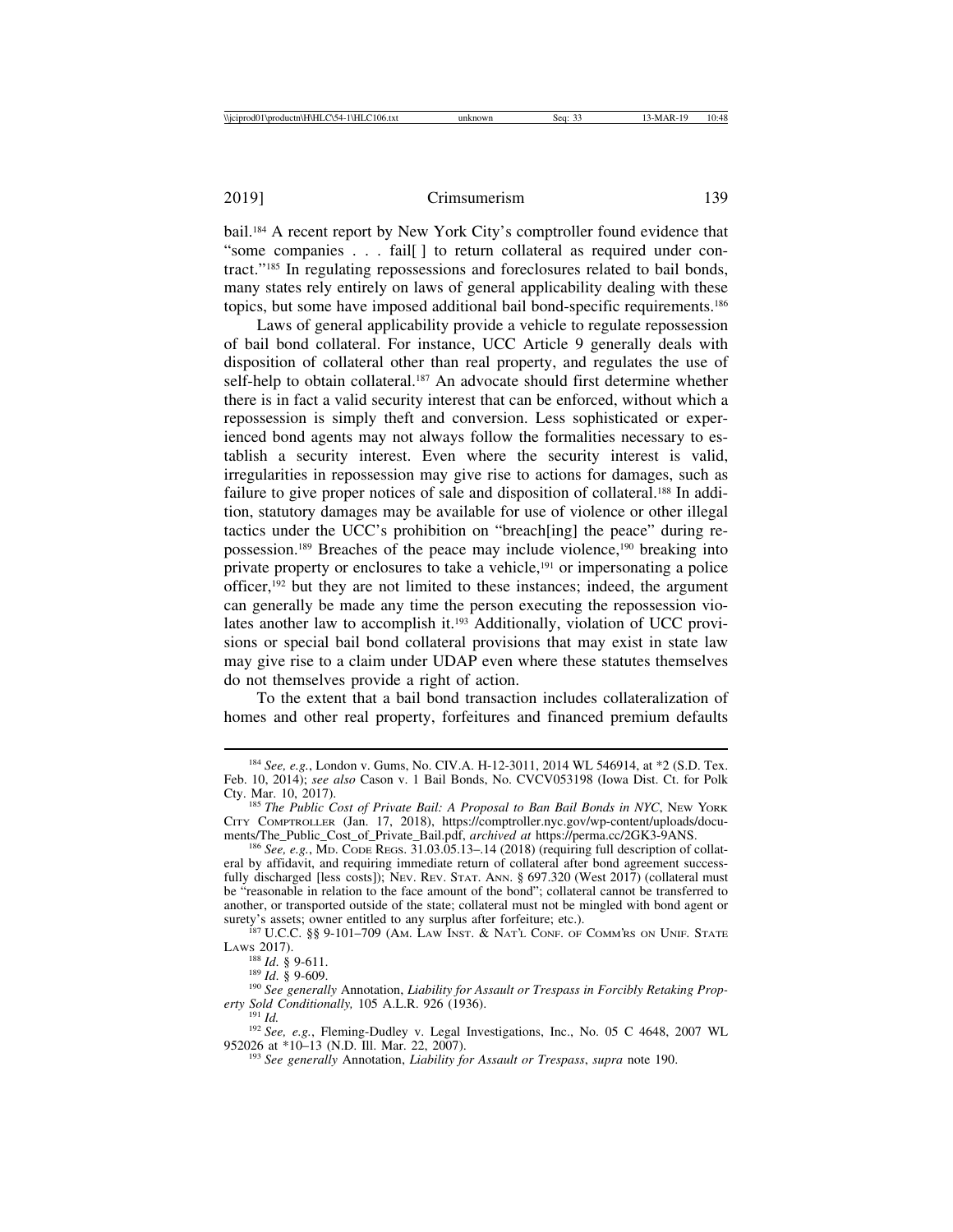bail.[184] A recent report by New York City's comptroller found evidence that "some companies . . . fail[ ] to return collateral as required under contract."[185] In regulating repossessions and foreclosures related to bail bonds, many states rely entirely on laws of general applicability dealing with these topics, but some have imposed additional bail bond-specific requirements.[186]

Laws of general applicability provide a vehicle to regulate repossession of bail bond collateral. For instance, UCC Article 9 generally deals with disposition of collateral other than real property, and regulates the use of self-help to obtain collateral.[187] An advocate should first determine whether there is in fact a valid security interest that can be enforced, without which a repossession is simply theft and conversion. Less sophisticated or experienced bond agents may not always follow the formalities necessary to establish a security interest. Even where the security interest is valid, irregularities in repossession may give rise to actions for damages, such as failure to give proper notices of sale and disposition of collateral.[188] In addition, statutory damages may be available for use of violence or other illegal tactics under the UCC's prohibition on "breach[ing] the peace" during repossession.[189] Breaches of the peace may include violence,[190] breaking into private property or enclosures to take a vehicle,[191] or impersonating a police officer,[192] but they are not limited to these instances; indeed, the argument can generally be made any time the person executing the repossession violates another law to accomplish it.[193] Additionally, violation of UCC provisions or special bail bond collateral provisions that may exist in state law may give rise to a claim under UDAP even where these statutes themselves do not themselves provide a right of action.

To the extent that a bail bond transaction includes collateralization of homes and other real property, forfeitures and financed premium defaults

---

[184] *See, e.g.*, London v. Gums, No. CIV.A. H-12-3011, 2014 WL 546914, at *2 (S.D. Tex. Feb. 10, 2014); *see also* Cason v. 1 Bail Bonds, No. CVCV053198 (Iowa Dist. Ct. for Polk Cty. Mar. 10, 2017).

[185] *The Public Cost of Private Bail: A Proposal to Ban Bail Bonds in NYC*, NEW YORK CITY COMPTROLLER (Jan. 17, 2018), https://comptroller.nyc.gov/wp-content/uploads/documents/The_Public_Cost_of_Private_Bail.pdf, *archived at* https://perma.cc/2GK3-9ANS.

[186] *See, e.g.*, MD. CODE REGS. 31.03.05.13–.14 (2018) (requiring full description of collateral by affidavit, and requiring immediate return of collateral after bond agreement successfully discharged [less costs]); NEV. REV. STAT. ANN. § 697.320 (West 2017) (collateral must be "reasonable in relation to the face amount of the bond"; collateral cannot be transferred to another, or transported outside of the state; collateral must not be mingled with bond agent or surety's assets; owner entitled to any surplus after forfeiture; etc.).

[187] U.C.C. §§ 9-101–709 (AM. LAW INST. & NAT'L CONF. OF COMM'RS ON UNIF. STATE LAWS 2017).

[188] *Id.* § 9-611.

[189] *Id.* § 9-609.

[190] *See generally* Annotation, *Liability for Assault or Trespass in Forcibly Retaking Property Sold Conditionally,* 105 A.L.R. 926 (1936).

[191] *Id.*

[192] *See, e.g.*, Fleming-Dudley v. Legal Investigations, Inc., No. 05 C 4648, 2007 WL 952026 at *10–13 (N.D. Ill. Mar. 22, 2007).

[193] *See generally* Annotation, *Liability for Assault or Trespass*, *supra* note 190.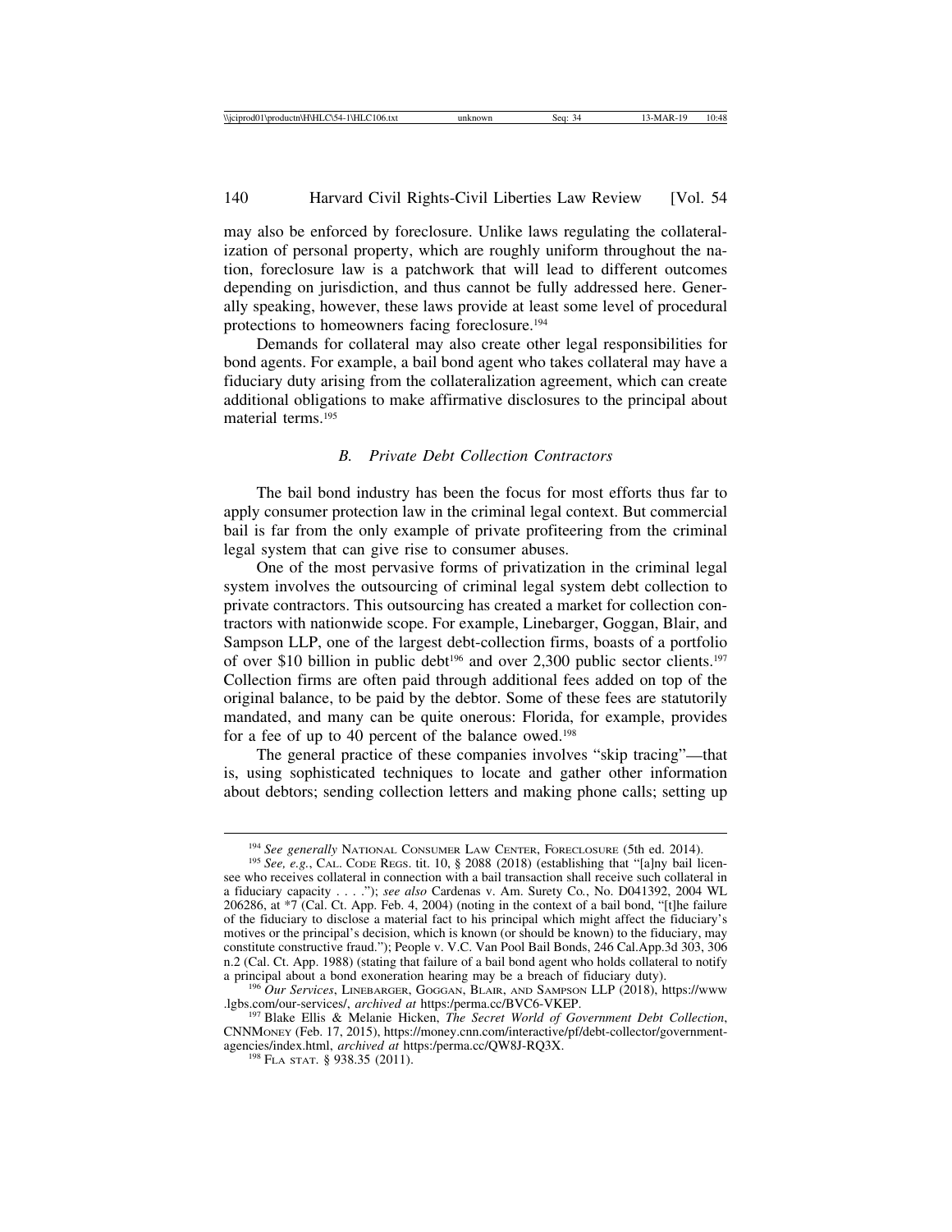may also be enforced by foreclosure. Unlike laws regulating the collateralization of personal property, which are roughly uniform throughout the nation, foreclosure law is a patchwork that will lead to different outcomes depending on jurisdiction, and thus cannot be fully addressed here. Generally speaking, however, these laws provide at least some level of procedural protections to homeowners facing foreclosure.[194]

Demands for collateral may also create other legal responsibilities for bond agents. For example, a bail bond agent who takes collateral may have a fiduciary duty arising from the collateralization agreement, which can create additional obligations to make affirmative disclosures to the principal about material terms.[195]

### *B. Private Debt Collection Contractors*

The bail bond industry has been the focus for most efforts thus far to apply consumer protection law in the criminal legal context. But commercial bail is far from the only example of private profiteering from the criminal legal system that can give rise to consumer abuses.

One of the most pervasive forms of privatization in the criminal legal system involves the outsourcing of criminal legal system debt collection to private contractors. This outsourcing has created a market for collection contractors with nationwide scope. For example, Linebarger, Goggan, Blair, and Sampson LLP, one of the largest debt-collection firms, boasts of a portfolio of over $10 billion in public debt[196] and over 2,300 public sector clients.[197] Collection firms are often paid through additional fees added on top of the original balance, to be paid by the debtor. Some of these fees are statutorily mandated, and many can be quite onerous: Florida, for example, provides for a fee of up to 40 percent of the balance owed.[198]

The general practice of these companies involves "skip tracing"—that is, using sophisticated techniques to locate and gather other information about debtors; sending collection letters and making phone calls; setting up

---

[194] *See generally* National Consumer Law Center, Foreclosure (5th ed. 2014).

[195] *See, e.g.*, Cal. Code Regs. tit. 10, § 2088 (2018) (establishing that "[a]ny bail licensee who receives collateral in connection with a bail transaction shall receive such collateral in a fiduciary capacity . . . ."); *see also* Cardenas v. Am. Surety Co., No. D041392, 2004 WL 206286, at *7 (Cal. Ct. App. Feb. 4, 2004) (noting in the context of a bail bond, "[t]he failure of the fiduciary to disclose a material fact to his principal which might affect the fiduciary's motives or the principal's decision, which is known (or should be known) to the fiduciary, may constitute constructive fraud."); People v. V.C. Van Pool Bail Bonds, 246 Cal.App.3d 303, 306 n.2 (Cal. Ct. App. 1988) (stating that failure of a bail bond agent who holds collateral to notify a principal about a bond exoneration hearing may be a breach of fiduciary duty).

[196] *Our Services*, Linebarger, Goggan, Blair, and Sampson LLP (2018), https://www.lgbs.com/our-services/, *archived at* https:/perma.cc/BVC6-VKEP.

[197] Blake Ellis & Melanie Hicken, *The Secret World of Government Debt Collection*, CNNMoney (Feb. 17, 2015), https://money.cnn.com/interactive/pf/debt-collector/government-agencies/index.html, *archived at* https:/perma.cc/QW8J-RQ3X.

[198] Fla stat. § 938.35 (2011).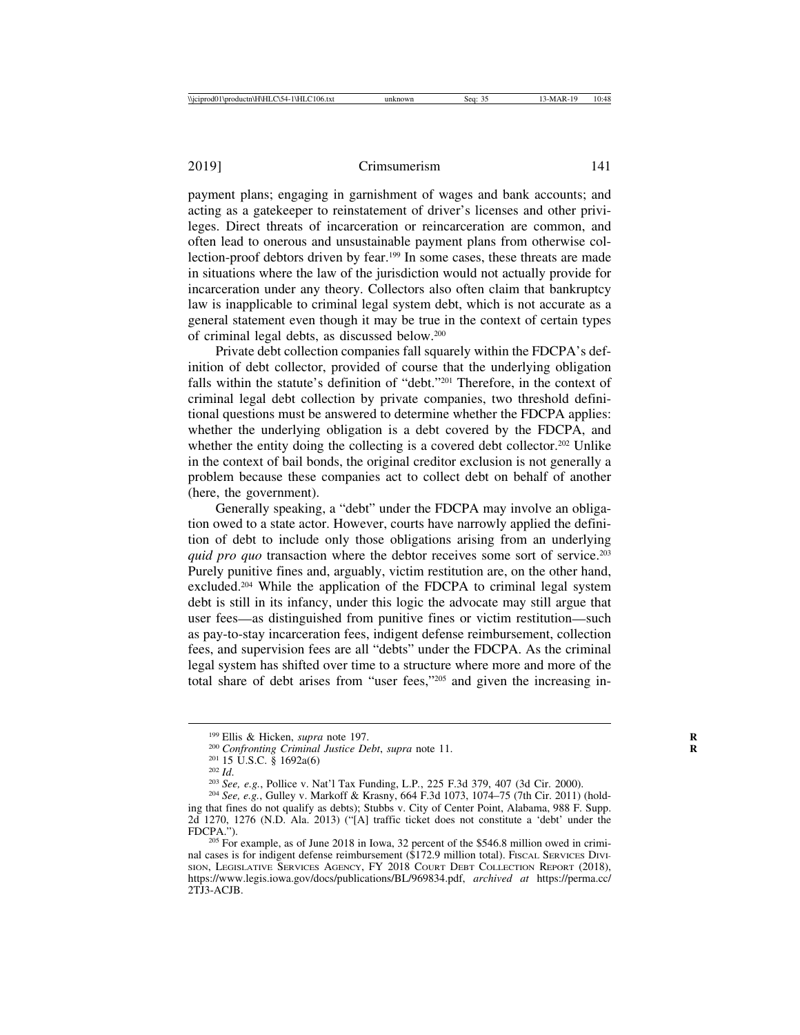payment plans; engaging in garnishment of wages and bank accounts; and acting as a gatekeeper to reinstatement of driver's licenses and other privileges. Direct threats of incarceration or reincarceration are common, and often lead to onerous and unsustainable payment plans from otherwise collection-proof debtors driven by fear.[199] In some cases, these threats are made in situations where the law of the jurisdiction would not actually provide for incarceration under any theory. Collectors also often claim that bankruptcy law is inapplicable to criminal legal system debt, which is not accurate as a general statement even though it may be true in the context of certain types of criminal legal debts, as discussed below.[200]

Private debt collection companies fall squarely within the FDCPA's definition of debt collector, provided of course that the underlying obligation falls within the statute's definition of "debt."[201] Therefore, in the context of criminal legal debt collection by private companies, two threshold definitional questions must be answered to determine whether the FDCPA applies: whether the underlying obligation is a debt covered by the FDCPA, and whether the entity doing the collecting is a covered debt collector.[202] Unlike in the context of bail bonds, the original creditor exclusion is not generally a problem because these companies act to collect debt on behalf of another (here, the government).

Generally speaking, a "debt" under the FDCPA may involve an obligation owed to a state actor. However, courts have narrowly applied the definition of debt to include only those obligations arising from an underlying *quid pro quo* transaction where the debtor receives some sort of service.[203] Purely punitive fines and, arguably, victim restitution are, on the other hand, excluded.[204] While the application of the FDCPA to criminal legal system debt is still in its infancy, under this logic the advocate may still argue that user fees—as distinguished from punitive fines or victim restitution—such as pay-to-stay incarceration fees, indigent defense reimbursement, collection fees, and supervision fees are all "debts" under the FDCPA. As the criminal legal system has shifted over time to a structure where more and more of the total share of debt arises from "user fees,"[205] and given the increasing in-

---

[199] Ellis & Hicken, *supra* note 197.

[200] *Confronting Criminal Justice Debt*, *supra* note 11.

[201] 15 U.S.C. § 1692a(6)

[202] *Id*.

[203] *See, e.g.*, Pollice v. Nat'l Tax Funding, L.P., 225 F.3d 379, 407 (3d Cir. 2000).

[204] *See, e.g.*, Gulley v. Markoff & Krasny, 664 F.3d 1073, 1074–75 (7th Cir. 2011) (holding that fines do not qualify as debts); Stubbs v. City of Center Point, Alabama, 988 F. Supp. 2d 1270, 1276 (N.D. Ala. 2013) ("[A] traffic ticket does not constitute a 'debt' under the FDCPA.").

[205] For example, as of June 2018 in Iowa, 32 percent of the $546.8 million owed in criminal cases is for indigent defense reimbursement ($172.9 million total). Fiscal Services Division, Legislative Services Agency, FY 2018 Court Debt Collection Report (2018), https://www.legis.iowa.gov/docs/publications/BL/969834.pdf, *archived at* https://perma.cc/2TJ3-ACJB.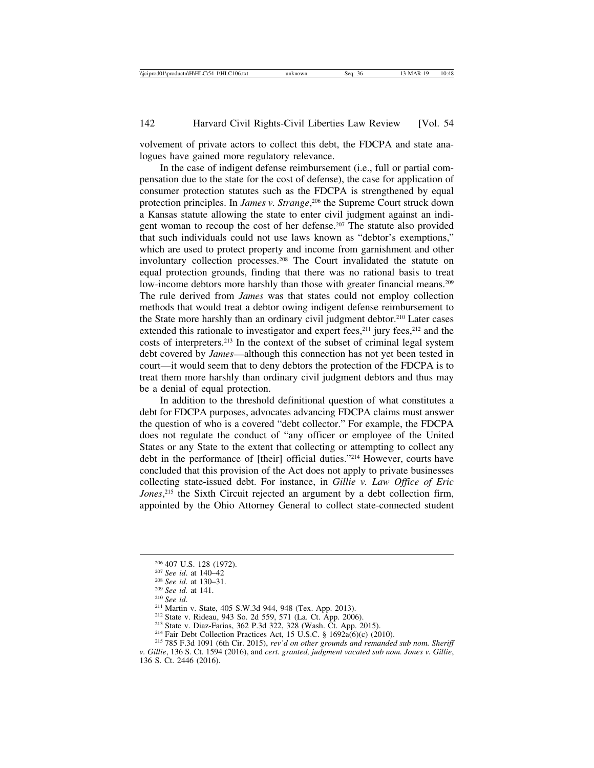volvement of private actors to collect this debt, the FDCPA and state analogues have gained more regulatory relevance.

In the case of indigent defense reimbursement (i.e., full or partial compensation due to the state for the cost of defense), the case for application of consumer protection statutes such as the FDCPA is strengthened by equal protection principles. In *James v. Strange*,[206] the Supreme Court struck down a Kansas statute allowing the state to enter civil judgment against an indigent woman to recoup the cost of her defense.[207] The statute also provided that such individuals could not use laws known as "debtor's exemptions," which are used to protect property and income from garnishment and other involuntary collection processes.[208] The Court invalidated the statute on equal protection grounds, finding that there was no rational basis to treat low-income debtors more harshly than those with greater financial means.[209] The rule derived from *James* was that states could not employ collection methods that would treat a debtor owing indigent defense reimbursement to the State more harshly than an ordinary civil judgment debtor.[210] Later cases extended this rationale to investigator and expert fees,[211] jury fees,[212] and the costs of interpreters.[213] In the context of the subset of criminal legal system debt covered by *James*—although this connection has not yet been tested in court—it would seem that to deny debtors the protection of the FDCPA is to treat them more harshly than ordinary civil judgment debtors and thus may be a denial of equal protection.

In addition to the threshold definitional question of what constitutes a debt for FDCPA purposes, advocates advancing FDCPA claims must answer the question of who is a covered "debt collector." For example, the FDCPA does not regulate the conduct of "any officer or employee of the United States or any State to the extent that collecting or attempting to collect any debt in the performance of [their] official duties."[214] However, courts have concluded that this provision of the Act does not apply to private businesses collecting state-issued debt. For instance, in *Gillie v. Law Office of Eric Jones*,[215] the Sixth Circuit rejected an argument by a debt collection firm, appointed by the Ohio Attorney General to collect state-connected student

---

[206] 407 U.S. 128 (1972).

[207] *See id.* at 140–42

[208] *See id.* at 130–31.

[209] *See id.* at 141.

[210] *See id.*

[211] Martin v. State, 405 S.W.3d 944, 948 (Tex. App. 2013).

[212] State v. Rideau, 943 So. 2d 559, 571 (La. Ct. App. 2006).

[213] State v. Diaz-Farias, 362 P.3d 322, 328 (Wash. Ct. App. 2015).

[214] Fair Debt Collection Practices Act, 15 U.S.C. § 1692a(6)(c) (2010).

[215] 785 F.3d 1091 (6th Cir. 2015), *rev'd on other grounds and remanded sub nom. Sheriff v. Gillie*, 136 S. Ct. 1594 (2016), and *cert. granted, judgment vacated sub nom. Jones v. Gillie*, 136 S. Ct. 2446 (2016).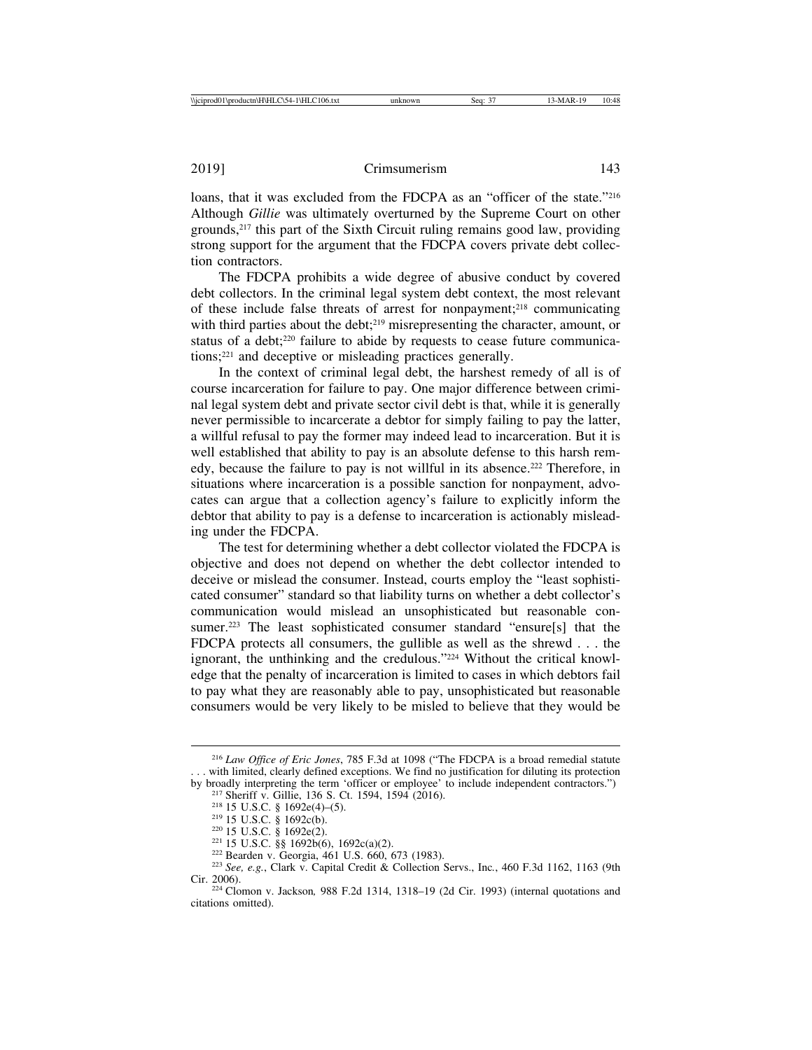loans, that it was excluded from the FDCPA as an "officer of the state."[216] Although *Gillie* was ultimately overturned by the Supreme Court on other grounds,[217] this part of the Sixth Circuit ruling remains good law, providing strong support for the argument that the FDCPA covers private debt collection contractors.

The FDCPA prohibits a wide degree of abusive conduct by covered debt collectors. In the criminal legal system debt context, the most relevant of these include false threats of arrest for nonpayment;[218] communicating with third parties about the debt;[219] misrepresenting the character, amount, or status of a debt;[220] failure to abide by requests to cease future communications;[221] and deceptive or misleading practices generally.

In the context of criminal legal debt, the harshest remedy of all is of course incarceration for failure to pay. One major difference between criminal legal system debt and private sector civil debt is that, while it is generally never permissible to incarcerate a debtor for simply failing to pay the latter, a willful refusal to pay the former may indeed lead to incarceration. But it is well established that ability to pay is an absolute defense to this harsh remedy, because the failure to pay is not willful in its absence.[222] Therefore, in situations where incarceration is a possible sanction for nonpayment, advocates can argue that a collection agency's failure to explicitly inform the debtor that ability to pay is a defense to incarceration is actionably misleading under the FDCPA.

The test for determining whether a debt collector violated the FDCPA is objective and does not depend on whether the debt collector intended to deceive or mislead the consumer. Instead, courts employ the "least sophisticated consumer" standard so that liability turns on whether a debt collector's communication would mislead an unsophisticated but reasonable consumer.[223] The least sophisticated consumer standard "ensure[s] that the FDCPA protects all consumers, the gullible as well as the shrewd . . . the ignorant, the unthinking and the credulous."[224] Without the critical knowledge that the penalty of incarceration is limited to cases in which debtors fail to pay what they are reasonably able to pay, unsophisticated but reasonable consumers would be very likely to be misled to believe that they would be

---

[216] *Law Office of Eric Jones*, 785 F.3d at 1098 ("The FDCPA is a broad remedial statute . . . with limited, clearly defined exceptions. We find no justification for diluting its protection by broadly interpreting the term 'officer or employee' to include independent contractors.")

[217] Sheriff v. Gillie, 136 S. Ct. 1594, 1594 (2016).

[218] 15 U.S.C. § 1692e(4)–(5).

[219] 15 U.S.C. § 1692c(b).

[220] 15 U.S.C. § 1692e(2).

[221] 15 U.S.C. §§ 1692b(6), 1692c(a)(2).

[222] Bearden v. Georgia, 461 U.S. 660, 673 (1983).

[223] *See, e.g.*, Clark v. Capital Credit & Collection Servs., Inc., 460 F.3d 1162, 1163 (9th Cir. 2006).

[224] Clomon v. Jackson*,* 988 F.2d 1314, 1318–19 (2d Cir. 1993) (internal quotations and citations omitted).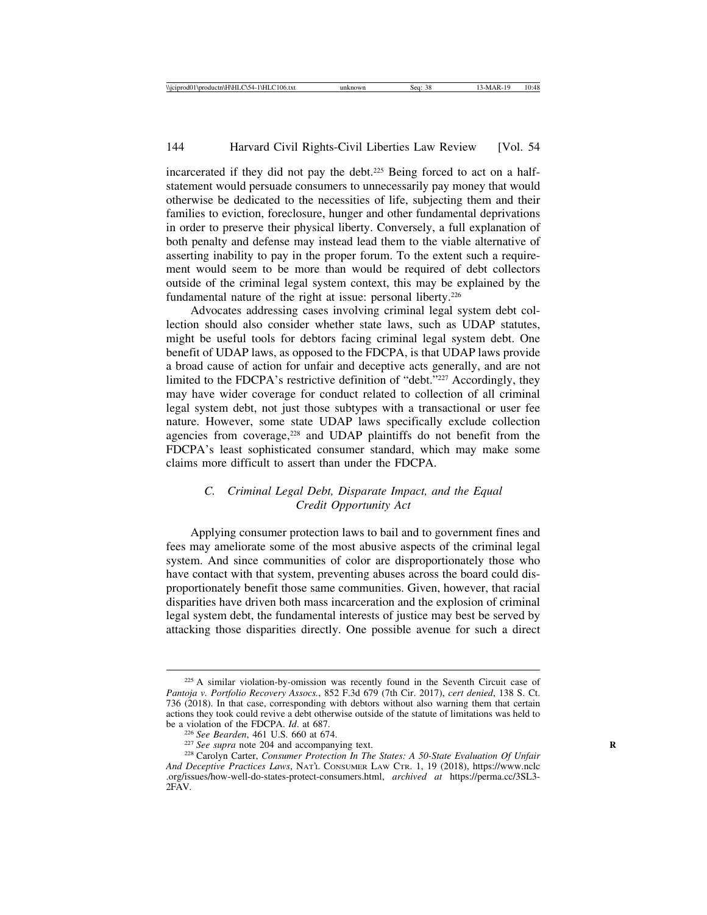incarcerated if they did not pay the debt.[225] Being forced to act on a half-statement would persuade consumers to unnecessarily pay money that would otherwise be dedicated to the necessities of life, subjecting them and their families to eviction, foreclosure, hunger and other fundamental deprivations in order to preserve their physical liberty. Conversely, a full explanation of both penalty and defense may instead lead them to the viable alternative of asserting inability to pay in the proper forum. To the extent such a requirement would seem to be more than would be required of debt collectors outside of the criminal legal system context, this may be explained by the fundamental nature of the right at issue: personal liberty.[226]

Advocates addressing cases involving criminal legal system debt collection should also consider whether state laws, such as UDAP statutes, might be useful tools for debtors facing criminal legal system debt. One benefit of UDAP laws, as opposed to the FDCPA, is that UDAP laws provide a broad cause of action for unfair and deceptive acts generally, and are not limited to the FDCPA's restrictive definition of "debt."[227] Accordingly, they may have wider coverage for conduct related to collection of all criminal legal system debt, not just those subtypes with a transactional or user fee nature. However, some state UDAP laws specifically exclude collection agencies from coverage,[228] and UDAP plaintiffs do not benefit from the FDCPA's least sophisticated consumer standard, which may make some claims more difficult to assert than under the FDCPA.

### *C. Criminal Legal Debt, Disparate Impact, and the Equal Credit Opportunity Act*

Applying consumer protection laws to bail and to government fines and fees may ameliorate some of the most abusive aspects of the criminal legal system. And since communities of color are disproportionately those who have contact with that system, preventing abuses across the board could disproportionately benefit those same communities. Given, however, that racial disparities have driven both mass incarceration and the explosion of criminal legal system debt, the fundamental interests of justice may best be served by attacking those disparities directly. One possible avenue for such a direct

---

[225] A similar violation-by-omission was recently found in the Seventh Circuit case of *Pantoja v. Portfolio Recovery Assocs.*, 852 F.3d 679 (7th Cir. 2017), *cert denied*, 138 S. Ct. 736 (2018). In that case, corresponding with debtors without also warning them that certain actions they took could revive a debt otherwise outside of the statute of limitations was held to be a violation of the FDCPA. *Id*. at 687.

[226] *See Bearden*, 461 U.S. 660 at 674.

[227] *See supra* note 204 and accompanying text.

[228] Carolyn Carter, *Consumer Protection In The States: A 50-State Evaluation Of Unfair And Deceptive Practices Laws*, NAT'L CONSUMER LAW CTR. 1, 19 (2018), https://www.nclc.org/issues/how-well-do-states-protect-consumers.html, *archived at* https://perma.cc/3SL3-2FAV.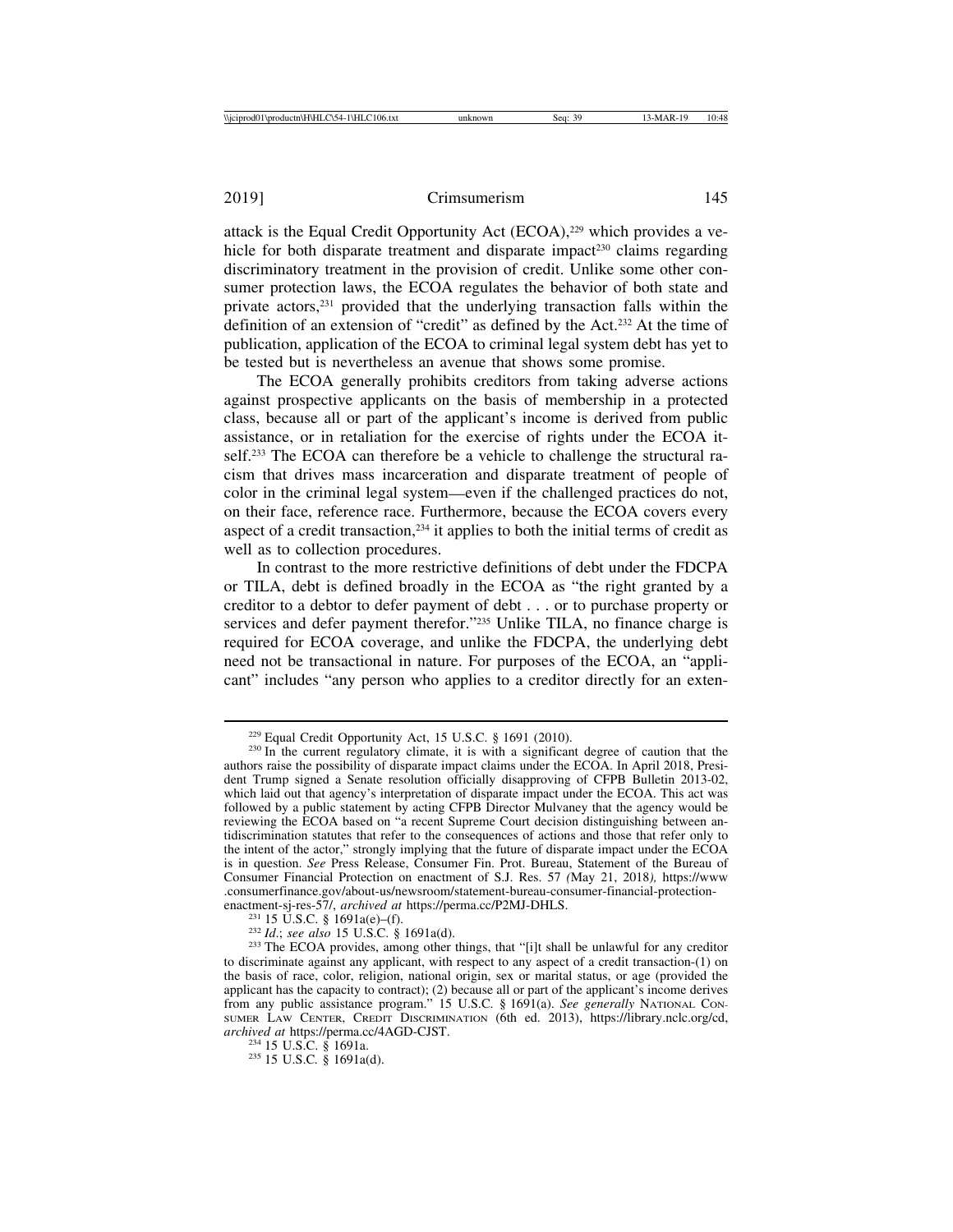attack is the Equal Credit Opportunity Act (ECOA),[229] which provides a vehicle for both disparate treatment and disparate impact[230] claims regarding discriminatory treatment in the provision of credit. Unlike some other consumer protection laws, the ECOA regulates the behavior of both state and private actors,[231] provided that the underlying transaction falls within the definition of an extension of "credit" as defined by the Act.[232] At the time of publication, application of the ECOA to criminal legal system debt has yet to be tested but is nevertheless an avenue that shows some promise.

The ECOA generally prohibits creditors from taking adverse actions against prospective applicants on the basis of membership in a protected class, because all or part of the applicant's income is derived from public assistance, or in retaliation for the exercise of rights under the ECOA itself.[233] The ECOA can therefore be a vehicle to challenge the structural racism that drives mass incarceration and disparate treatment of people of color in the criminal legal system—even if the challenged practices do not, on their face, reference race. Furthermore, because the ECOA covers every aspect of a credit transaction,[234] it applies to both the initial terms of credit as well as to collection procedures.

In contrast to the more restrictive definitions of debt under the FDCPA or TILA, debt is defined broadly in the ECOA as "the right granted by a creditor to a debtor to defer payment of debt . . . or to purchase property or services and defer payment therefor."[235] Unlike TILA, no finance charge is required for ECOA coverage, and unlike the FDCPA, the underlying debt need not be transactional in nature. For purposes of the ECOA, an "applicant" includes "any person who applies to a creditor directly for an exten-

---

[229] Equal Credit Opportunity Act, 15 U.S.C. § 1691 (2010).

[230] In the current regulatory climate, it is with a significant degree of caution that the authors raise the possibility of disparate impact claims under the ECOA. In April 2018, President Trump signed a Senate resolution officially disapproving of CFPB Bulletin 2013-02, which laid out that agency's interpretation of disparate impact under the ECOA. This act was followed by a public statement by acting CFPB Director Mulvaney that the agency would be reviewing the ECOA based on "a recent Supreme Court decision distinguishing between antidiscrimination statutes that refer to the consequences of actions and those that refer only to the intent of the actor," strongly implying that the future of disparate impact under the ECOA is in question. *See* Press Release, Consumer Fin. Prot. Bureau, Statement of the Bureau of Consumer Financial Protection on enactment of S.J. Res. 57 *(*May 21, 2018*),* https://www.consumerfinance.gov/about-us/newsroom/statement-bureau-consumer-financial-protection-enactment-sj-res-57/, *archived at* https://perma.cc/P2MJ-DHLS.

[231] 15 U.S.C. § 1691a(e)–(f).

[232] *Id.*; *see also* 15 U.S.C. § 1691a(d).

[233] The ECOA provides, among other things, that "[i]t shall be unlawful for any creditor to discriminate against any applicant, with respect to any aspect of a credit transaction-(1) on the basis of race, color, religion, national origin, sex or marital status, or age (provided the applicant has the capacity to contract); (2) because all or part of the applicant's income derives from any public assistance program." 15 U.S.C. § 1691(a). *See generally* NATIONAL CONSUMER LAW CENTER, CREDIT DISCRIMINATION (6th ed. 2013), https://library.nclc.org/cd, *archived at* https://perma.cc/4AGD-CJST.

[234] 15 U.S.C. § 1691a.

[235] 15 U.S.C. § 1691a(d).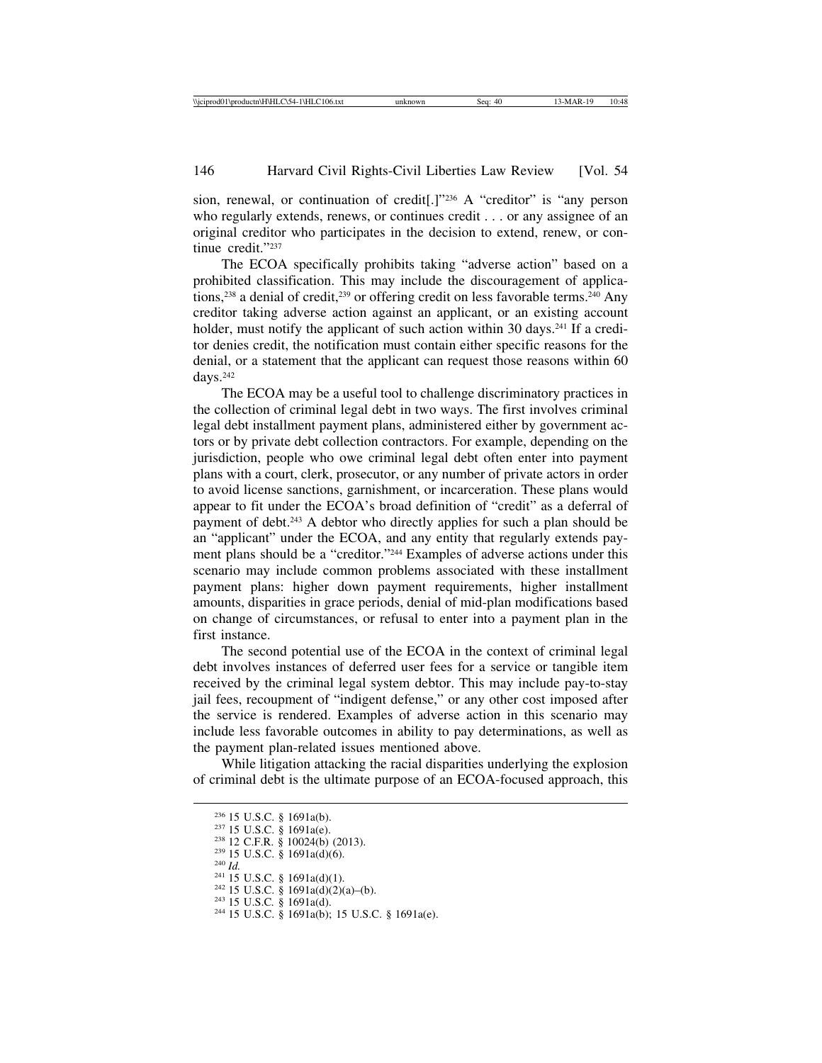sion, renewal, or continuation of credit[.]"[236] A "creditor" is "any person who regularly extends, renews, or continues credit . . . or any assignee of an original creditor who participates in the decision to extend, renew, or continue credit."[237]

The ECOA specifically prohibits taking "adverse action" based on a prohibited classification. This may include the discouragement of applications,[238] a denial of credit,[239] or offering credit on less favorable terms.[240] Any creditor taking adverse action against an applicant, or an existing account holder, must notify the applicant of such action within 30 days.[241] If a creditor denies credit, the notification must contain either specific reasons for the denial, or a statement that the applicant can request those reasons within 60 days.[242]

The ECOA may be a useful tool to challenge discriminatory practices in the collection of criminal legal debt in two ways. The first involves criminal legal debt installment payment plans, administered either by government actors or by private debt collection contractors. For example, depending on the jurisdiction, people who owe criminal legal debt often enter into payment plans with a court, clerk, prosecutor, or any number of private actors in order to avoid license sanctions, garnishment, or incarceration. These plans would appear to fit under the ECOA's broad definition of "credit" as a deferral of payment of debt.[243] A debtor who directly applies for such a plan should be an "applicant" under the ECOA, and any entity that regularly extends payment plans should be a "creditor."[244] Examples of adverse actions under this scenario may include common problems associated with these installment payment plans: higher down payment requirements, higher installment amounts, disparities in grace periods, denial of mid-plan modifications based on change of circumstances, or refusal to enter into a payment plan in the first instance.

The second potential use of the ECOA in the context of criminal legal debt involves instances of deferred user fees for a service or tangible item received by the criminal legal system debtor. This may include pay-to-stay jail fees, recoupment of "indigent defense," or any other cost imposed after the service is rendered. Examples of adverse action in this scenario may include less favorable outcomes in ability to pay determinations, as well as the payment plan-related issues mentioned above.

While litigation attacking the racial disparities underlying the explosion of criminal debt is the ultimate purpose of an ECOA-focused approach, this

---

[236] 15 U.S.C. § 1691a(b).

[237] 15 U.S.C. § 1691a(e).

[238] 12 C.F.R. § 10024(b) (2013).

[239] 15 U.S.C. § 1691a(d)(6).

[240] *Id.*

[241] 15 U.S.C. § 1691a(d)(1).

[242] 15 U.S.C. § 1691a(d)(2)(a)–(b).

[243] 15 U.S.C. § 1691a(d).

[244] 15 U.S.C. § 1691a(b); 15 U.S.C. § 1691a(e).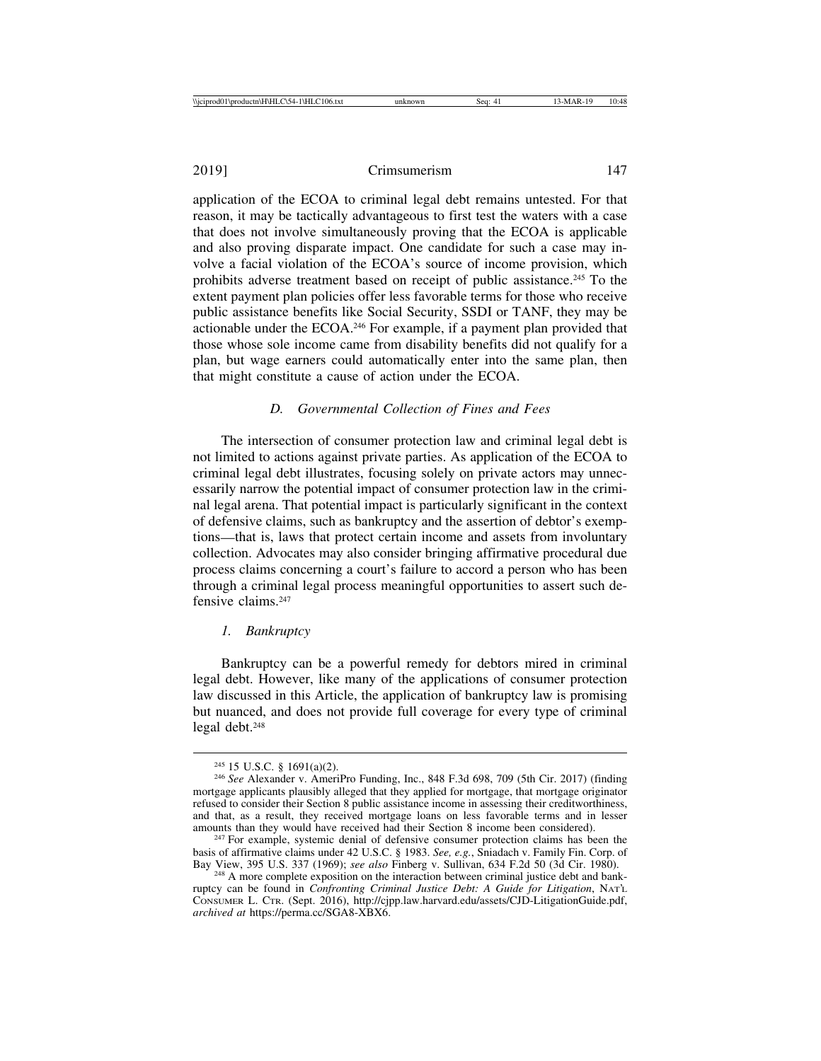application of the ECOA to criminal legal debt remains untested. For that reason, it may be tactically advantageous to first test the waters with a case that does not involve simultaneously proving that the ECOA is applicable and also proving disparate impact. One candidate for such a case may involve a facial violation of the ECOA's source of income provision, which prohibits adverse treatment based on receipt of public assistance.[245] To the extent payment plan policies offer less favorable terms for those who receive public assistance benefits like Social Security, SSDI or TANF, they may be actionable under the ECOA.[246] For example, if a payment plan provided that those whose sole income came from disability benefits did not qualify for a plan, but wage earners could automatically enter into the same plan, then that might constitute a cause of action under the ECOA.

### *D. Governmental Collection of Fines and Fees*

The intersection of consumer protection law and criminal legal debt is not limited to actions against private parties. As application of the ECOA to criminal legal debt illustrates, focusing solely on private actors may unnecessarily narrow the potential impact of consumer protection law in the criminal legal arena. That potential impact is particularly significant in the context of defensive claims, such as bankruptcy and the assertion of debtor's exemptions—that is, laws that protect certain income and assets from involuntary collection. Advocates may also consider bringing affirmative procedural due process claims concerning a court's failure to accord a person who has been through a criminal legal process meaningful opportunities to assert such defensive claims.[247]

#### *1. Bankruptcy*

Bankruptcy can be a powerful remedy for debtors mired in criminal legal debt. However, like many of the applications of consumer protection law discussed in this Article, the application of bankruptcy law is promising but nuanced, and does not provide full coverage for every type of criminal legal debt.[248]

---

[245] 15 U.S.C. § 1691(a)(2).

[246] *See* Alexander v. AmeriPro Funding, Inc., 848 F.3d 698, 709 (5th Cir. 2017) (finding mortgage applicants plausibly alleged that they applied for mortgage, that mortgage originator refused to consider their Section 8 public assistance income in assessing their creditworthiness, and that, as a result, they received mortgage loans on less favorable terms and in lesser amounts than they would have received had their Section 8 income been considered).

[247] For example, systemic denial of defensive consumer protection claims has been the basis of affirmative claims under 42 U.S.C. § 1983. *See, e.g.*, Sniadach v. Family Fin. Corp. of Bay View, 395 U.S. 337 (1969); *see also* Finberg v. Sullivan, 634 F.2d 50 (3d Cir. 1980).

[248] A more complete exposition on the interaction between criminal justice debt and bankruptcy can be found in *Confronting Criminal Justice Debt: A Guide for Litigation*, NAT'L CONSUMER L. CTR. (Sept. 2016), http://cjpp.law.harvard.edu/assets/CJD-LitigationGuide.pdf, *archived at* https://perma.cc/SGA8-XBX6.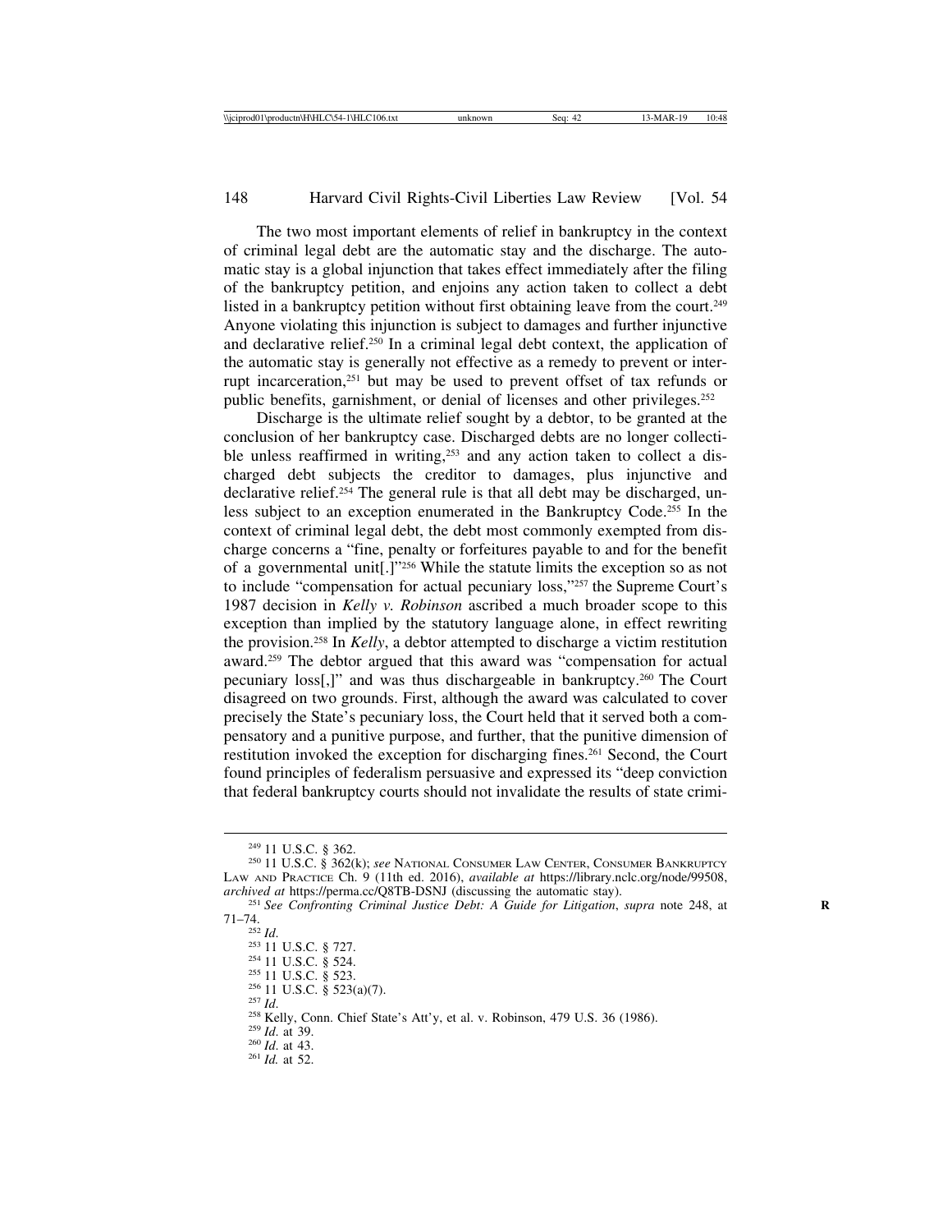The two most important elements of relief in bankruptcy in the context of criminal legal debt are the automatic stay and the discharge. The automatic stay is a global injunction that takes effect immediately after the filing of the bankruptcy petition, and enjoins any action taken to collect a debt listed in a bankruptcy petition without first obtaining leave from the court.[249] Anyone violating this injunction is subject to damages and further injunctive and declarative relief.[250] In a criminal legal debt context, the application of the automatic stay is generally not effective as a remedy to prevent or interrupt incarceration,[251] but may be used to prevent offset of tax refunds or public benefits, garnishment, or denial of licenses and other privileges.[252]

Discharge is the ultimate relief sought by a debtor, to be granted at the conclusion of her bankruptcy case. Discharged debts are no longer collectible unless reaffirmed in writing,[253] and any action taken to collect a discharged debt subjects the creditor to damages, plus injunctive and declarative relief.[254] The general rule is that all debt may be discharged, unless subject to an exception enumerated in the Bankruptcy Code.[255] In the context of criminal legal debt, the debt most commonly exempted from discharge concerns a "fine, penalty or forfeitures payable to and for the benefit of a governmental unit[.]"[256] While the statute limits the exception so as not to include "compensation for actual pecuniary loss,"[257] the Supreme Court's 1987 decision in *Kelly v. Robinson* ascribed a much broader scope to this exception than implied by the statutory language alone, in effect rewriting the provision.[258] In *Kelly*, a debtor attempted to discharge a victim restitution award.[259] The debtor argued that this award was "compensation for actual pecuniary loss[,]" and was thus dischargeable in bankruptcy.[260] The Court disagreed on two grounds. First, although the award was calculated to cover precisely the State's pecuniary loss, the Court held that it served both a compensatory and a punitive purpose, and further, that the punitive dimension of restitution invoked the exception for discharging fines.[261] Second, the Court found principles of federalism persuasive and expressed its "deep conviction that federal bankruptcy courts should not invalidate the results of state crimi-

[249] 11 U.S.C. § 362.

[250] 11 U.S.C. § 362(k); *see* National Consumer Law Center, Consumer Bankruptcy Law and Practice Ch. 9 (11th ed. 2016), *available at* https://library.nclc.org/node/99508, *archived at* https://perma.cc/Q8TB-DSNJ (discussing the automatic stay).

[251] *See Confronting Criminal Justice Debt: A Guide for Litigation*, *supra* note 248, at 71–74.

[252] *Id.*

[253] 11 U.S.C. § 727.

[254] 11 U.S.C. § 524.

[255] 11 U.S.C. § 523.

[256] 11 U.S.C. § 523(a)(7).

[257] *Id.*

[258] Kelly, Conn. Chief State's Att'y, et al. v. Robinson, 479 U.S. 36 (1986).

[259] *Id.* at 39.

[260] *Id.* at 43.

[261] *Id.* at 52.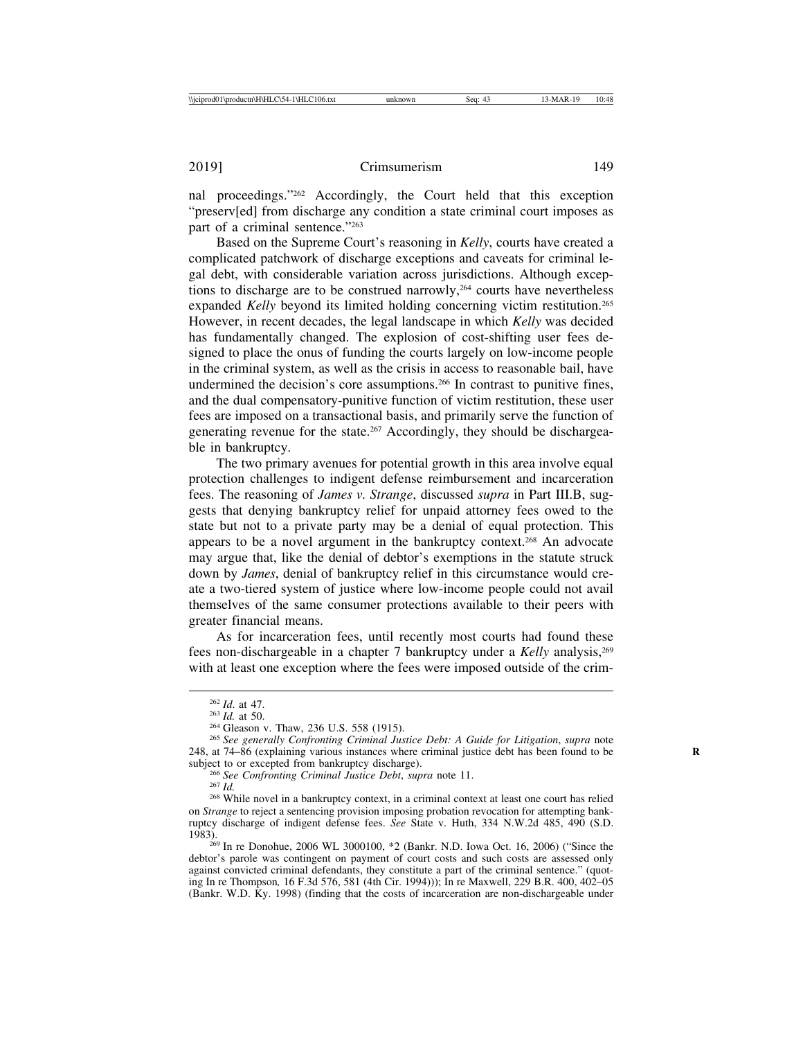nal proceedings."[262] Accordingly, the Court held that this exception "preserv[ed] from discharge any condition a state criminal court imposes as part of a criminal sentence."[263]

Based on the Supreme Court's reasoning in *Kelly*, courts have created a complicated patchwork of discharge exceptions and caveats for criminal legal debt, with considerable variation across jurisdictions. Although exceptions to discharge are to be construed narrowly,[264] courts have nevertheless expanded *Kelly* beyond its limited holding concerning victim restitution.[265] However, in recent decades, the legal landscape in which *Kelly* was decided has fundamentally changed. The explosion of cost-shifting user fees designed to place the onus of funding the courts largely on low-income people in the criminal system, as well as the crisis in access to reasonable bail, have undermined the decision's core assumptions.[266] In contrast to punitive fines, and the dual compensatory-punitive function of victim restitution, these user fees are imposed on a transactional basis, and primarily serve the function of generating revenue for the state.[267] Accordingly, they should be dischargeable in bankruptcy.

The two primary avenues for potential growth in this area involve equal protection challenges to indigent defense reimbursement and incarceration fees. The reasoning of *James v. Strange*, discussed *supra* in Part III.B, suggests that denying bankruptcy relief for unpaid attorney fees owed to the state but not to a private party may be a denial of equal protection. This appears to be a novel argument in the bankruptcy context.[268] An advocate may argue that, like the denial of debtor's exemptions in the statute struck down by *James*, denial of bankruptcy relief in this circumstance would create a two-tiered system of justice where low-income people could not avail themselves of the same consumer protections available to their peers with greater financial means.

As for incarceration fees, until recently most courts had found these fees non-dischargeable in a chapter 7 bankruptcy under a *Kelly* analysis,[269] with at least one exception where the fees were imposed outside of the crim-

---

[262] *Id.* at 47.

[263] *Id.* at 50.

[264] Gleason v. Thaw, 236 U.S. 558 (1915).

[265] *See generally Confronting Criminal Justice Debt: A Guide for Litigation*, *supra* note 248, at 74–86 (explaining various instances where criminal justice debt has been found to be subject to or excepted from bankruptcy discharge).

[266] *See Confronting Criminal Justice Debt*, *supra* note 11.

[267] *Id.*

[268] While novel in a bankruptcy context, in a criminal context at least one court has relied on *Strange* to reject a sentencing provision imposing probation revocation for attempting bankruptcy discharge of indigent defense fees. *See* State v. Huth, 334 N.W.2d 485, 490 (S.D. 1983).

[269] In re Donohue, 2006 WL 3000100, *2 (Bankr. N.D. Iowa Oct. 16, 2006) ("Since the debtor's parole was contingent on payment of court costs and such costs are assessed only against convicted criminal defendants, they constitute a part of the criminal sentence." (quoting In re Thompson*,* 16 F.3d 576, 581 (4th Cir. 1994))); In re Maxwell, 229 B.R. 400, 402–05 (Bankr. W.D. Ky. 1998) (finding that the costs of incarceration are non-dischargeable under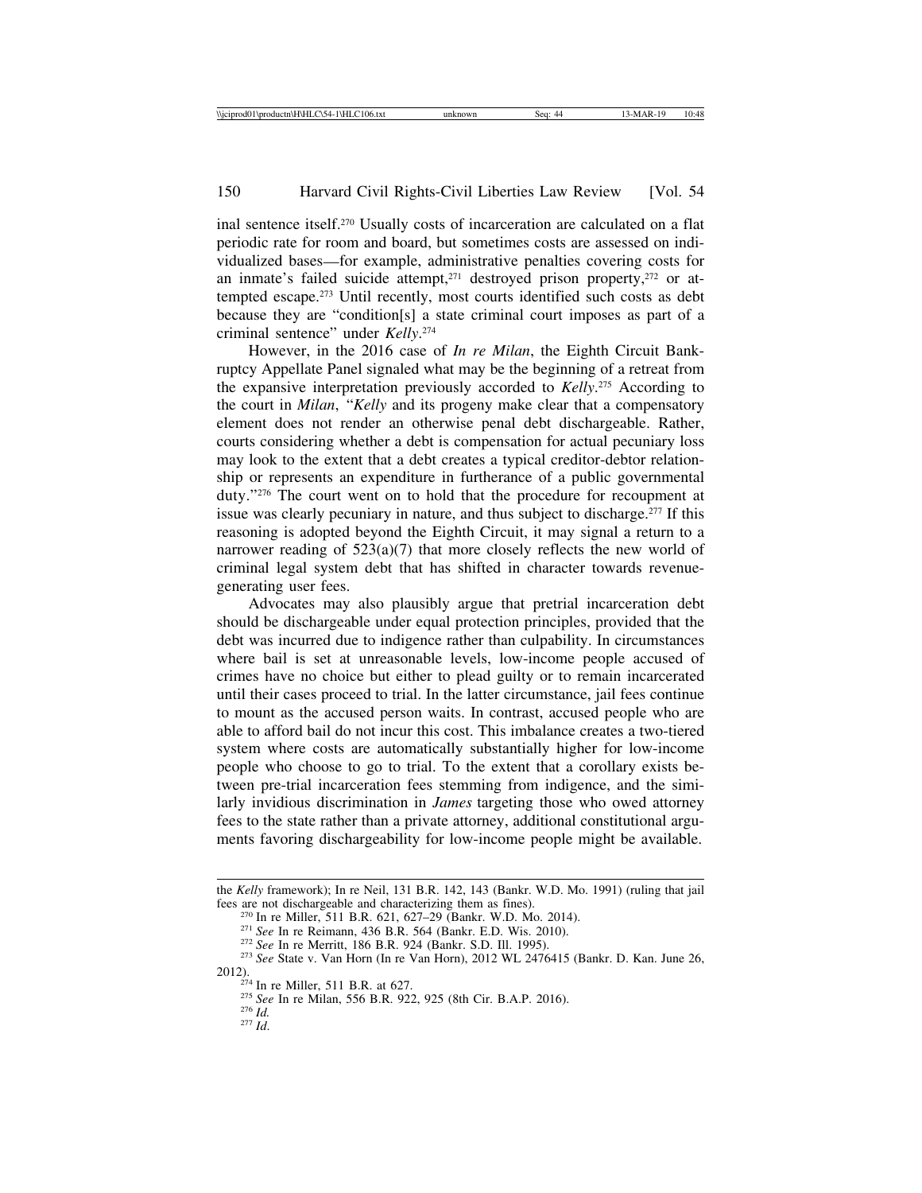inal sentence itself.[270] Usually costs of incarceration are calculated on a flat periodic rate for room and board, but sometimes costs are assessed on individualized bases—for example, administrative penalties covering costs for an inmate's failed suicide attempt,[271] destroyed prison property,[272] or attempted escape.[273] Until recently, most courts identified such costs as debt because they are "condition[s] a state criminal court imposes as part of a criminal sentence" under *Kelly*.[274]

However, in the 2016 case of *In re Milan*, the Eighth Circuit Bankruptcy Appellate Panel signaled what may be the beginning of a retreat from the expansive interpretation previously accorded to *Kelly*.[275] According to the court in *Milan*, "*Kelly* and its progeny make clear that a compensatory element does not render an otherwise penal debt dischargeable. Rather, courts considering whether a debt is compensation for actual pecuniary loss may look to the extent that a debt creates a typical creditor-debtor relationship or represents an expenditure in furtherance of a public governmental duty."[276] The court went on to hold that the procedure for recoupment at issue was clearly pecuniary in nature, and thus subject to discharge.[277] If this reasoning is adopted beyond the Eighth Circuit, it may signal a return to a narrower reading of 523(a)(7) that more closely reflects the new world of criminal legal system debt that has shifted in character towards revenue-generating user fees.

Advocates may also plausibly argue that pretrial incarceration debt should be dischargeable under equal protection principles, provided that the debt was incurred due to indigence rather than culpability. In circumstances where bail is set at unreasonable levels, low-income people accused of crimes have no choice but either to plead guilty or to remain incarcerated until their cases proceed to trial. In the latter circumstance, jail fees continue to mount as the accused person waits. In contrast, accused people who are able to afford bail do not incur this cost. This imbalance creates a two-tiered system where costs are automatically substantially higher for low-income people who choose to go to trial. To the extent that a corollary exists between pre-trial incarceration fees stemming from indigence, and the similarly invidious discrimination in *James* targeting those who owed attorney fees to the state rather than a private attorney, additional constitutional arguments favoring dischargeability for low-income people might be available.

---

the *Kelly* framework); In re Neil, 131 B.R. 142, 143 (Bankr. W.D. Mo. 1991) (ruling that jail fees are not dischargeable and characterizing them as fines).

[270] In re Miller, 511 B.R. 621, 627–29 (Bankr. W.D. Mo. 2014).

[271] *See* In re Reimann, 436 B.R. 564 (Bankr. E.D. Wis. 2010).

[272] *See* In re Merritt, 186 B.R. 924 (Bankr. S.D. Ill. 1995).

[273] *See* State v. Van Horn (In re Van Horn), 2012 WL 2476415 (Bankr. D. Kan. June 26, 2012).

[274] In re Miller, 511 B.R. at 627.

[275] *See* In re Milan, 556 B.R. 922, 925 (8th Cir. B.A.P. 2016).

[276] *Id.*

[277] *Id.*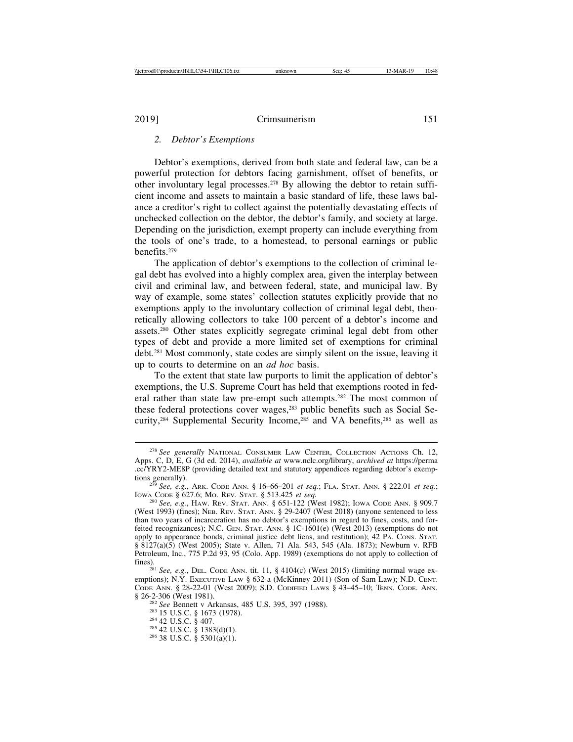### 2. *Debtor's Exemptions*

Debtor's exemptions, derived from both state and federal law, can be a powerful protection for debtors facing garnishment, offset of benefits, or other involuntary legal processes.[278] By allowing the debtor to retain sufficient income and assets to maintain a basic standard of life, these laws balance a creditor's right to collect against the potentially devastating effects of unchecked collection on the debtor, the debtor's family, and society at large. Depending on the jurisdiction, exempt property can include everything from the tools of one's trade, to a homestead, to personal earnings or public benefits.[279]

The application of debtor's exemptions to the collection of criminal legal debt has evolved into a highly complex area, given the interplay between civil and criminal law, and between federal, state, and municipal law. By way of example, some states' collection statutes explicitly provide that no exemptions apply to the involuntary collection of criminal legal debt, theoretically allowing collectors to take 100 percent of a debtor's income and assets.[280] Other states explicitly segregate criminal legal debt from other types of debt and provide a more limited set of exemptions for criminal debt.[281] Most commonly, state codes are simply silent on the issue, leaving it up to courts to determine on an *ad hoc* basis.

To the extent that state law purports to limit the application of debtor's exemptions, the U.S. Supreme Court has held that exemptions rooted in federal rather than state law pre-empt such attempts.[282] The most common of these federal protections cover wages,[283] public benefits such as Social Security,[284] Supplemental Security Income,[285] and VA benefits,[286] as well as

---

[278] *See generally* National Consumer Law Center, Collection Actions Ch. 12, Apps. C, D, E, G (3d ed. 2014), *available at* www.nclc.org/library, *archived at* https://perma.cc/YRY2-ME8P (providing detailed text and statutory appendices regarding debtor's exemptions generally).

[279] *See, e.g.*, Ark. Code Ann. § 16–66–201 *et seq.*; Fla. Stat. Ann. § 222.01 *et seq.*; Iowa Code § 627.6; Mo. Rev. Stat. § 513.425 *et seq.*

[280] *See, e.g.*, Haw. Rev. Stat. Ann. § 651-122 (West 1982); Iowa Code Ann. § 909.7 (West 1993) (fines); Neb. Rev. Stat. Ann. § 29-2407 (West 2018) (anyone sentenced to less than two years of incarceration has no debtor's exemptions in regard to fines, costs, and forfeited recognizances); N.C. Gen. Stat. Ann. § 1C-1601(e) (West 2013) (exemptions do not apply to appearance bonds, criminal justice debt liens, and restitution); 42 Pa. Cons. Stat. § 8127(a)(5) (West 2005); State v. Allen, 71 Ala. 543, 545 (Ala. 1873); Newburn v. RFB Petroleum, Inc., 775 P.2d 93, 95 (Colo. App. 1989) (exemptions do not apply to collection of fines).

[281] *See, e.g.*, Del. Code Ann. tit. 11, § 4104(c) (West 2015) (limiting normal wage exemptions); N.Y. Executive Law § 632-a (McKinney 2011) (Son of Sam Law); N.D. Cent. Code Ann. § 28-22-01 (West 2009); S.D. Codified Laws § 43–45–10; Tenn. Code. Ann. § 26-2-306 (West 1981).

[282] *See* Bennett v Arkansas, 485 U.S. 395, 397 (1988).

[283] 15 U.S.C. § 1673 (1978).

[284] 42 U.S.C. § 407.

[285] 42 U.S.C. § 1383(d)(1).

[286] 38 U.S.C. § 5301(a)(1).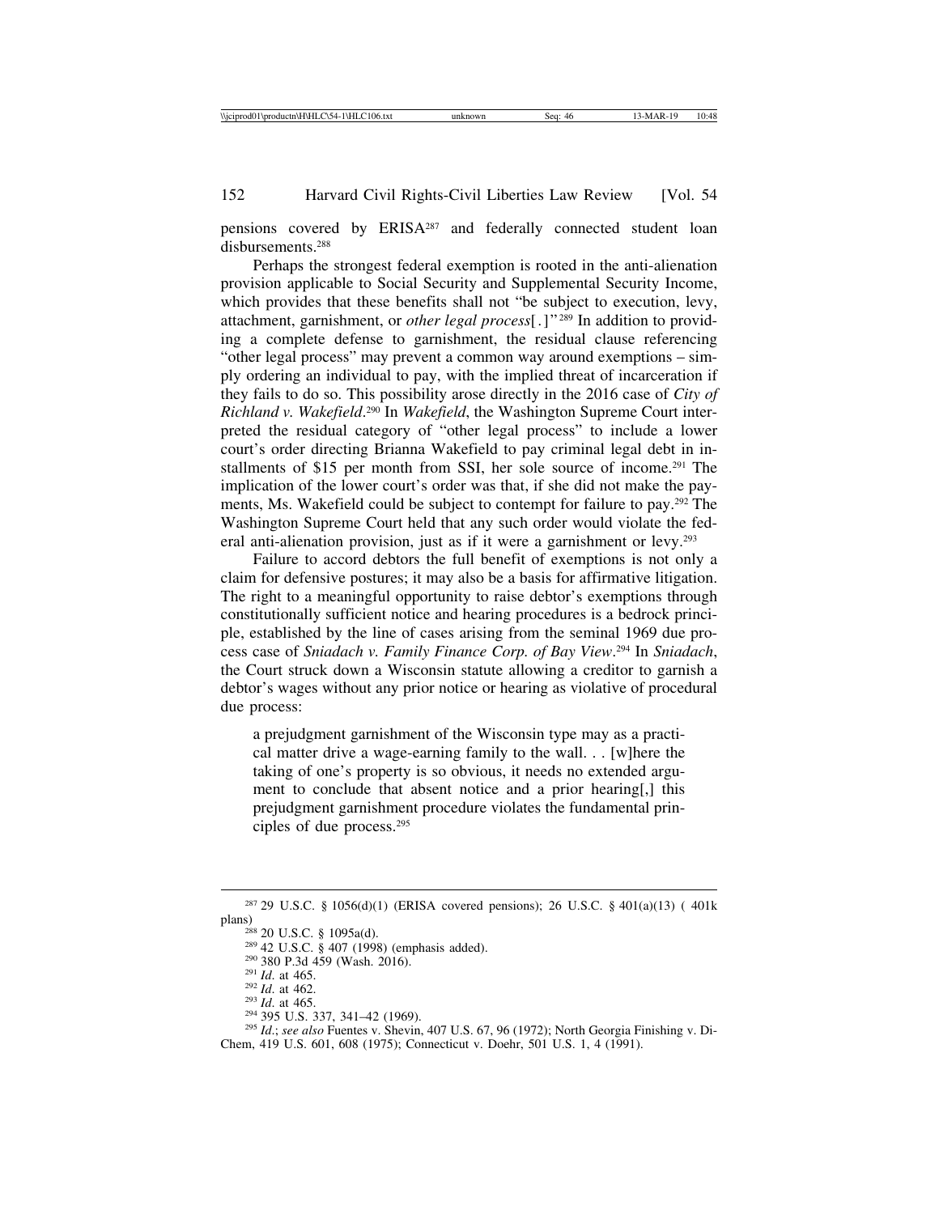pensions covered by ERISA[287] and federally connected student loan disbursements.[288]

Perhaps the strongest federal exemption is rooted in the anti-alienation provision applicable to Social Security and Supplemental Security Income, which provides that these benefits shall not "be subject to execution, levy, attachment, garnishment, or *other legal process*[.]"[289] In addition to providing a complete defense to garnishment, the residual clause referencing "other legal process" may prevent a common way around exemptions – simply ordering an individual to pay, with the implied threat of incarceration if they fails to do so. This possibility arose directly in the 2016 case of *City of Richland v. Wakefield*.[290] In *Wakefield*, the Washington Supreme Court interpreted the residual category of "other legal process" to include a lower court's order directing Brianna Wakefield to pay criminal legal debt in installments of $15 per month from SSI, her sole source of income.[291] The implication of the lower court's order was that, if she did not make the payments, Ms. Wakefield could be subject to contempt for failure to pay.[292] The Washington Supreme Court held that any such order would violate the federal anti-alienation provision, just as if it were a garnishment or levy.[293]

Failure to accord debtors the full benefit of exemptions is not only a claim for defensive postures; it may also be a basis for affirmative litigation. The right to a meaningful opportunity to raise debtor's exemptions through constitutionally sufficient notice and hearing procedures is a bedrock principle, established by the line of cases arising from the seminal 1969 due process case of *Sniadach v. Family Finance Corp. of Bay View*.[294] In *Sniadach*, the Court struck down a Wisconsin statute allowing a creditor to garnish a debtor's wages without any prior notice or hearing as violative of procedural due process:

> a prejudgment garnishment of the Wisconsin type may as a practical matter drive a wage-earning family to the wall. . . [w]here the taking of one's property is so obvious, it needs no extended argument to conclude that absent notice and a prior hearing[,] this prejudgment garnishment procedure violates the fundamental principles of due process.[295]

---

[287] 29 U.S.C. § 1056(d)(1) (ERISA covered pensions); 26 U.S.C. § 401(a)(13) ( 401k plans)

[288] 20 U.S.C. § 1095a(d).

[289] 42 U.S.C. § 407 (1998) (emphasis added).

[290] 380 P.3d 459 (Wash. 2016).

[291] *Id*. at 465.

[292] *Id*. at 462.

[293] *Id*. at 465.

[294] 395 U.S. 337, 341–42 (1969).

[295] *Id*.; *see also* Fuentes v. Shevin, 407 U.S. 67, 96 (1972); North Georgia Finishing v. Di-Chem, 419 U.S. 601, 608 (1975); Connecticut v. Doehr, 501 U.S. 1, 4 (1991).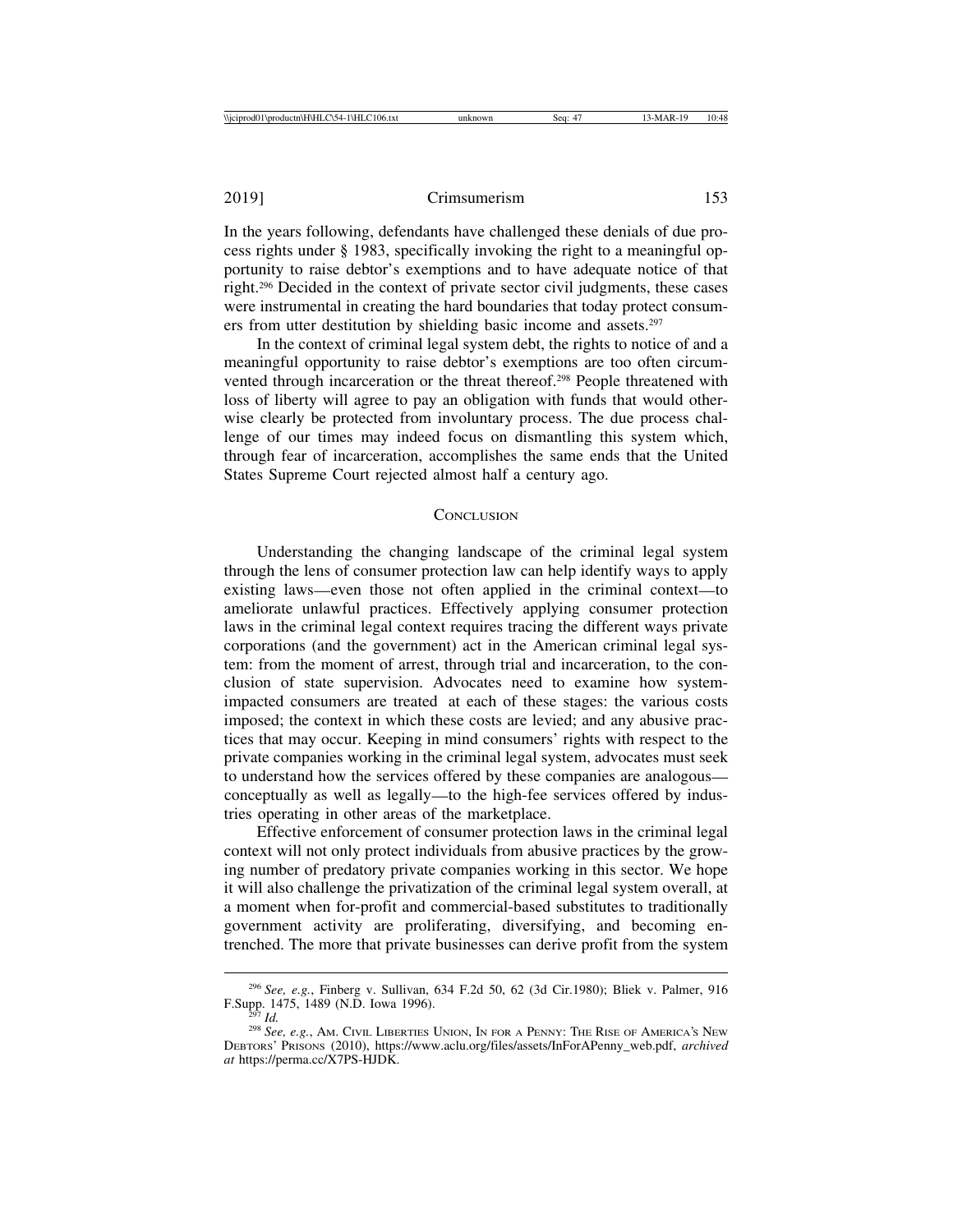In the years following, defendants have challenged these denials of due process rights under § 1983, specifically invoking the right to a meaningful opportunity to raise debtor's exemptions and to have adequate notice of that right.[296] Decided in the context of private sector civil judgments, these cases were instrumental in creating the hard boundaries that today protect consumers from utter destitution by shielding basic income and assets.[297]

In the context of criminal legal system debt, the rights to notice of and a meaningful opportunity to raise debtor's exemptions are too often circumvented through incarceration or the threat thereof.[298] People threatened with loss of liberty will agree to pay an obligation with funds that would otherwise clearly be protected from involuntary process. The due process challenge of our times may indeed focus on dismantling this system which, through fear of incarceration, accomplishes the same ends that the United States Supreme Court rejected almost half a century ago.

## Conclusion

Understanding the changing landscape of the criminal legal system through the lens of consumer protection law can help identify ways to apply existing laws—even those not often applied in the criminal context—to ameliorate unlawful practices. Effectively applying consumer protection laws in the criminal legal context requires tracing the different ways private corporations (and the government) act in the American criminal legal system: from the moment of arrest, through trial and incarceration, to the conclusion of state supervision. Advocates need to examine how system-impacted consumers are treated at each of these stages: the various costs imposed; the context in which these costs are levied; and any abusive practices that may occur. Keeping in mind consumers' rights with respect to the private companies working in the criminal legal system, advocates must seek to understand how the services offered by these companies are analogous—conceptually as well as legally—to the high-fee services offered by industries operating in other areas of the marketplace.

Effective enforcement of consumer protection laws in the criminal legal context will not only protect individuals from abusive practices by the growing number of predatory private companies working in this sector. We hope it will also challenge the privatization of the criminal legal system overall, at a moment when for-profit and commercial-based substitutes to traditionally government activity are proliferating, diversifying, and becoming entrenched. The more that private businesses can derive profit from the system

---

[296] *See, e.g.*, Finberg v. Sullivan, 634 F.2d 50, 62 (3d Cir.1980); Bliek v. Palmer, 916 F.Supp. 1475, 1489 (N.D. Iowa 1996).

[297] *Id.*

[298] *See, e.g.*, Am. Civil Liberties Union, In for a Penny: The Rise of America's New Debtors' Prisons (2010), https://www.aclu.org/files/assets/InForAPenny_web.pdf, *archived at* https://perma.cc/X7PS-HJDK.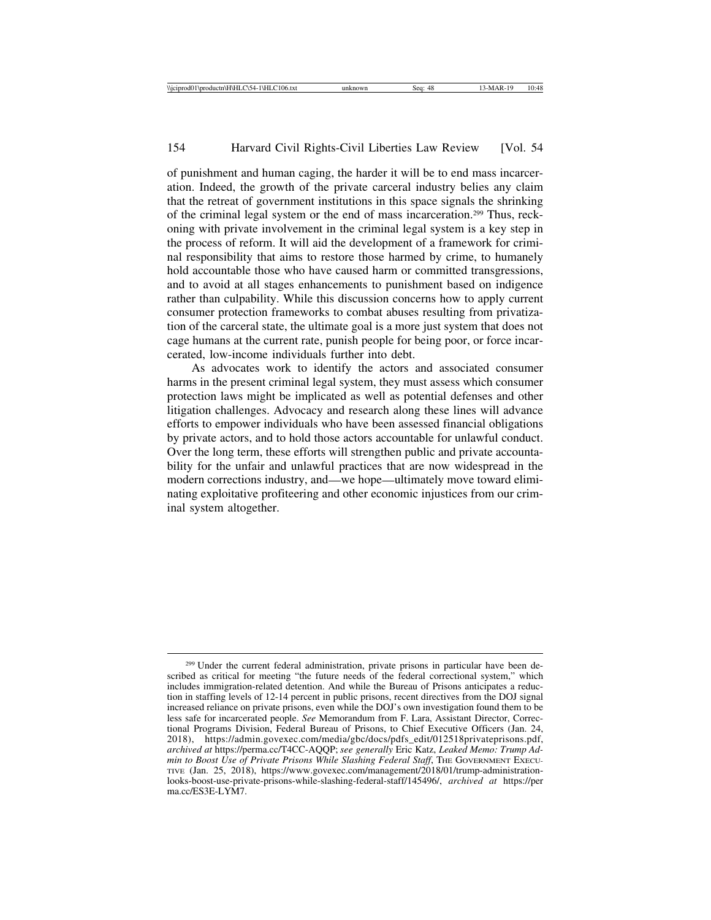of punishment and human caging, the harder it will be to end mass incarceration. Indeed, the growth of the private carceral industry belies any claim that the retreat of government institutions in this space signals the shrinking of the criminal legal system or the end of mass incarceration.[299] Thus, reckoning with private involvement in the criminal legal system is a key step in the process of reform. It will aid the development of a framework for criminal responsibility that aims to restore those harmed by crime, to humanely hold accountable those who have caused harm or committed transgressions, and to avoid at all stages enhancements to punishment based on indigence rather than culpability. While this discussion concerns how to apply current consumer protection frameworks to combat abuses resulting from privatization of the carceral state, the ultimate goal is a more just system that does not cage humans at the current rate, punish people for being poor, or force incarcerated, low-income individuals further into debt.

As advocates work to identify the actors and associated consumer harms in the present criminal legal system, they must assess which consumer protection laws might be implicated as well as potential defenses and other litigation challenges. Advocacy and research along these lines will advance efforts to empower individuals who have been assessed financial obligations by private actors, and to hold those actors accountable for unlawful conduct. Over the long term, these efforts will strengthen public and private accountability for the unfair and unlawful practices that are now widespread in the modern corrections industry, and—we hope—ultimately move toward eliminating exploitative profiteering and other economic injustices from our criminal system altogether.

---

[299] Under the current federal administration, private prisons in particular have been described as critical for meeting "the future needs of the federal correctional system," which includes immigration-related detention. And while the Bureau of Prisons anticipates a reduction in staffing levels of 12-14 percent in public prisons, recent directives from the DOJ signal increased reliance on private prisons, even while the DOJ's own investigation found them to be less safe for incarcerated people. *See* Memorandum from F. Lara, Assistant Director, Correctional Programs Division, Federal Bureau of Prisons, to Chief Executive Officers (Jan. 24, 2018), https://admin.govexec.com/media/gbc/docs/pdfs_edit/012518privateprisons.pdf, *archived at* https://perma.cc/T4CC-AQQP; *see generally* Eric Katz, *Leaked Memo: Trump Admin to Boost Use of Private Prisons While Slashing Federal Staff*, THE GOVERNMENT EXECUTIVE (Jan. 25, 2018), https://www.govexec.com/management/2018/01/trump-administration-looks-boost-use-private-prisons-while-slashing-federal-staff/145496/, *archived at* https://perma.cc/ES3E-LYM7.